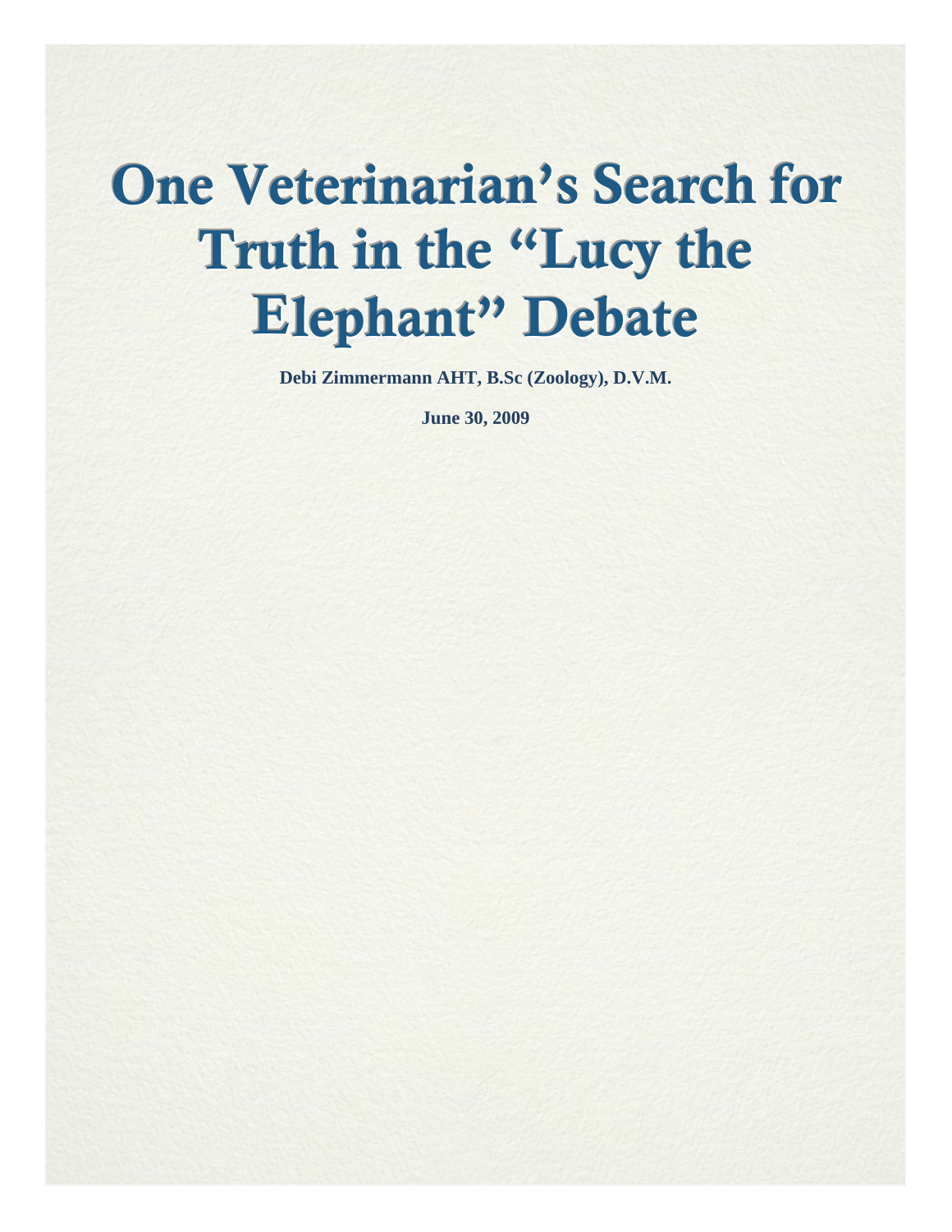# One Veterinarian's Search for Truth in the "Lucy the Elephant" Debate

**Debi Zimmermann AHT, B.Sc (Zoology), D.V.M.**

**June 30, 2009**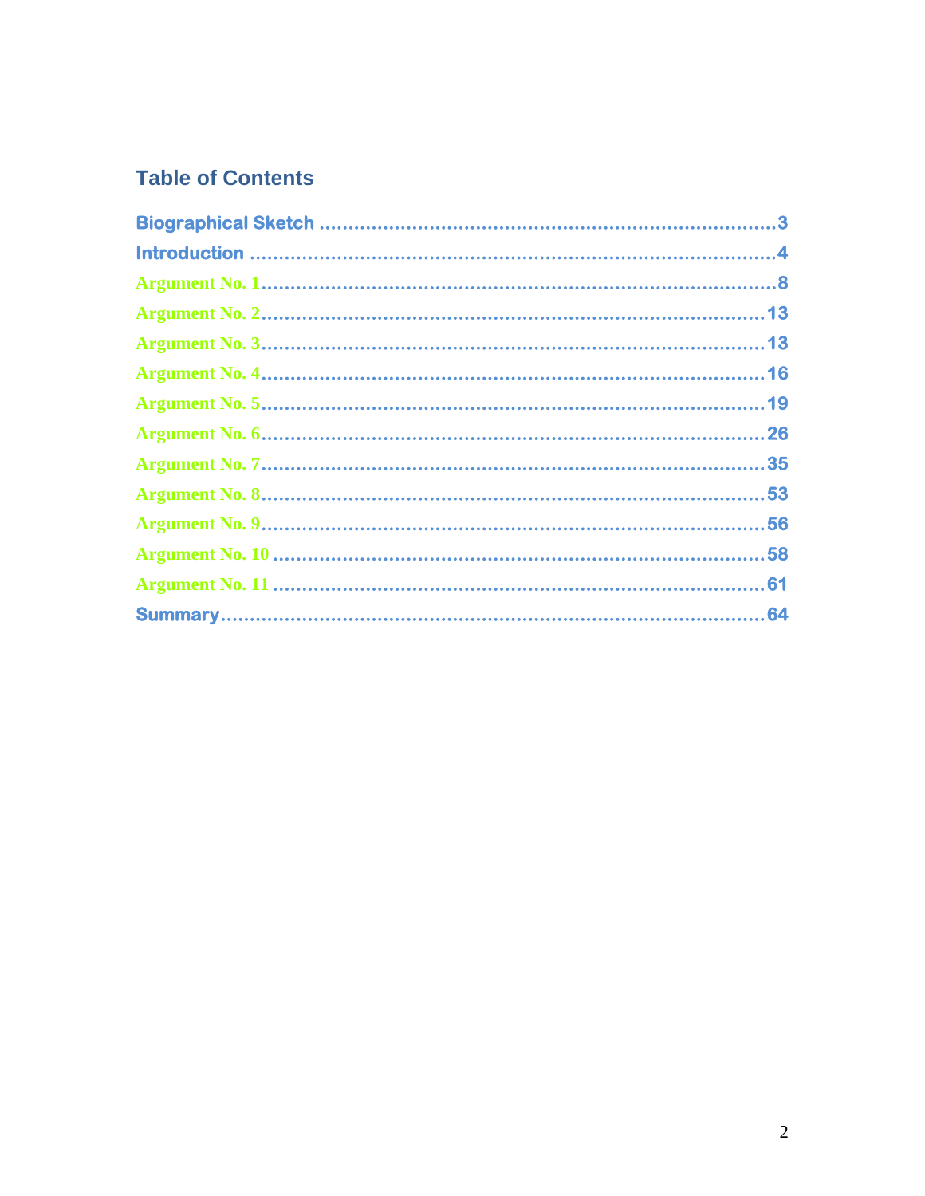## Table of Contents

Biographical Sketch ........................................................................................3
Introduction ...................................................................................................4
Argument No. 1...............................................................................................8
Argument No. 2.............................................................................................13
Argument No. 3.............................................................................................13
Argument No. 4.............................................................................................16
Argument No. 5.............................................................................................19
Argument No. 6.............................................................................................26
Argument No. 7.............................................................................................35
Argument No. 8.............................................................................................53
Argument No. 9.............................................................................................56
Argument No. 10 ...........................................................................................58
Argument No. 11 ...........................................................................................61
Summary........................................................................................................64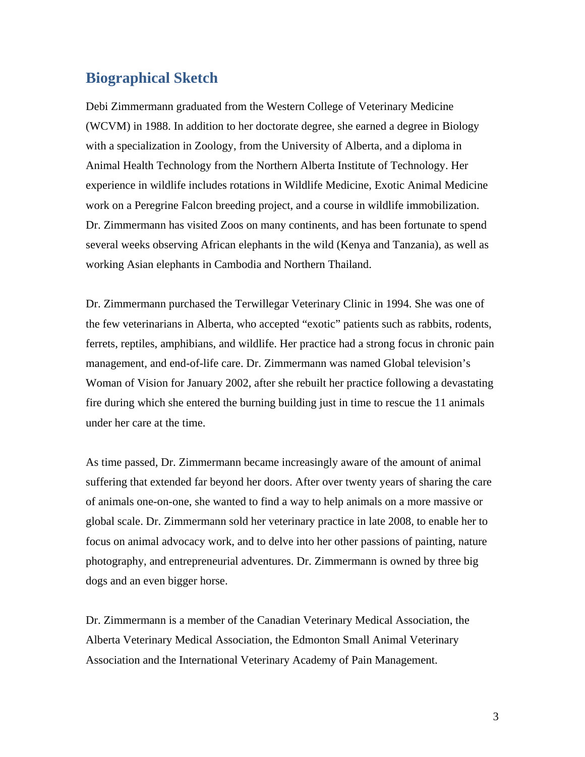## Biographical Sketch

Debi Zimmermann graduated from the Western College of Veterinary Medicine (WCVM) in 1988. In addition to her doctorate degree, she earned a degree in Biology with a specialization in Zoology, from the University of Alberta, and a diploma in Animal Health Technology from the Northern Alberta Institute of Technology. Her experience in wildlife includes rotations in Wildlife Medicine, Exotic Animal Medicine work on a Peregrine Falcon breeding project, and a course in wildlife immobilization. Dr. Zimmermann has visited Zoos on many continents, and has been fortunate to spend several weeks observing African elephants in the wild (Kenya and Tanzania), as well as working Asian elephants in Cambodia and Northern Thailand.

Dr. Zimmermann purchased the Terwillegar Veterinary Clinic in 1994. She was one of the few veterinarians in Alberta, who accepted "exotic" patients such as rabbits, rodents, ferrets, reptiles, amphibians, and wildlife. Her practice had a strong focus in chronic pain management, and end-of-life care. Dr. Zimmermann was named Global television's Woman of Vision for January 2002, after she rebuilt her practice following a devastating fire during which she entered the burning building just in time to rescue the 11 animals under her care at the time.

As time passed, Dr. Zimmermann became increasingly aware of the amount of animal suffering that extended far beyond her doors. After over twenty years of sharing the care of animals one-on-one, she wanted to find a way to help animals on a more massive or global scale. Dr. Zimmermann sold her veterinary practice in late 2008, to enable her to focus on animal advocacy work, and to delve into her other passions of painting, nature photography, and entrepreneurial adventures. Dr. Zimmermann is owned by three big dogs and an even bigger horse.

Dr. Zimmermann is a member of the Canadian Veterinary Medical Association, the Alberta Veterinary Medical Association, the Edmonton Small Animal Veterinary Association and the International Veterinary Academy of Pain Management.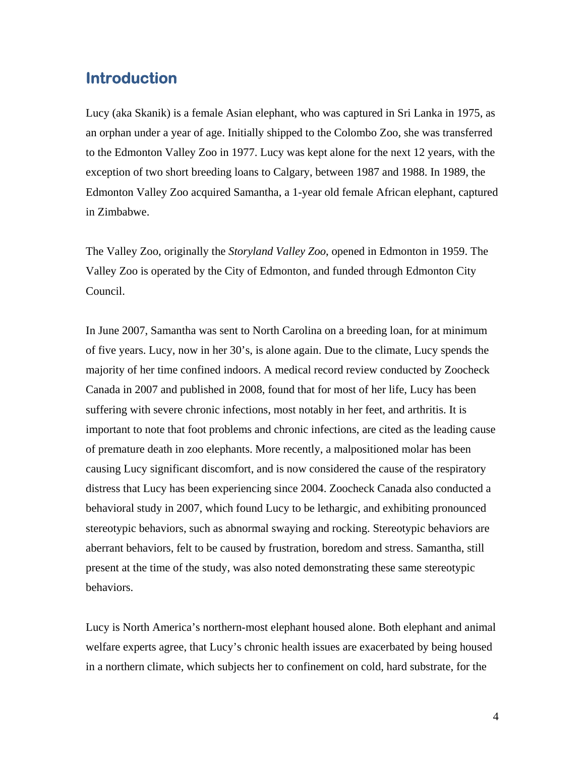## Introduction

Lucy (aka Skanik) is a female Asian elephant, who was captured in Sri Lanka in 1975, as an orphan under a year of age. Initially shipped to the Colombo Zoo, she was transferred to the Edmonton Valley Zoo in 1977. Lucy was kept alone for the next 12 years, with the exception of two short breeding loans to Calgary, between 1987 and 1988. In 1989, the Edmonton Valley Zoo acquired Samantha, a 1-year old female African elephant, captured in Zimbabwe.

The Valley Zoo, originally the *Storyland Valley Zoo*, opened in Edmonton in 1959. The Valley Zoo is operated by the City of Edmonton, and funded through Edmonton City Council.

In June 2007, Samantha was sent to North Carolina on a breeding loan, for at minimum of five years. Lucy, now in her 30's, is alone again. Due to the climate, Lucy spends the majority of her time confined indoors. A medical record review conducted by Zoocheck Canada in 2007 and published in 2008, found that for most of her life, Lucy has been suffering with severe chronic infections, most notably in her feet, and arthritis. It is important to note that foot problems and chronic infections, are cited as the leading cause of premature death in zoo elephants. More recently, a malpositioned molar has been causing Lucy significant discomfort, and is now considered the cause of the respiratory distress that Lucy has been experiencing since 2004. Zoocheck Canada also conducted a behavioral study in 2007, which found Lucy to be lethargic, and exhibiting pronounced stereotypic behaviors, such as abnormal swaying and rocking. Stereotypic behaviors are aberrant behaviors, felt to be caused by frustration, boredom and stress. Samantha, still present at the time of the study, was also noted demonstrating these same stereotypic behaviors.

Lucy is North America's northern-most elephant housed alone. Both elephant and animal welfare experts agree, that Lucy's chronic health issues are exacerbated by being housed in a northern climate, which subjects her to confinement on cold, hard substrate, for the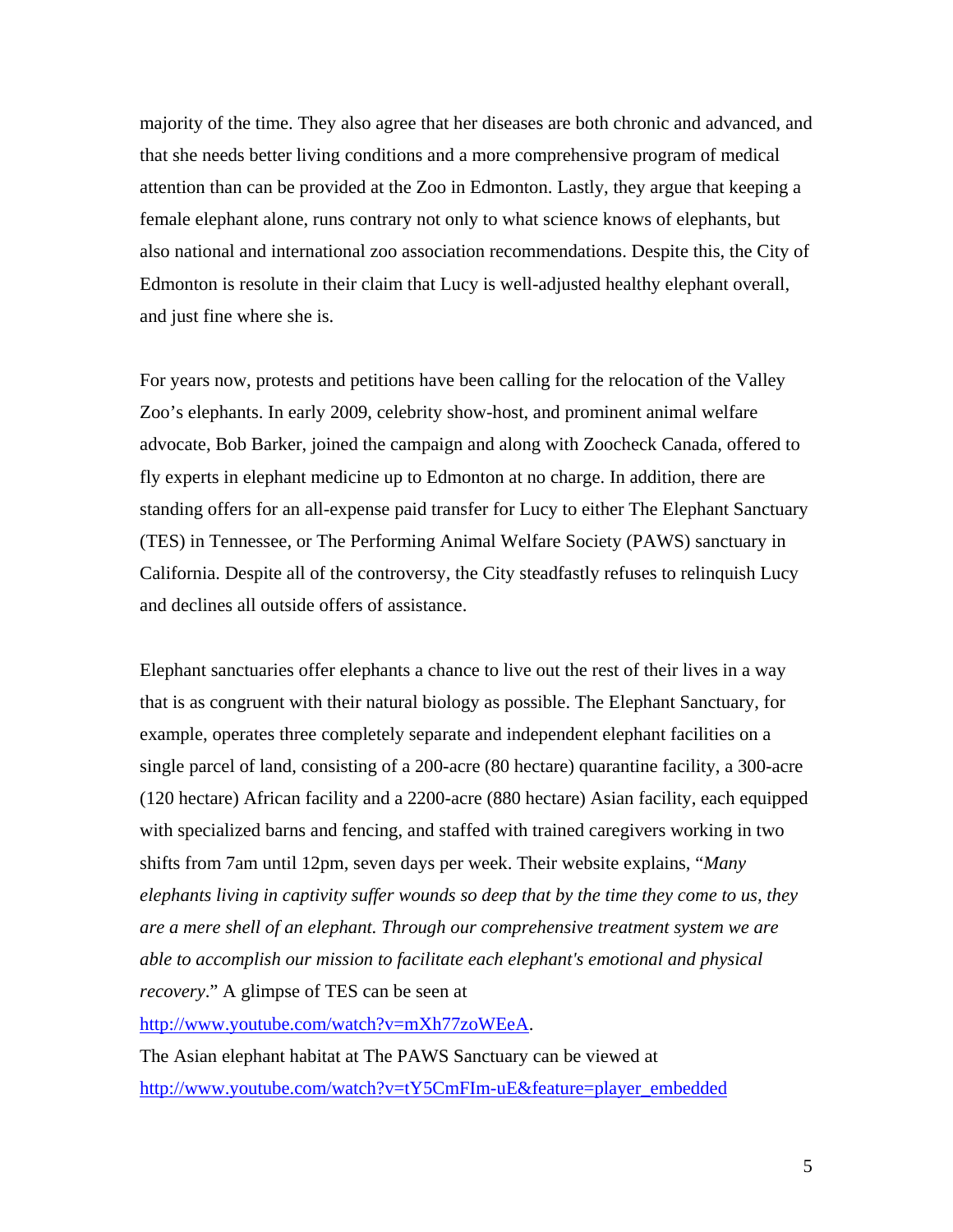majority of the time. They also agree that her diseases are both chronic and advanced, and that she needs better living conditions and a more comprehensive program of medical attention than can be provided at the Zoo in Edmonton. Lastly, they argue that keeping a female elephant alone, runs contrary not only to what science knows of elephants, but also national and international zoo association recommendations. Despite this, the City of Edmonton is resolute in their claim that Lucy is well-adjusted healthy elephant overall, and just fine where she is.

For years now, protests and petitions have been calling for the relocation of the Valley Zoo's elephants. In early 2009, celebrity show-host, and prominent animal welfare advocate, Bob Barker, joined the campaign and along with Zoocheck Canada, offered to fly experts in elephant medicine up to Edmonton at no charge. In addition, there are standing offers for an all-expense paid transfer for Lucy to either The Elephant Sanctuary (TES) in Tennessee, or The Performing Animal Welfare Society (PAWS) sanctuary in California. Despite all of the controversy, the City steadfastly refuses to relinquish Lucy and declines all outside offers of assistance.

Elephant sanctuaries offer elephants a chance to live out the rest of their lives in a way that is as congruent with their natural biology as possible. The Elephant Sanctuary, for example, operates three completely separate and independent elephant facilities on a single parcel of land, consisting of a 200-acre (80 hectare) quarantine facility, a 300-acre (120 hectare) African facility and a 2200-acre (880 hectare) Asian facility, each equipped with specialized barns and fencing, and staffed with trained caregivers working in two shifts from 7am until 12pm, seven days per week. Their website explains, "*Many elephants living in captivity suffer wounds so deep that by the time they come to us, they are a mere shell of an elephant. Through our comprehensive treatment system we are able to accomplish our mission to facilitate each elephant's emotional and physical recovery*." A glimpse of TES can be seen at [http://www.youtube.com/watch?v=mXh77zoWEeA](http://www.youtube.com/watch?v=mXh77zoWEeA).

The Asian elephant habitat at The PAWS Sanctuary can be viewed at [http://www.youtube.com/watch?v=tY5CmFIm-uE&feature=player_embedded](http://www.youtube.com/watch?v=tY5CmFIm-uE&feature=player_embedded)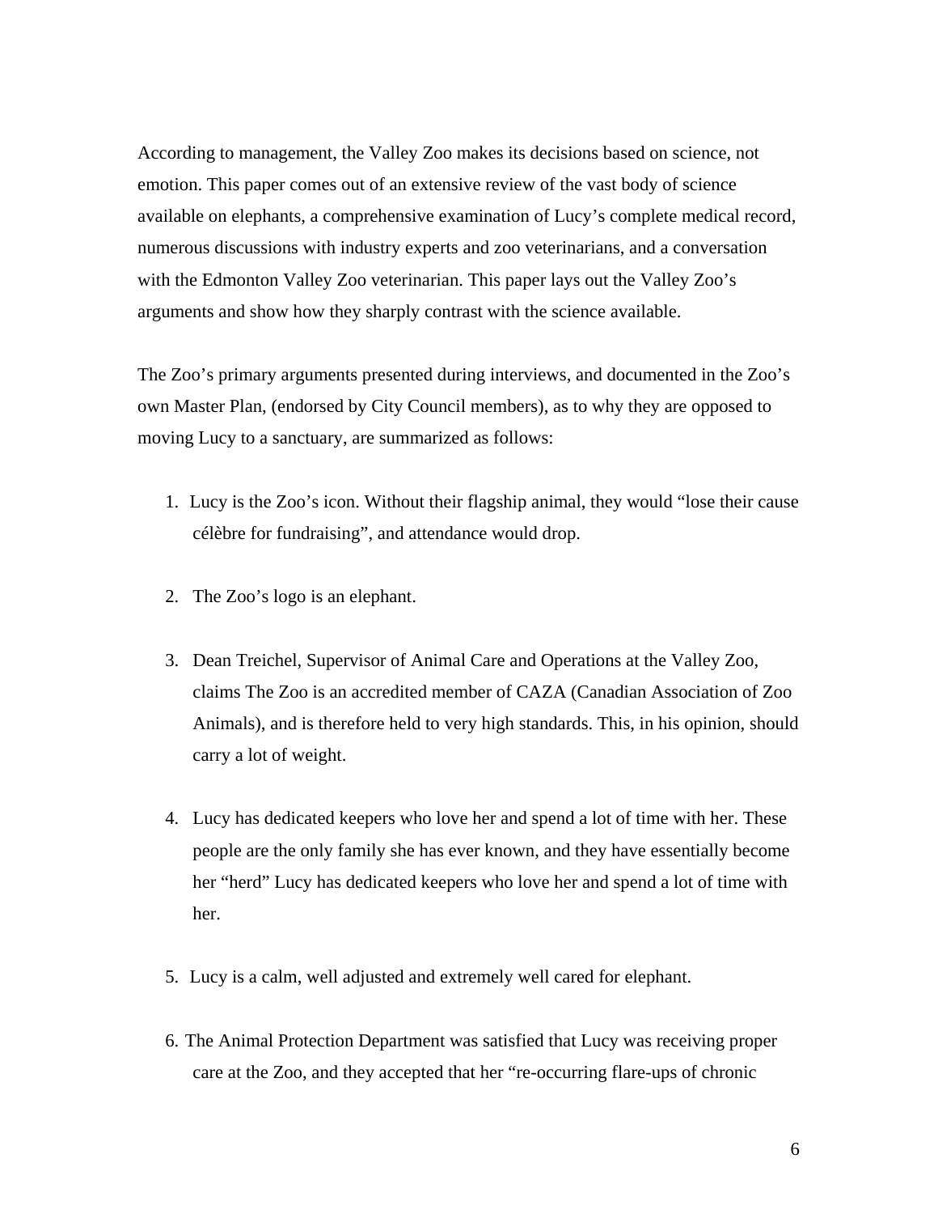According to management, the Valley Zoo makes its decisions based on science, not emotion. This paper comes out of an extensive review of the vast body of science available on elephants, a comprehensive examination of Lucy's complete medical record, numerous discussions with industry experts and zoo veterinarians, and a conversation with the Edmonton Valley Zoo veterinarian. This paper lays out the Valley Zoo's arguments and show how they sharply contrast with the science available.

The Zoo's primary arguments presented during interviews, and documented in the Zoo's own Master Plan, (endorsed by City Council members), as to why they are opposed to moving Lucy to a sanctuary, are summarized as follows:

1. Lucy is the Zoo's icon. Without their flagship animal, they would "lose their cause célèbre for fundraising", and attendance would drop.

2. The Zoo's logo is an elephant.

3. Dean Treichel, Supervisor of Animal Care and Operations at the Valley Zoo, claims The Zoo is an accredited member of CAZA (Canadian Association of Zoo Animals), and is therefore held to very high standards. This, in his opinion, should carry a lot of weight.

4. Lucy has dedicated keepers who love her and spend a lot of time with her. These people are the only family she has ever known, and they have essentially become her "herd" Lucy has dedicated keepers who love her and spend a lot of time with her.

5. Lucy is a calm, well adjusted and extremely well cared for elephant.

6. The Animal Protection Department was satisfied that Lucy was receiving proper care at the Zoo, and they accepted that her "re-occurring flare-ups of chronic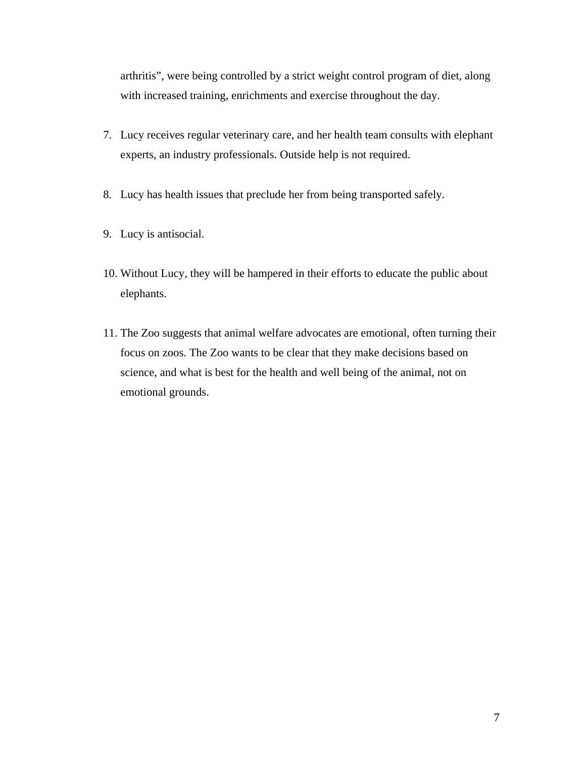arthritis", were being controlled by a strict weight control program of diet, along with increased training, enrichments and exercise throughout the day.

7. Lucy receives regular veterinary care, and her health team consults with elephant experts, an industry professionals. Outside help is not required.

8. Lucy has health issues that preclude her from being transported safely.

9. Lucy is antisocial.

10. Without Lucy, they will be hampered in their efforts to educate the public about elephants.

11. The Zoo suggests that animal welfare advocates are emotional, often turning their focus on zoos. The Zoo wants to be clear that they make decisions based on science, and what is best for the health and well being of the animal, not on emotional grounds.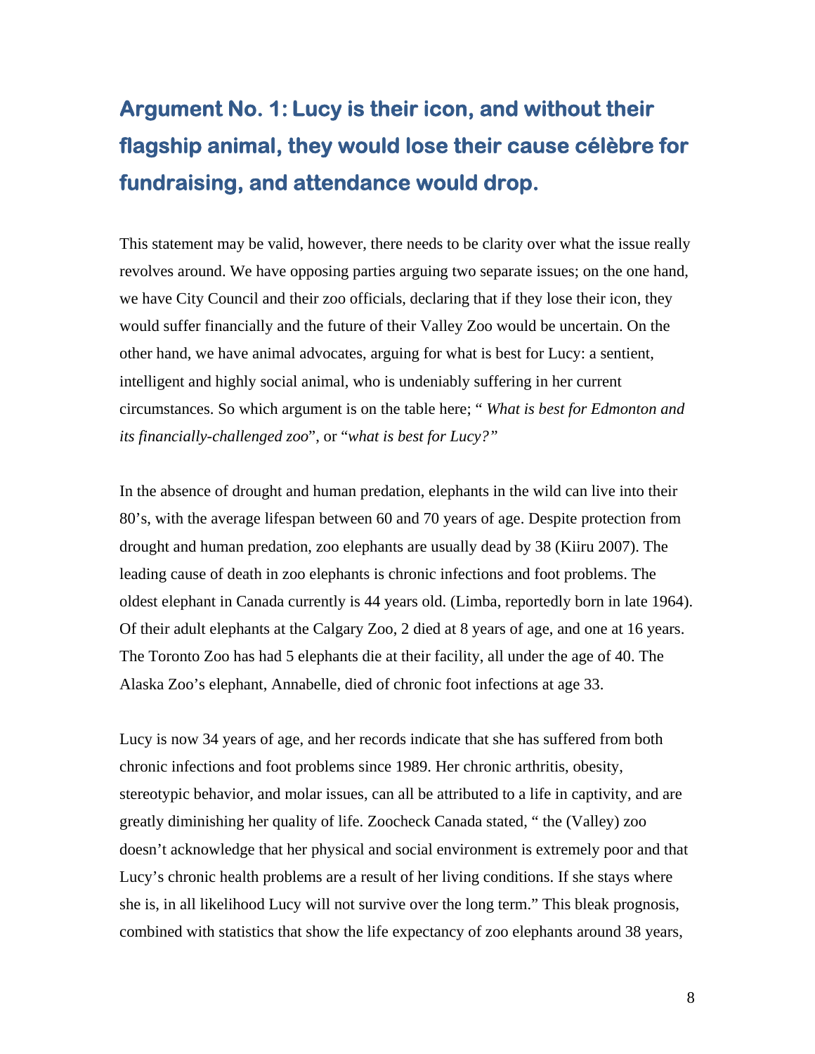## Argument No. 1: Lucy is their icon, and without their flagship animal, they would lose their cause célèbre for fundraising, and attendance would drop.

This statement may be valid, however, there needs to be clarity over what the issue really revolves around. We have opposing parties arguing two separate issues; on the one hand, we have City Council and their zoo officials, declaring that if they lose their icon, they would suffer financially and the future of their Valley Zoo would be uncertain. On the other hand, we have animal advocates, arguing for what is best for Lucy: a sentient, intelligent and highly social animal, who is undeniably suffering in her current circumstances. So which argument is on the table here; " *What is best for Edmonton and its financially-challenged zoo*", or "*what is best for Lucy?"*

In the absence of drought and human predation, elephants in the wild can live into their 80's, with the average lifespan between 60 and 70 years of age. Despite protection from drought and human predation, zoo elephants are usually dead by 38 (Kiiru 2007). The leading cause of death in zoo elephants is chronic infections and foot problems. The oldest elephant in Canada currently is 44 years old. (Limba, reportedly born in late 1964). Of their adult elephants at the Calgary Zoo, 2 died at 8 years of age, and one at 16 years. The Toronto Zoo has had 5 elephants die at their facility, all under the age of 40. The Alaska Zoo's elephant, Annabelle, died of chronic foot infections at age 33.

Lucy is now 34 years of age, and her records indicate that she has suffered from both chronic infections and foot problems since 1989. Her chronic arthritis, obesity, stereotypic behavior, and molar issues, can all be attributed to a life in captivity, and are greatly diminishing her quality of life. Zoocheck Canada stated, " the (Valley) zoo doesn't acknowledge that her physical and social environment is extremely poor and that Lucy's chronic health problems are a result of her living conditions. If she stays where she is, in all likelihood Lucy will not survive over the long term." This bleak prognosis, combined with statistics that show the life expectancy of zoo elephants around 38 years,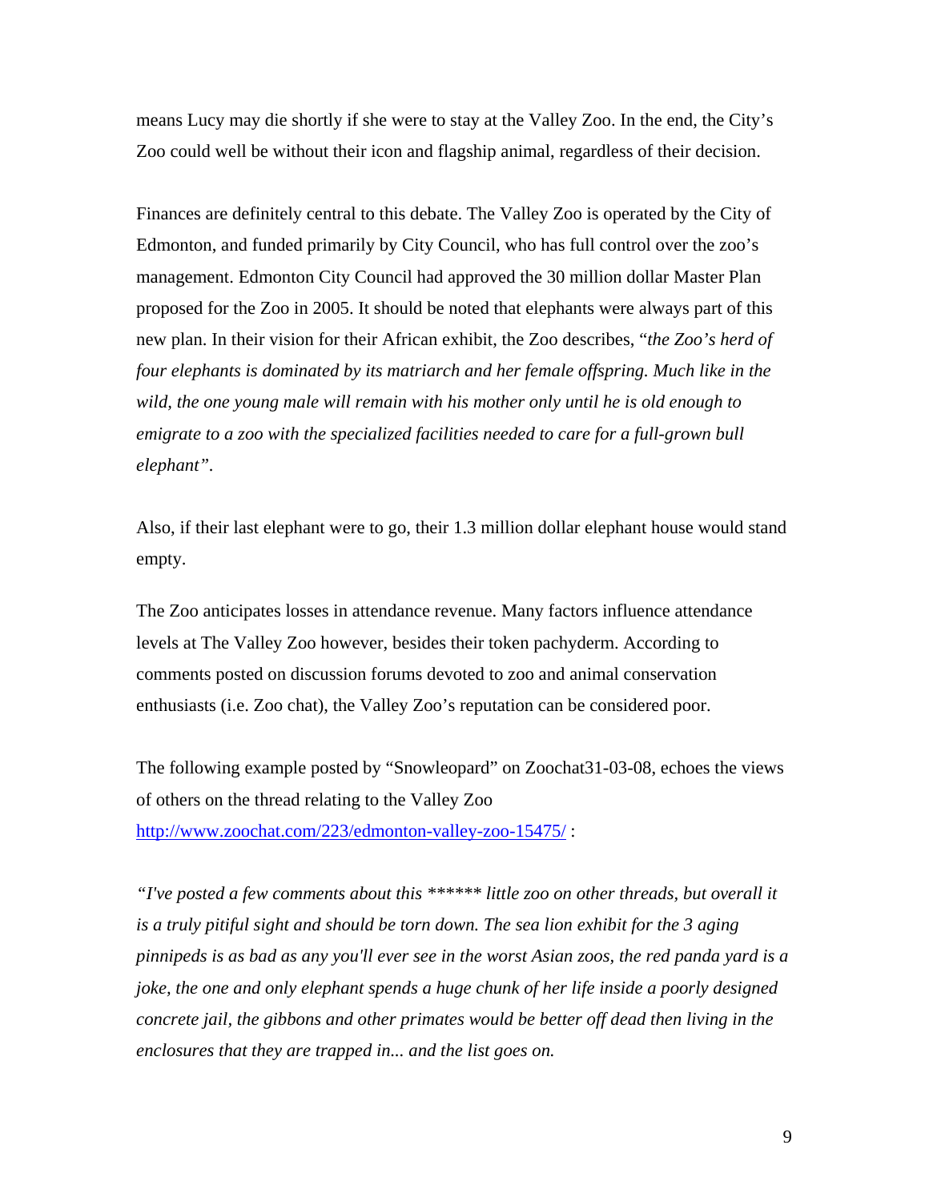means Lucy may die shortly if she were to stay at the Valley Zoo. In the end, the City's Zoo could well be without their icon and flagship animal, regardless of their decision.

Finances are definitely central to this debate. The Valley Zoo is operated by the City of Edmonton, and funded primarily by City Council, who has full control over the zoo's management. Edmonton City Council had approved the 30 million dollar Master Plan proposed for the Zoo in 2005. It should be noted that elephants were always part of this new plan. In their vision for their African exhibit, the Zoo describes, "*the Zoo's herd of four elephants is dominated by its matriarch and her female offspring. Much like in the wild, the one young male will remain with his mother only until he is old enough to emigrate to a zoo with the specialized facilities needed to care for a full-grown bull elephant*".

Also, if their last elephant were to go, their 1.3 million dollar elephant house would stand empty.

The Zoo anticipates losses in attendance revenue. Many factors influence attendance levels at The Valley Zoo however, besides their token pachyderm. According to comments posted on discussion forums devoted to zoo and animal conservation enthusiasts (i.e. Zoo chat), the Valley Zoo's reputation can be considered poor.

The following example posted by "Snowleopard" on Zoochat31-03-08, echoes the views of others on the thread relating to the Valley Zoo [http://www.zoochat.com/223/edmonton-valley-zoo-15475/](http://www.zoochat.com/223/edmonton-valley-zoo-15475/) :

*"I've posted a few comments about this ****** little zoo on other threads, but overall it is a truly pitiful sight and should be torn down. The sea lion exhibit for the 3 aging pinnipeds is as bad as any you'll ever see in the worst Asian zoos, the red panda yard is a joke, the one and only elephant spends a huge chunk of her life inside a poorly designed concrete jail, the gibbons and other primates would be better off dead then living in the enclosures that they are trapped in... and the list goes on.*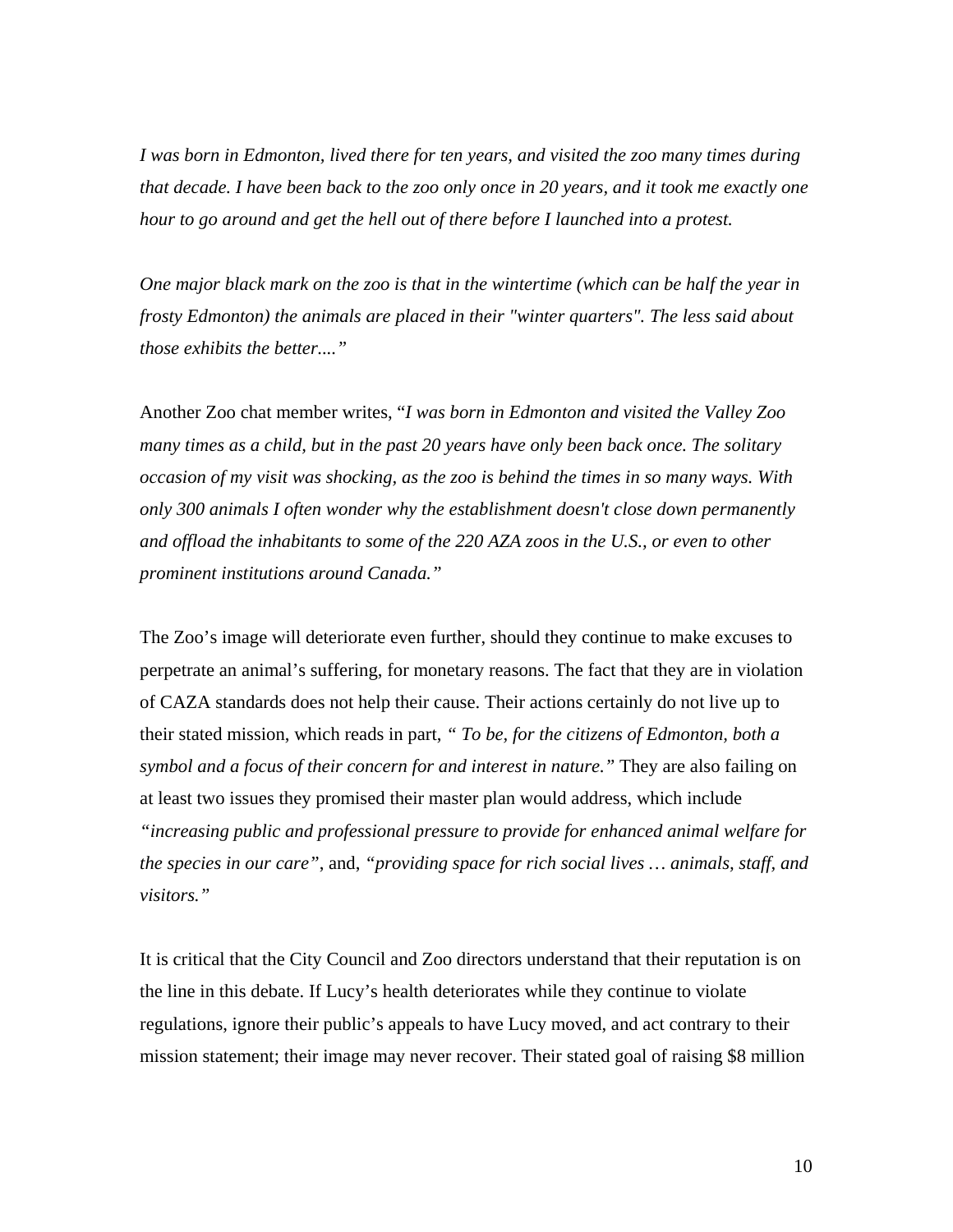*I was born in Edmonton, lived there for ten years, and visited the zoo many times during that decade. I have been back to the zoo only once in 20 years, and it took me exactly one hour to go around and get the hell out of there before I launched into a protest.*

*One major black mark on the zoo is that in the wintertime (which can be half the year in frosty Edmonton) the animals are placed in their "winter quarters". The less said about those exhibits the better...."*

Another Zoo chat member writes, "*I was born in Edmonton and visited the Valley Zoo many times as a child, but in the past 20 years have only been back once. The solitary occasion of my visit was shocking, as the zoo is behind the times in so many ways. With only 300 animals I often wonder why the establishment doesn't close down permanently and offload the inhabitants to some of the 220 AZA zoos in the U.S., or even to other prominent institutions around Canada."*

The Zoo's image will deteriorate even further, should they continue to make excuses to perpetrate an animal's suffering, for monetary reasons. The fact that they are in violation of CAZA standards does not help their cause. Their actions certainly do not live up to their stated mission, which reads in part, *" To be, for the citizens of Edmonton, both a symbol and a focus of their concern for and interest in nature."* They are also failing on at least two issues they promised their master plan would address, which include *"increasing public and professional pressure to provide for enhanced animal welfare for the species in our care"*, and, *"providing space for rich social lives … animals, staff, and visitors."*

It is critical that the City Council and Zoo directors understand that their reputation is on the line in this debate. If Lucy's health deteriorates while they continue to violate regulations, ignore their public's appeals to have Lucy moved, and act contrary to their mission statement; their image may never recover. Their stated goal of raising $8 million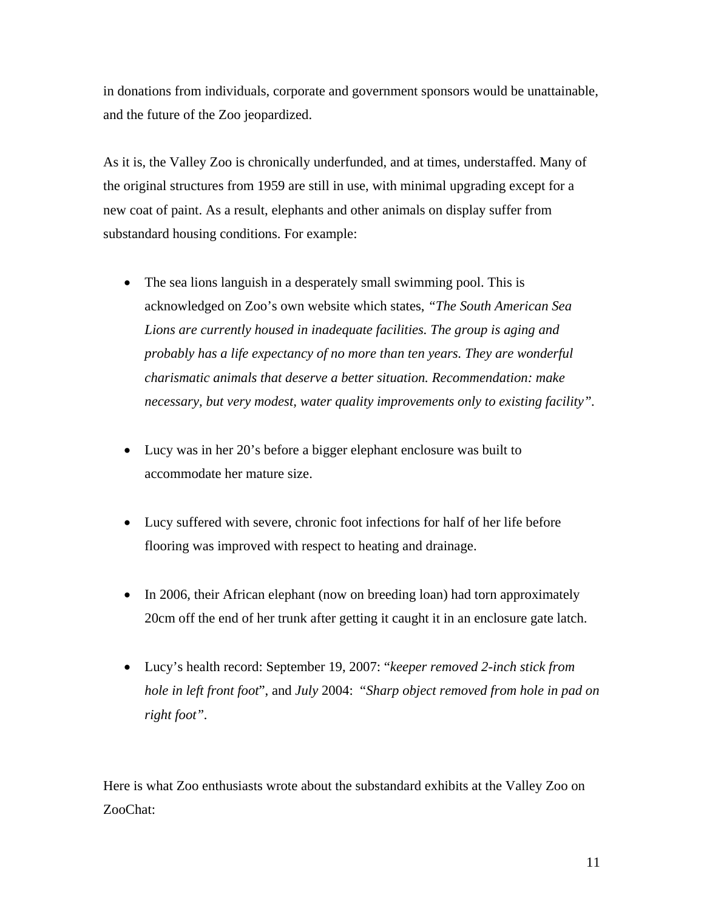in donations from individuals, corporate and government sponsors would be unattainable, and the future of the Zoo jeopardized.

As it is, the Valley Zoo is chronically underfunded, and at times, understaffed. Many of the original structures from 1959 are still in use, with minimal upgrading except for a new coat of paint. As a result, elephants and other animals on display suffer from substandard housing conditions. For example:

- The sea lions languish in a desperately small swimming pool. This is acknowledged on Zoo's own website which states, *"The South American Sea Lions are currently housed in inadequate facilities. The group is aging and probably has a life expectancy of no more than ten years. They are wonderful charismatic animals that deserve a better situation. Recommendation: make necessary, but very modest, water quality improvements only to existing facility"*.

- Lucy was in her 20's before a bigger elephant enclosure was built to accommodate her mature size.

- Lucy suffered with severe, chronic foot infections for half of her life before flooring was improved with respect to heating and drainage.

- In 2006, their African elephant (now on breeding loan) had torn approximately 20cm off the end of her trunk after getting it caught it in an enclosure gate latch.

- Lucy's health record: September 19, 2007: "*keeper removed 2-inch stick from hole in left front foot*", and *July* 2004: *"Sharp object removed from hole in pad on right foot"*.

Here is what Zoo enthusiasts wrote about the substandard exhibits at the Valley Zoo on ZooChat: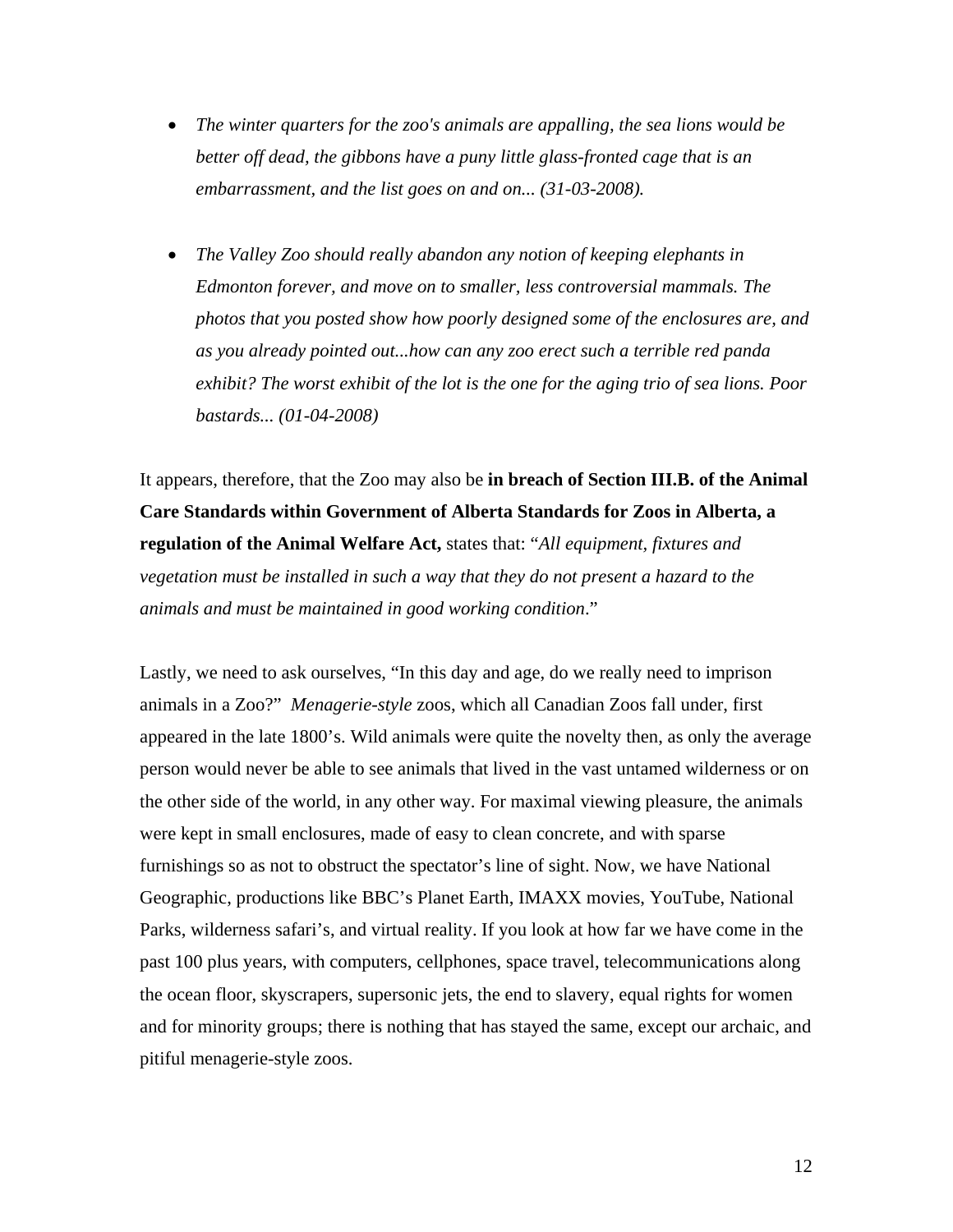- *The winter quarters for the zoo's animals are appalling, the sea lions would be better off dead, the gibbons have a puny little glass-fronted cage that is an embarrassment, and the list goes on and on... (31-03-2008).*

- *The Valley Zoo should really abandon any notion of keeping elephants in Edmonton forever, and move on to smaller, less controversial mammals. The photos that you posted show how poorly designed some of the enclosures are, and as you already pointed out...how can any zoo erect such a terrible red panda exhibit? The worst exhibit of the lot is the one for the aging trio of sea lions. Poor bastards... (01-04-2008)*

It appears, therefore, that the Zoo may also be **in breach of Section III.B. of the Animal Care Standards within Government of Alberta Standards for Zoos in Alberta, a regulation of the Animal Welfare Act,** states that: "*All equipment, fixtures and vegetation must be installed in such a way that they do not present a hazard to the animals and must be maintained in good working condition*."

Lastly, we need to ask ourselves, "In this day and age, do we really need to imprison animals in a Zoo?" *Menagerie-style* zoos, which all Canadian Zoos fall under, first appeared in the late 1800's. Wild animals were quite the novelty then, as only the average person would never be able to see animals that lived in the vast untamed wilderness or on the other side of the world, in any other way. For maximal viewing pleasure, the animals were kept in small enclosures, made of easy to clean concrete, and with sparse furnishings so as not to obstruct the spectator's line of sight. Now, we have National Geographic, productions like BBC's Planet Earth, IMAXX movies, YouTube, National Parks, wilderness safari's, and virtual reality. If you look at how far we have come in the past 100 plus years, with computers, cellphones, space travel, telecommunications along the ocean floor, skyscrapers, supersonic jets, the end to slavery, equal rights for women and for minority groups; there is nothing that has stayed the same, except our archaic, and pitiful menagerie-style zoos.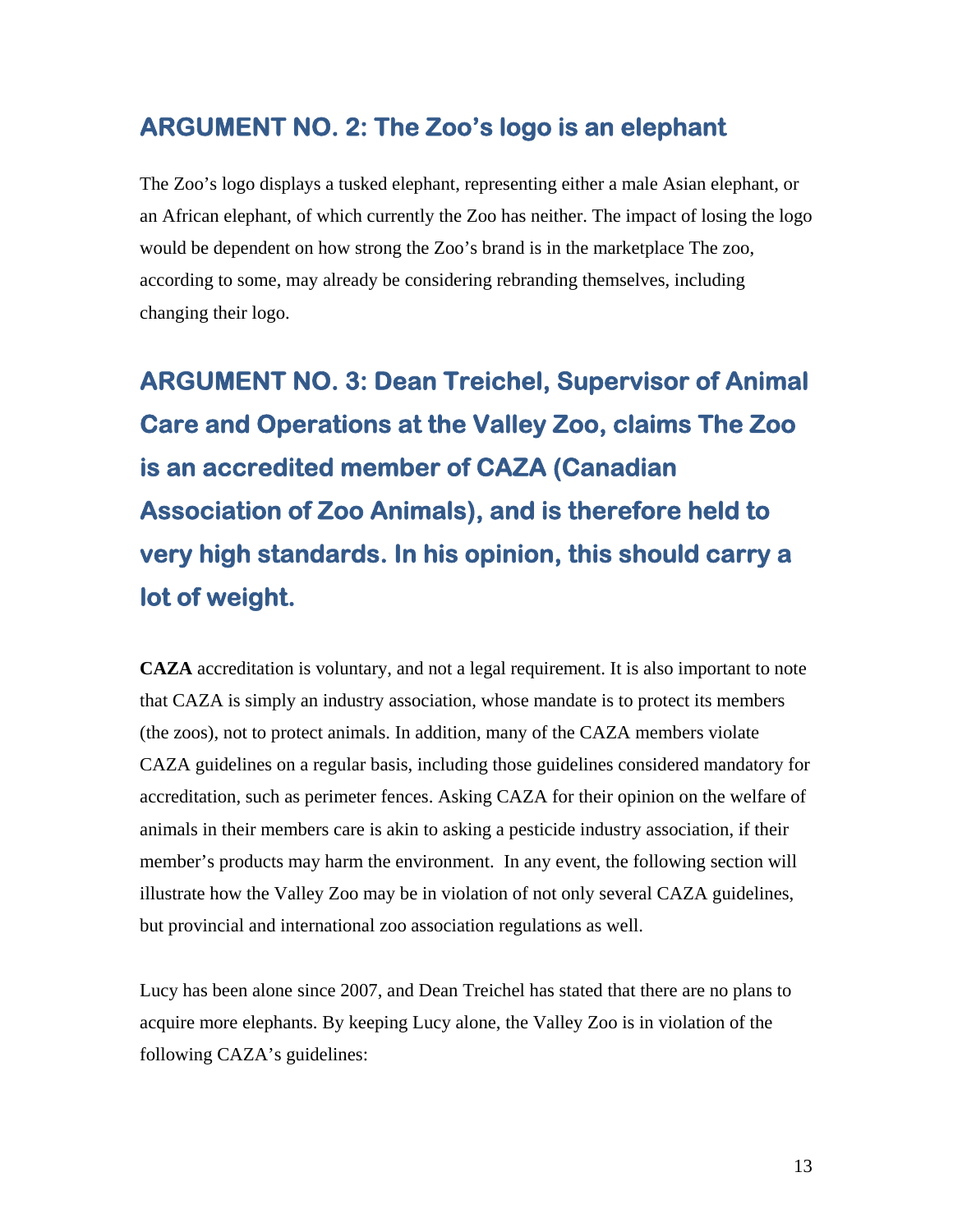## ARGUMENT NO. 2: The Zoo's logo is an elephant

The Zoo's logo displays a tusked elephant, representing either a male Asian elephant, or an African elephant, of which currently the Zoo has neither. The impact of losing the logo would be dependent on how strong the Zoo's brand is in the marketplace The zoo, according to some, may already be considering rebranding themselves, including changing their logo.

## ARGUMENT NO. 3: Dean Treichel, Supervisor of Animal Care and Operations at the Valley Zoo, claims The Zoo is an accredited member of CAZA (Canadian Association of Zoo Animals), and is therefore held to very high standards. In his opinion, this should carry a lot of weight.

**CAZA** accreditation is voluntary, and not a legal requirement. It is also important to note that CAZA is simply an industry association, whose mandate is to protect its members (the zoos), not to protect animals. In addition, many of the CAZA members violate CAZA guidelines on a regular basis, including those guidelines considered mandatory for accreditation, such as perimeter fences. Asking CAZA for their opinion on the welfare of animals in their members care is akin to asking a pesticide industry association, if their member's products may harm the environment. In any event, the following section will illustrate how the Valley Zoo may be in violation of not only several CAZA guidelines, but provincial and international zoo association regulations as well.

Lucy has been alone since 2007, and Dean Treichel has stated that there are no plans to acquire more elephants. By keeping Lucy alone, the Valley Zoo is in violation of the following CAZA's guidelines: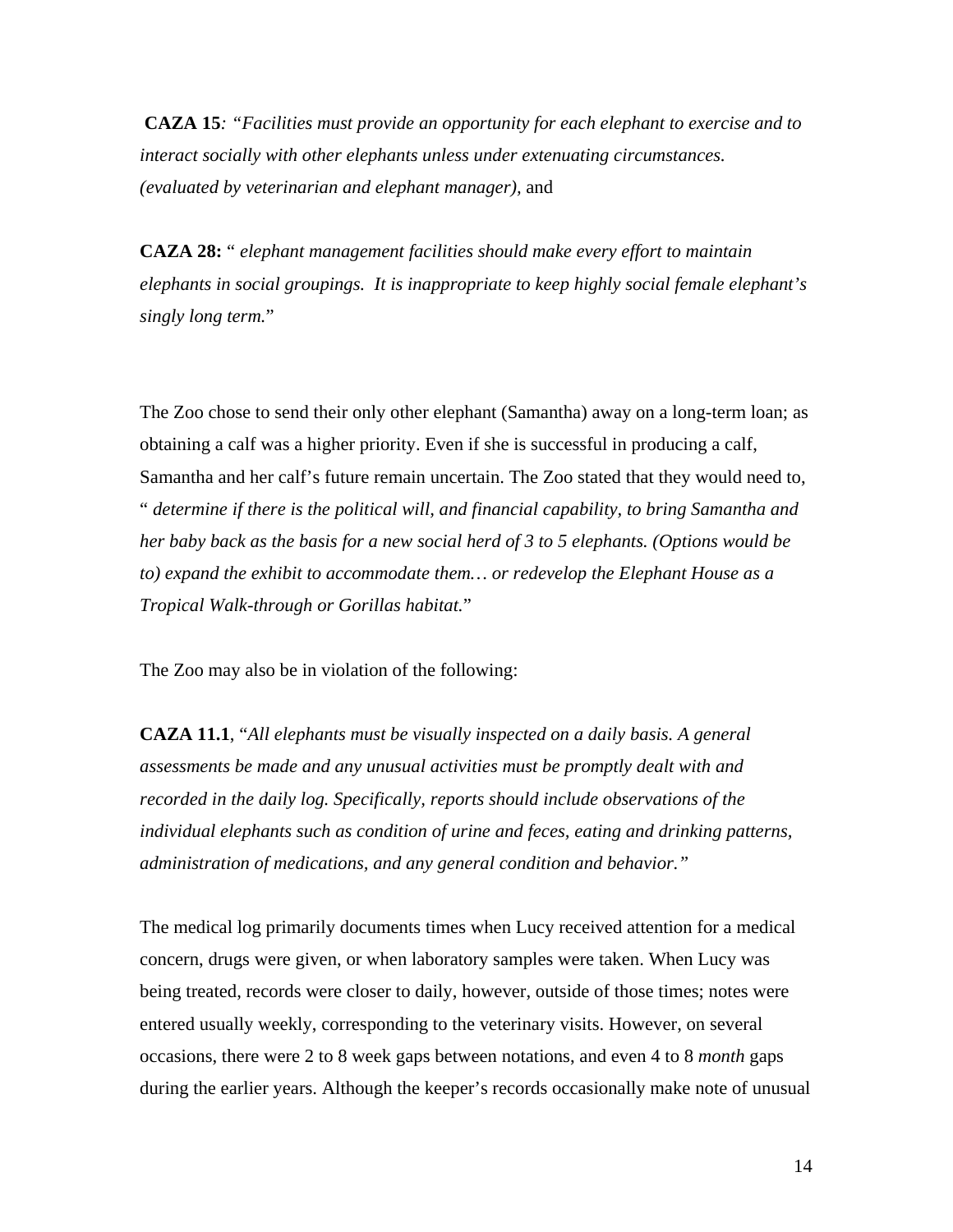**CAZA 15**: *"Facilities must provide an opportunity for each elephant to exercise and to interact socially with other elephants unless under extenuating circumstances. (evaluated by veterinarian and elephant manager)*, and

**CAZA 28:** " *elephant management facilities should make every effort to maintain elephants in social groupings. It is inappropriate to keep highly social female elephant's singly long term.*"

The Zoo chose to send their only other elephant (Samantha) away on a long-term loan; as obtaining a calf was a higher priority. Even if she is successful in producing a calf, Samantha and her calf's future remain uncertain. The Zoo stated that they would need to, " *determine if there is the political will, and financial capability, to bring Samantha and her baby back as the basis for a new social herd of 3 to 5 elephants. (Options would be to) expand the exhibit to accommodate them… or redevelop the Elephant House as a Tropical Walk-through or Gorillas habitat.*"

The Zoo may also be in violation of the following:

**CAZA 11.1**, "*All elephants must be visually inspected on a daily basis. A general assessments be made and any unusual activities must be promptly dealt with and recorded in the daily log. Specifically, reports should include observations of the individual elephants such as condition of urine and feces, eating and drinking patterns, administration of medications, and any general condition and behavior."*

The medical log primarily documents times when Lucy received attention for a medical concern, drugs were given, or when laboratory samples were taken. When Lucy was being treated, records were closer to daily, however, outside of those times; notes were entered usually weekly, corresponding to the veterinary visits. However, on several occasions, there were 2 to 8 week gaps between notations, and even 4 to 8 *month* gaps during the earlier years. Although the keeper's records occasionally make note of unusual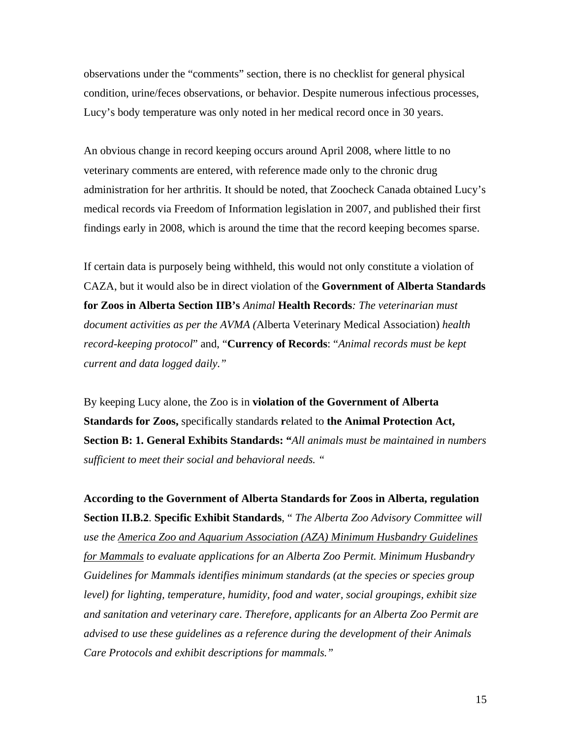observations under the "comments" section, there is no checklist for general physical condition, urine/feces observations, or behavior. Despite numerous infectious processes, Lucy's body temperature was only noted in her medical record once in 30 years.

An obvious change in record keeping occurs around April 2008, where little to no veterinary comments are entered, with reference made only to the chronic drug administration for her arthritis. It should be noted, that Zoocheck Canada obtained Lucy's medical records via Freedom of Information legislation in 2007, and published their first findings early in 2008, which is around the time that the record keeping becomes sparse.

If certain data is purposely being withheld, this would not only constitute a violation of CAZA, but it would also be in direct violation of the **Government of Alberta Standards for Zoos in Alberta Section IIB's** *Animal* **Health Records***: The veterinarian must document activities as per the AVMA (*Alberta Veterinary Medical Association) *health record-keeping protocol*" and, "**Currency of Records**: "*Animal records must be kept current and data logged daily."*

By keeping Lucy alone, the Zoo is in **violation of the Government of Alberta Standards for Zoos,** specifically standards **r**elated to **the Animal Protection Act, Section B: 1. General Exhibits Standards: "***All animals must be maintained in numbers sufficient to meet their social and behavioral needs. "*

**According to the Government of Alberta Standards for Zoos in Alberta, regulation Section II.B.2**. **Specific Exhibit Standards**, " *The Alberta Zoo Advisory Committee will use the <u>America Zoo and Aquarium Association (AZA) Minimum Husbandry Guidelines for Mammals</u> to evaluate applications for an Alberta Zoo Permit. Minimum Husbandry Guidelines for Mammals identifies minimum standards (at the species or species group level) for lighting, temperature, humidity, food and water, social groupings, exhibit size and sanitation and veterinary care*. *Therefore, applicants for an Alberta Zoo Permit are advised to use these guidelines as a reference during the development of their Animals Care Protocols and exhibit descriptions for mammals."*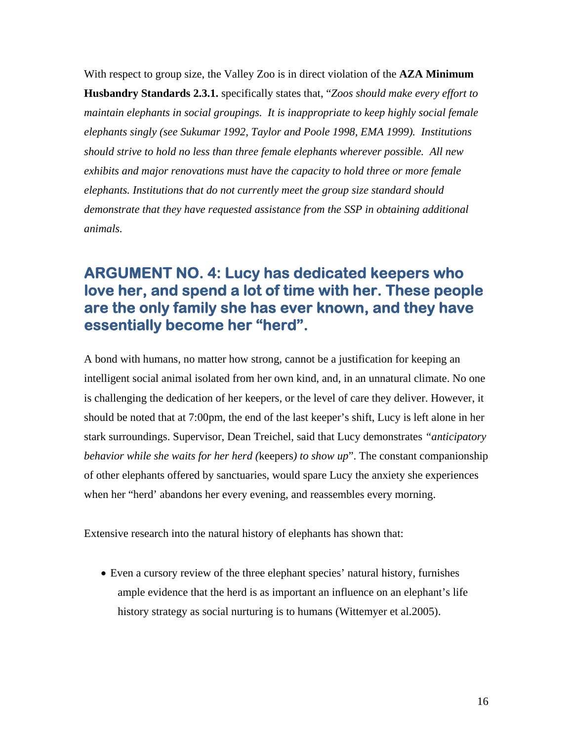With respect to group size, the Valley Zoo is in direct violation of the **AZA Minimum Husbandry Standards 2.3.1.** specifically states that, "*Zoos should make every effort to maintain elephants in social groupings. It is inappropriate to keep highly social female elephants singly (see Sukumar 1992, Taylor and Poole 1998, EMA 1999). Institutions should strive to hold no less than three female elephants wherever possible. All new exhibits and major renovations must have the capacity to hold three or more female elephants. Institutions that do not currently meet the group size standard should demonstrate that they have requested assistance from the SSP in obtaining additional animals.*

## ARGUMENT NO. 4: Lucy has dedicated keepers who love her, and spend a lot of time with her. These people are the only family she has ever known, and they have essentially become her "herd".

A bond with humans, no matter how strong, cannot be a justification for keeping an intelligent social animal isolated from her own kind, and, in an unnatural climate. No one is challenging the dedication of her keepers, or the level of care they deliver. However, it should be noted that at 7:00pm, the end of the last keeper's shift, Lucy is left alone in her stark surroundings. Supervisor, Dean Treichel, said that Lucy demonstrates *"anticipatory behavior while she waits for her herd (*keepers*) to show up*". The constant companionship of other elephants offered by sanctuaries, would spare Lucy the anxiety she experiences when her "herd' abandons her every evening, and reassembles every morning.

Extensive research into the natural history of elephants has shown that:

- Even a cursory review of the three elephant species' natural history, furnishes ample evidence that the herd is as important an influence on an elephant's life history strategy as social nurturing is to humans (Wittemyer et al.2005).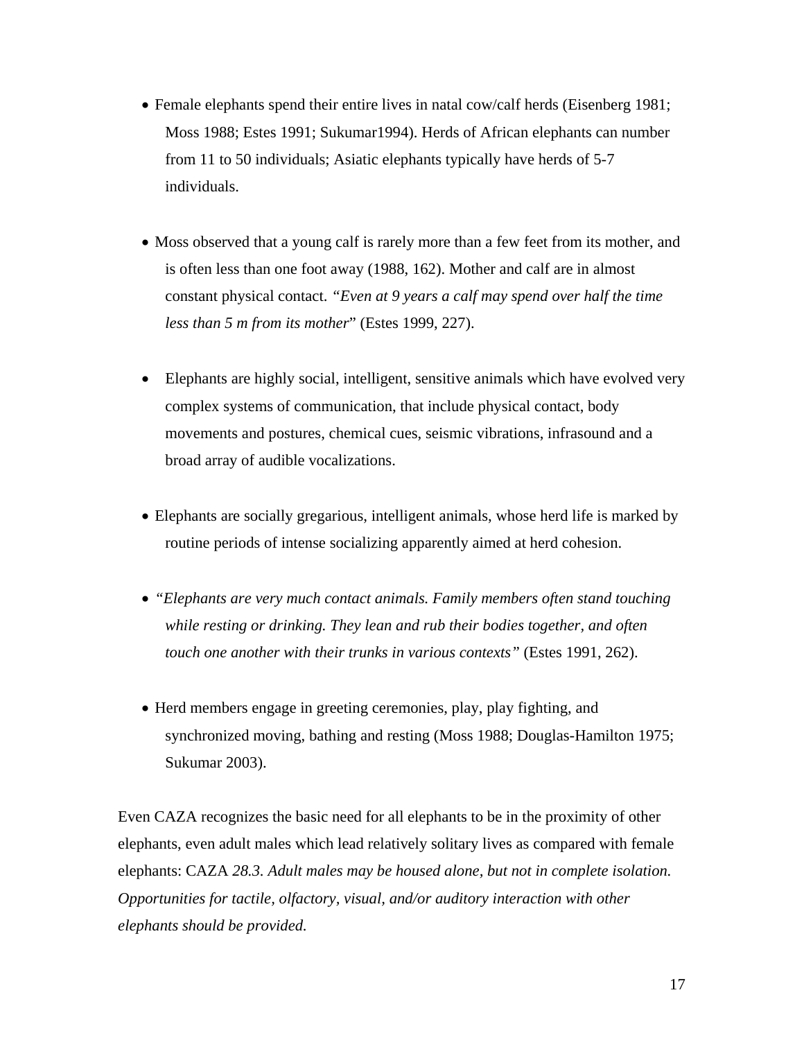- Female elephants spend their entire lives in natal cow/calf herds (Eisenberg 1981; Moss 1988; Estes 1991; Sukumar1994). Herds of African elephants can number from 11 to 50 individuals; Asiatic elephants typically have herds of 5-7 individuals.

- Moss observed that a young calf is rarely more than a few feet from its mother, and is often less than one foot away (1988, 162). Mother and calf are in almost constant physical contact. "*Even at 9 years a calf may spend over half the time less than 5 m from its mother*" (Estes 1999, 227).

- Elephants are highly social, intelligent, sensitive animals which have evolved very complex systems of communication, that include physical contact, body movements and postures, chemical cues, seismic vibrations, infrasound and a broad array of audible vocalizations.

- Elephants are socially gregarious, intelligent animals, whose herd life is marked by routine periods of intense socializing apparently aimed at herd cohesion.

- *"Elephants are very much contact animals. Family members often stand touching while resting or drinking. They lean and rub their bodies together, and often touch one another with their trunks in various contexts"* (Estes 1991, 262).

- Herd members engage in greeting ceremonies, play, play fighting, and synchronized moving, bathing and resting (Moss 1988; Douglas-Hamilton 1975; Sukumar 2003).

Even CAZA recognizes the basic need for all elephants to be in the proximity of other elephants, even adult males which lead relatively solitary lives as compared with female elephants: CAZA *28.3. Adult males may be housed alone, but not in complete isolation. Opportunities for tactile, olfactory, visual, and/or auditory interaction with other elephants should be provided.*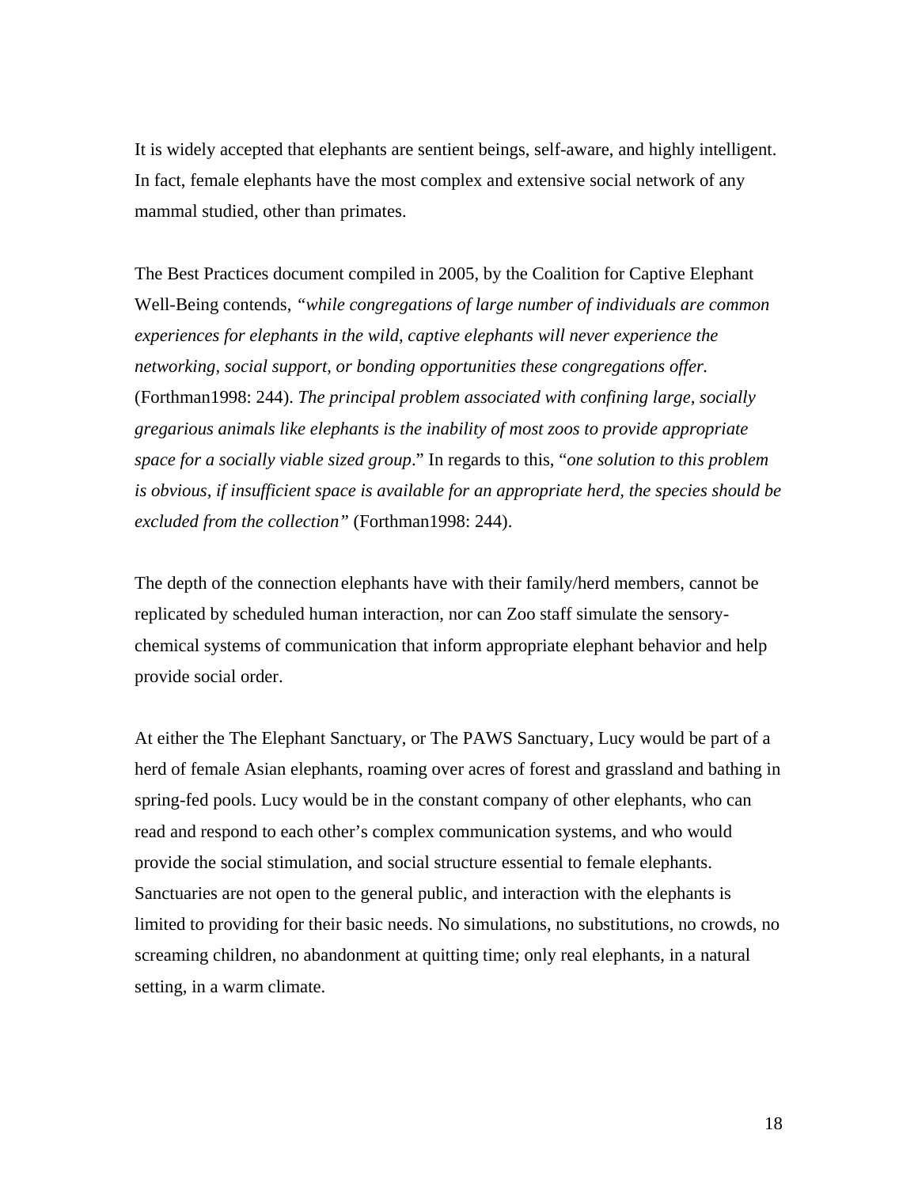It is widely accepted that elephants are sentient beings, self-aware, and highly intelligent. In fact, female elephants have the most complex and extensive social network of any mammal studied, other than primates.

The Best Practices document compiled in 2005, by the Coalition for Captive Elephant Well-Being contends, *"while congregations of large number of individuals are common experiences for elephants in the wild, captive elephants will never experience the networking, social support, or bonding opportunities these congregations offer.* (Forthman1998: 244). *The principal problem associated with confining large, socially gregarious animals like elephants is the inability of most zoos to provide appropriate space for a socially viable sized group*." In regards to this, "*one solution to this problem is obvious, if insufficient space is available for an appropriate herd, the species should be excluded from the collection"* (Forthman1998: 244).

The depth of the connection elephants have with their family/herd members, cannot be replicated by scheduled human interaction, nor can Zoo staff simulate the sensory-chemical systems of communication that inform appropriate elephant behavior and help provide social order.

At either the The Elephant Sanctuary, or The PAWS Sanctuary, Lucy would be part of a herd of female Asian elephants, roaming over acres of forest and grassland and bathing in spring-fed pools. Lucy would be in the constant company of other elephants, who can read and respond to each other's complex communication systems, and who would provide the social stimulation, and social structure essential to female elephants. Sanctuaries are not open to the general public, and interaction with the elephants is limited to providing for their basic needs. No simulations, no substitutions, no crowds, no screaming children, no abandonment at quitting time; only real elephants, in a natural setting, in a warm climate.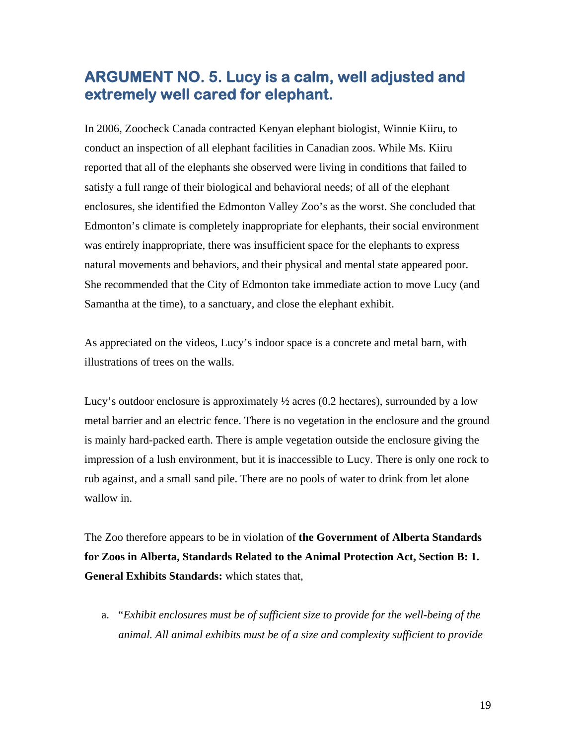## ARGUMENT NO. 5. Lucy is a calm, well adjusted and extremely well cared for elephant.

In 2006, Zoocheck Canada contracted Kenyan elephant biologist, Winnie Kiiru, to conduct an inspection of all elephant facilities in Canadian zoos. While Ms. Kiiru reported that all of the elephants she observed were living in conditions that failed to satisfy a full range of their biological and behavioral needs; of all of the elephant enclosures, she identified the Edmonton Valley Zoo's as the worst. She concluded that Edmonton's climate is completely inappropriate for elephants, their social environment was entirely inappropriate, there was insufficient space for the elephants to express natural movements and behaviors, and their physical and mental state appeared poor. She recommended that the City of Edmonton take immediate action to move Lucy (and Samantha at the time), to a sanctuary, and close the elephant exhibit.

As appreciated on the videos, Lucy's indoor space is a concrete and metal barn, with illustrations of trees on the walls.

Lucy's outdoor enclosure is approximately ½ acres (0.2 hectares), surrounded by a low metal barrier and an electric fence. There is no vegetation in the enclosure and the ground is mainly hard-packed earth. There is ample vegetation outside the enclosure giving the impression of a lush environment, but it is inaccessible to Lucy. There is only one rock to rub against, and a small sand pile. There are no pools of water to drink from let alone wallow in.

The Zoo therefore appears to be in violation of **the Government of Alberta Standards for Zoos in Alberta, Standards Related to the Animal Protection Act, Section B: 1. General Exhibits Standards:** which states that,

a. "*Exhibit enclosures must be of sufficient size to provide for the well-being of the animal. All animal exhibits must be of a size and complexity sufficient to provide*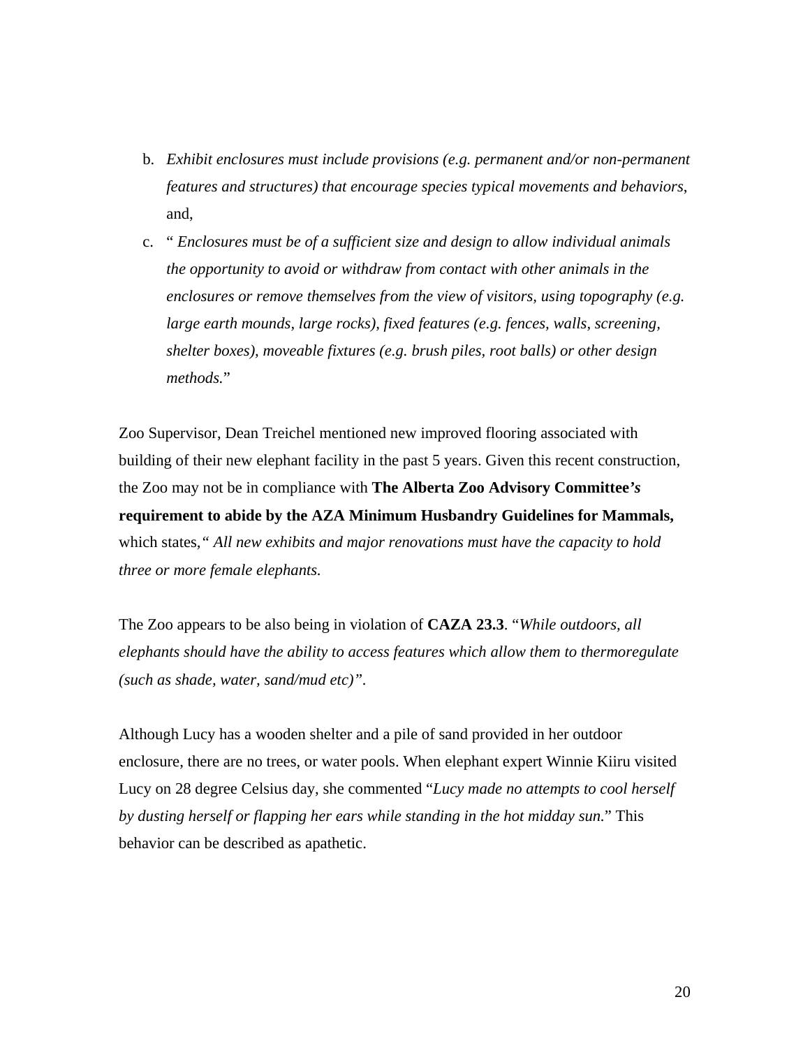b. *Exhibit enclosures must include provisions (e.g. permanent and/or non-permanent features and structures) that encourage species typical movements and behaviors*, and,

c. " *Enclosures must be of a sufficient size and design to allow individual animals the opportunity to avoid or withdraw from contact with other animals in the enclosures or remove themselves from the view of visitors, using topography (e.g. large earth mounds, large rocks), fixed features (e.g. fences, walls, screening, shelter boxes), moveable fixtures (e.g. brush piles, root balls) or other design methods.*"

Zoo Supervisor, Dean Treichel mentioned new improved flooring associated with building of their new elephant facility in the past 5 years. Given this recent construction, the Zoo may not be in compliance with **The Alberta Zoo Advisory Committee*'s* requirement to abide by the AZA Minimum Husbandry Guidelines for Mammals,** which states,*" All new exhibits and major renovations must have the capacity to hold three or more female elephants.*

The Zoo appears to be also being in violation of **CAZA 23.3**. "*While outdoors, all elephants should have the ability to access features which allow them to thermoregulate (such as shade, water, sand/mud etc)".*

Although Lucy has a wooden shelter and a pile of sand provided in her outdoor enclosure, there are no trees, or water pools. When elephant expert Winnie Kiiru visited Lucy on 28 degree Celsius day, she commented "*Lucy made no attempts to cool herself by dusting herself or flapping her ears while standing in the hot midday sun.*" This behavior can be described as apathetic.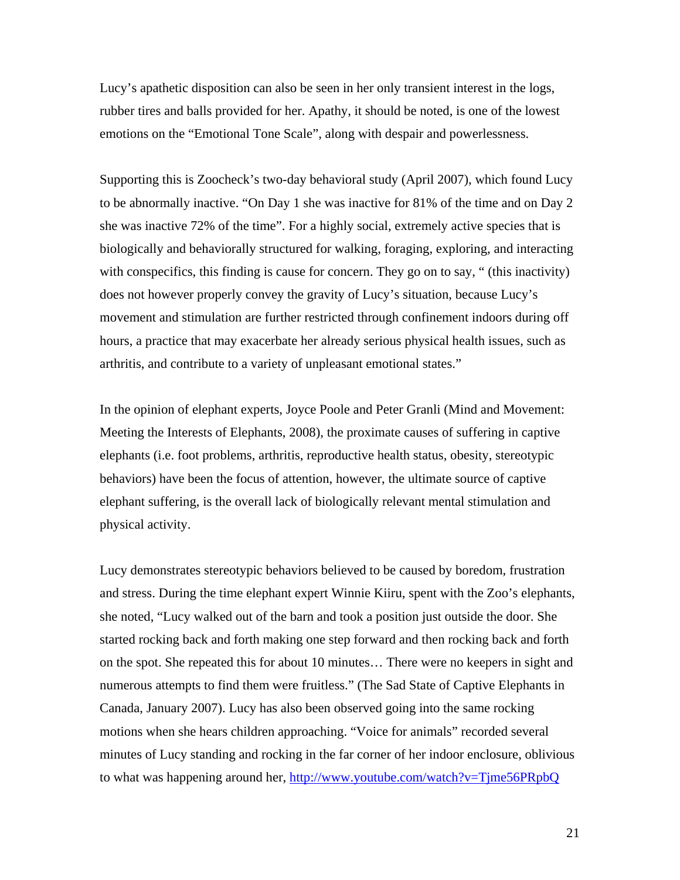Lucy's apathetic disposition can also be seen in her only transient interest in the logs, rubber tires and balls provided for her. Apathy, it should be noted, is one of the lowest emotions on the "Emotional Tone Scale", along with despair and powerlessness.

Supporting this is Zoocheck's two-day behavioral study (April 2007), which found Lucy to be abnormally inactive. "On Day 1 she was inactive for 81% of the time and on Day 2 she was inactive 72% of the time". For a highly social, extremely active species that is biologically and behaviorally structured for walking, foraging, exploring, and interacting with conspecifics, this finding is cause for concern. They go on to say, " (this inactivity) does not however properly convey the gravity of Lucy's situation, because Lucy's movement and stimulation are further restricted through confinement indoors during off hours, a practice that may exacerbate her already serious physical health issues, such as arthritis, and contribute to a variety of unpleasant emotional states."

In the opinion of elephant experts, Joyce Poole and Peter Granli (Mind and Movement: Meeting the Interests of Elephants, 2008), the proximate causes of suffering in captive elephants (i.e. foot problems, arthritis, reproductive health status, obesity, stereotypic behaviors) have been the focus of attention, however, the ultimate source of captive elephant suffering, is the overall lack of biologically relevant mental stimulation and physical activity.

Lucy demonstrates stereotypic behaviors believed to be caused by boredom, frustration and stress. During the time elephant expert Winnie Kiiru, spent with the Zoo's elephants, she noted, "Lucy walked out of the barn and took a position just outside the door. She started rocking back and forth making one step forward and then rocking back and forth on the spot. She repeated this for about 10 minutes… There were no keepers in sight and numerous attempts to find them were fruitless." (The Sad State of Captive Elephants in Canada, January 2007). Lucy has also been observed going into the same rocking motions when she hears children approaching. "Voice for animals" recorded several minutes of Lucy standing and rocking in the far corner of her indoor enclosure, oblivious to what was happening around her, http://www.youtube.com/watch?v=Tjme56PRpbQ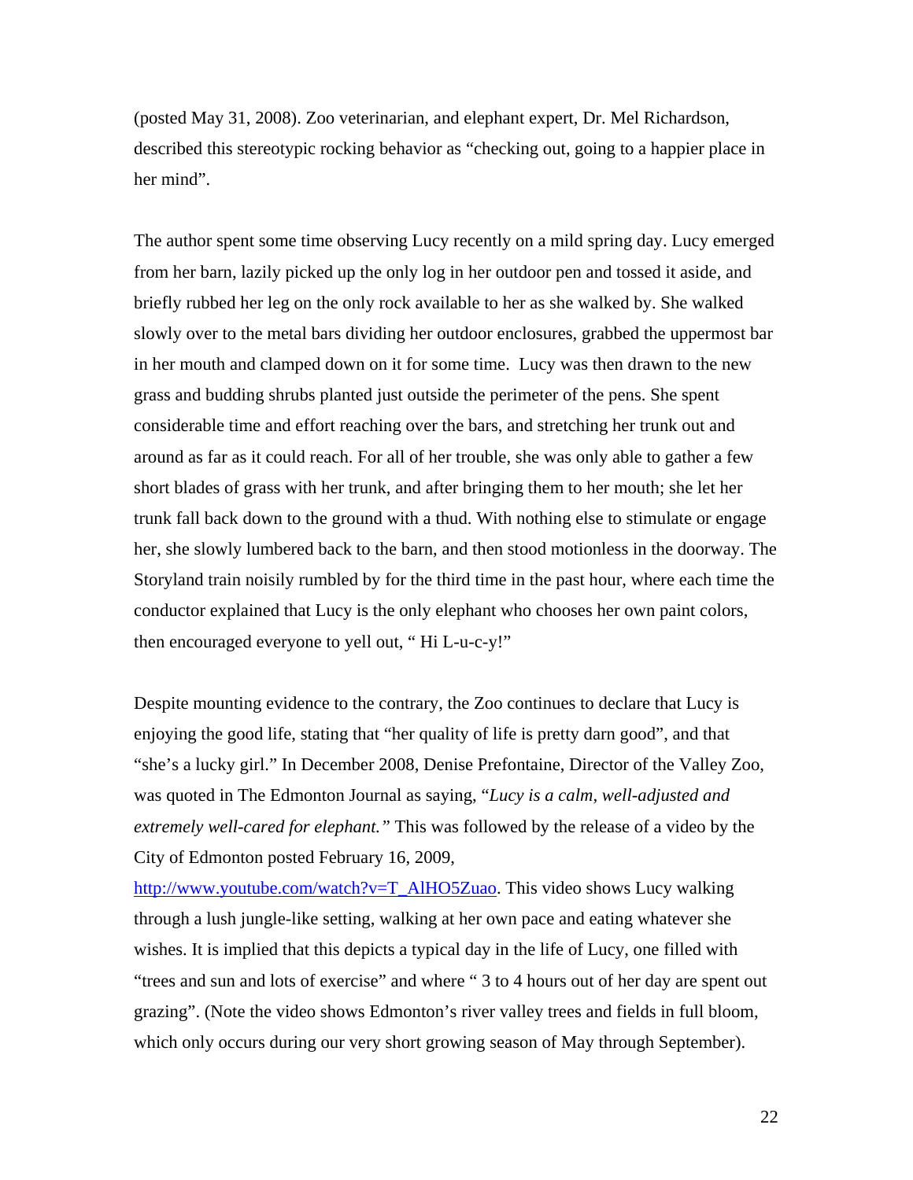(posted May 31, 2008). Zoo veterinarian, and elephant expert, Dr. Mel Richardson, described this stereotypic rocking behavior as “checking out, going to a happier place in her mind”.

The author spent some time observing Lucy recently on a mild spring day. Lucy emerged from her barn, lazily picked up the only log in her outdoor pen and tossed it aside, and briefly rubbed her leg on the only rock available to her as she walked by. She walked slowly over to the metal bars dividing her outdoor enclosures, grabbed the uppermost bar in her mouth and clamped down on it for some time. Lucy was then drawn to the new grass and budding shrubs planted just outside the perimeter of the pens. She spent considerable time and effort reaching over the bars, and stretching her trunk out and around as far as it could reach. For all of her trouble, she was only able to gather a few short blades of grass with her trunk, and after bringing them to her mouth; she let her trunk fall back down to the ground with a thud. With nothing else to stimulate or engage her, she slowly lumbered back to the barn, and then stood motionless in the doorway. The Storyland train noisily rumbled by for the third time in the past hour, where each time the conductor explained that Lucy is the only elephant who chooses her own paint colors, then encouraged everyone to yell out, “ Hi L-u-c-y!”

Despite mounting evidence to the contrary, the Zoo continues to declare that Lucy is enjoying the good life, stating that “her quality of life is pretty darn good”, and that “she’s a lucky girl.” In December 2008, Denise Prefontaine, Director of the Valley Zoo, was quoted in The Edmonton Journal as saying, “*Lucy is a calm, well-adjusted and extremely well-cared for elephant.”* This was followed by the release of a video by the City of Edmonton posted February 16, 2009, http://www.youtube.com/watch?v=T_AlHO5Zuao. This video shows Lucy walking through a lush jungle-like setting, walking at her own pace and eating whatever she wishes. It is implied that this depicts a typical day in the life of Lucy, one filled with “trees and sun and lots of exercise” and where “ 3 to 4 hours out of her day are spent out grazing”. (Note the video shows Edmonton’s river valley trees and fields in full bloom, which only occurs during our very short growing season of May through September).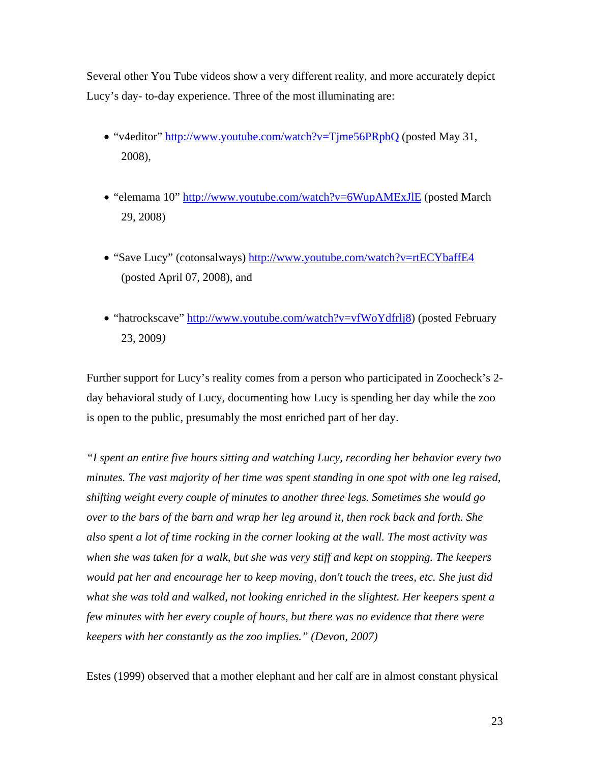Several other You Tube videos show a very different reality, and more accurately depict Lucy's day- to-day experience. Three of the most illuminating are:

- "v4editor" http://www.youtube.com/watch?v=Tjme56PRpbQ (posted May 31, 2008),
- "elemama 10" http://www.youtube.com/watch?v=6WupAMExJlE (posted March 29, 2008)
- "Save Lucy" (cotonsalways) http://www.youtube.com/watch?v=rtECYbaffE4 (posted April 07, 2008), and
- "hatrockscave" http://www.youtube.com/watch?v=vfWoYdfrlj8) (posted February 23, 2009*)*

Further support for Lucy's reality comes from a person who participated in Zoocheck's 2-day behavioral study of Lucy, documenting how Lucy is spending her day while the zoo is open to the public, presumably the most enriched part of her day.

*"I spent an entire five hours sitting and watching Lucy, recording her behavior every two minutes. The vast majority of her time was spent standing in one spot with one leg raised, shifting weight every couple of minutes to another three legs. Sometimes she would go over to the bars of the barn and wrap her leg around it, then rock back and forth. She also spent a lot of time rocking in the corner looking at the wall. The most activity was when she was taken for a walk, but she was very stiff and kept on stopping. The keepers would pat her and encourage her to keep moving, don't touch the trees, etc. She just did what she was told and walked, not looking enriched in the slightest. Her keepers spent a few minutes with her every couple of hours, but there was no evidence that there were keepers with her constantly as the zoo implies." (Devon, 2007)*

Estes (1999) observed that a mother elephant and her calf are in almost constant physical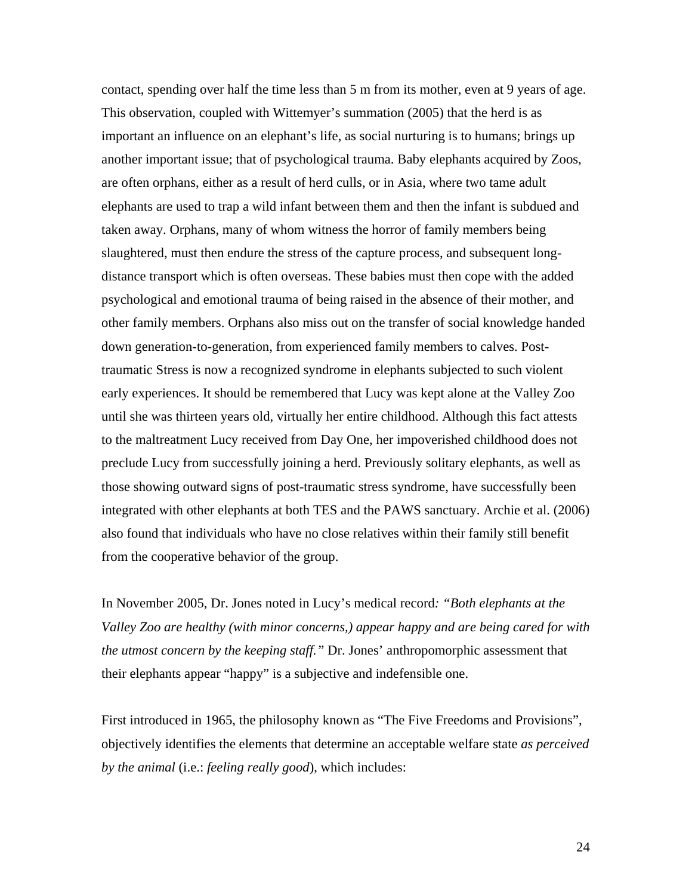contact, spending over half the time less than 5 m from its mother, even at 9 years of age. This observation, coupled with Wittemyer's summation (2005) that the herd is as important an influence on an elephant's life, as social nurturing is to humans; brings up another important issue; that of psychological trauma. Baby elephants acquired by Zoos, are often orphans, either as a result of herd culls, or in Asia, where two tame adult elephants are used to trap a wild infant between them and then the infant is subdued and taken away. Orphans, many of whom witness the horror of family members being slaughtered, must then endure the stress of the capture process, and subsequent long-distance transport which is often overseas. These babies must then cope with the added psychological and emotional trauma of being raised in the absence of their mother, and other family members. Orphans also miss out on the transfer of social knowledge handed down generation-to-generation, from experienced family members to calves. Post-traumatic Stress is now a recognized syndrome in elephants subjected to such violent early experiences. It should be remembered that Lucy was kept alone at the Valley Zoo until she was thirteen years old, virtually her entire childhood. Although this fact attests to the maltreatment Lucy received from Day One, her impoverished childhood does not preclude Lucy from successfully joining a herd. Previously solitary elephants, as well as those showing outward signs of post-traumatic stress syndrome, have successfully been integrated with other elephants at both TES and the PAWS sanctuary. Archie et al. (2006) also found that individuals who have no close relatives within their family still benefit from the cooperative behavior of the group.

In November 2005, Dr. Jones noted in Lucy's medical record*: "Both elephants at the Valley Zoo are healthy (with minor concerns,) appear happy and are being cared for with the utmost concern by the keeping staff."* Dr. Jones' anthropomorphic assessment that their elephants appear "happy" is a subjective and indefensible one.

First introduced in 1965, the philosophy known as "The Five Freedoms and Provisions", objectively identifies the elements that determine an acceptable welfare state *as perceived by the animal* (i.e.: *feeling really good*), which includes: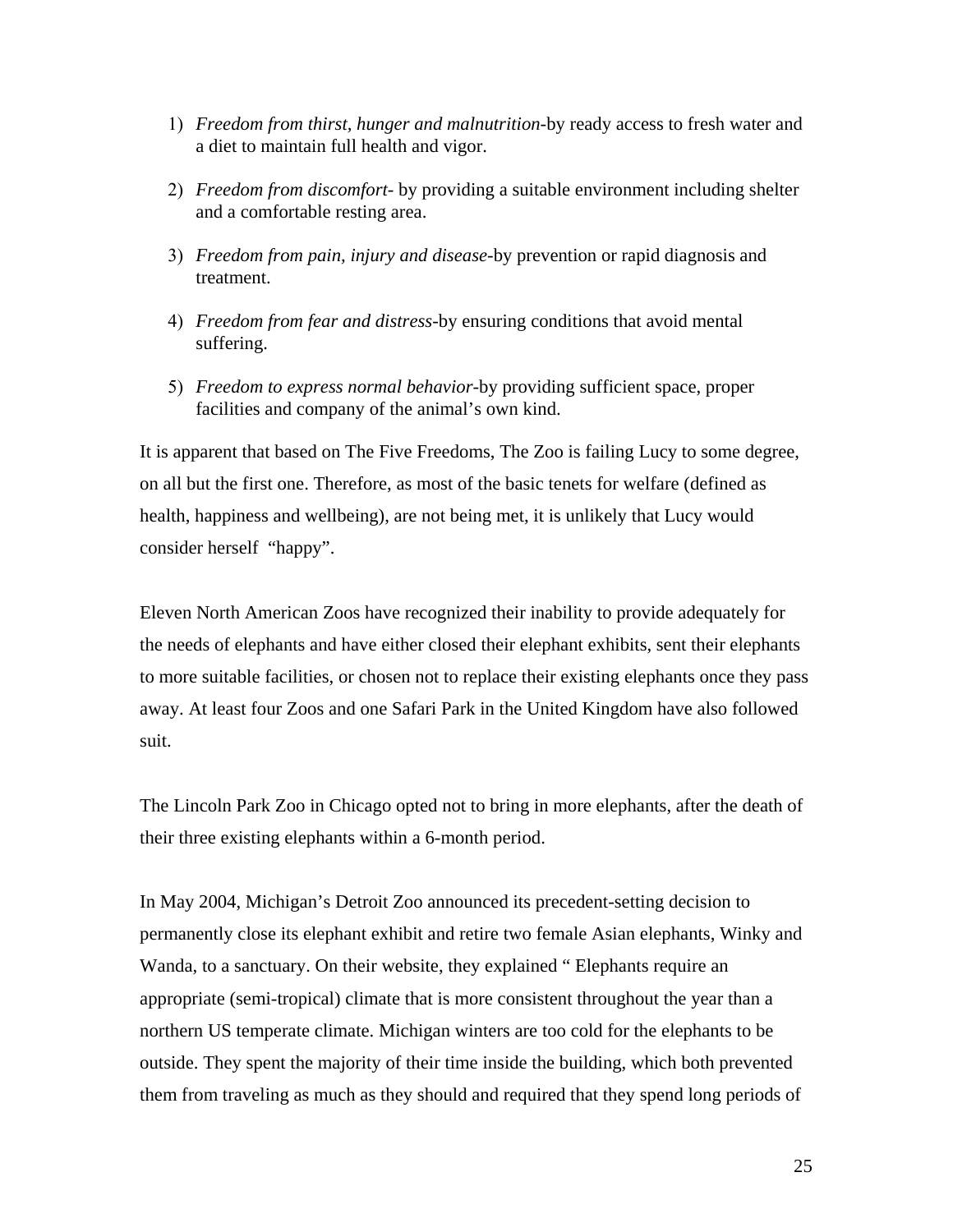1) *Freedom from thirst, hunger and malnutrition*-by ready access to fresh water and a diet to maintain full health and vigor.

2) *Freedom from discomfort*- by providing a suitable environment including shelter and a comfortable resting area.

3) *Freedom from pain, injury and disease*-by prevention or rapid diagnosis and treatment.

4) *Freedom from fear and distress*-by ensuring conditions that avoid mental suffering.

5) *Freedom to express normal behavior*-by providing sufficient space, proper facilities and company of the animal's own kind.

It is apparent that based on The Five Freedoms, The Zoo is failing Lucy to some degree, on all but the first one. Therefore, as most of the basic tenets for welfare (defined as health, happiness and wellbeing), are not being met, it is unlikely that Lucy would consider herself "happy".

Eleven North American Zoos have recognized their inability to provide adequately for the needs of elephants and have either closed their elephant exhibits, sent their elephants to more suitable facilities, or chosen not to replace their existing elephants once they pass away. At least four Zoos and one Safari Park in the United Kingdom have also followed suit.

The Lincoln Park Zoo in Chicago opted not to bring in more elephants, after the death of their three existing elephants within a 6-month period.

In May 2004, Michigan's Detroit Zoo announced its precedent-setting decision to permanently close its elephant exhibit and retire two female Asian elephants, Winky and Wanda, to a sanctuary. On their website, they explained " Elephants require an appropriate (semi-tropical) climate that is more consistent throughout the year than a northern US temperate climate. Michigan winters are too cold for the elephants to be outside. They spent the majority of their time inside the building, which both prevented them from traveling as much as they should and required that they spend long periods of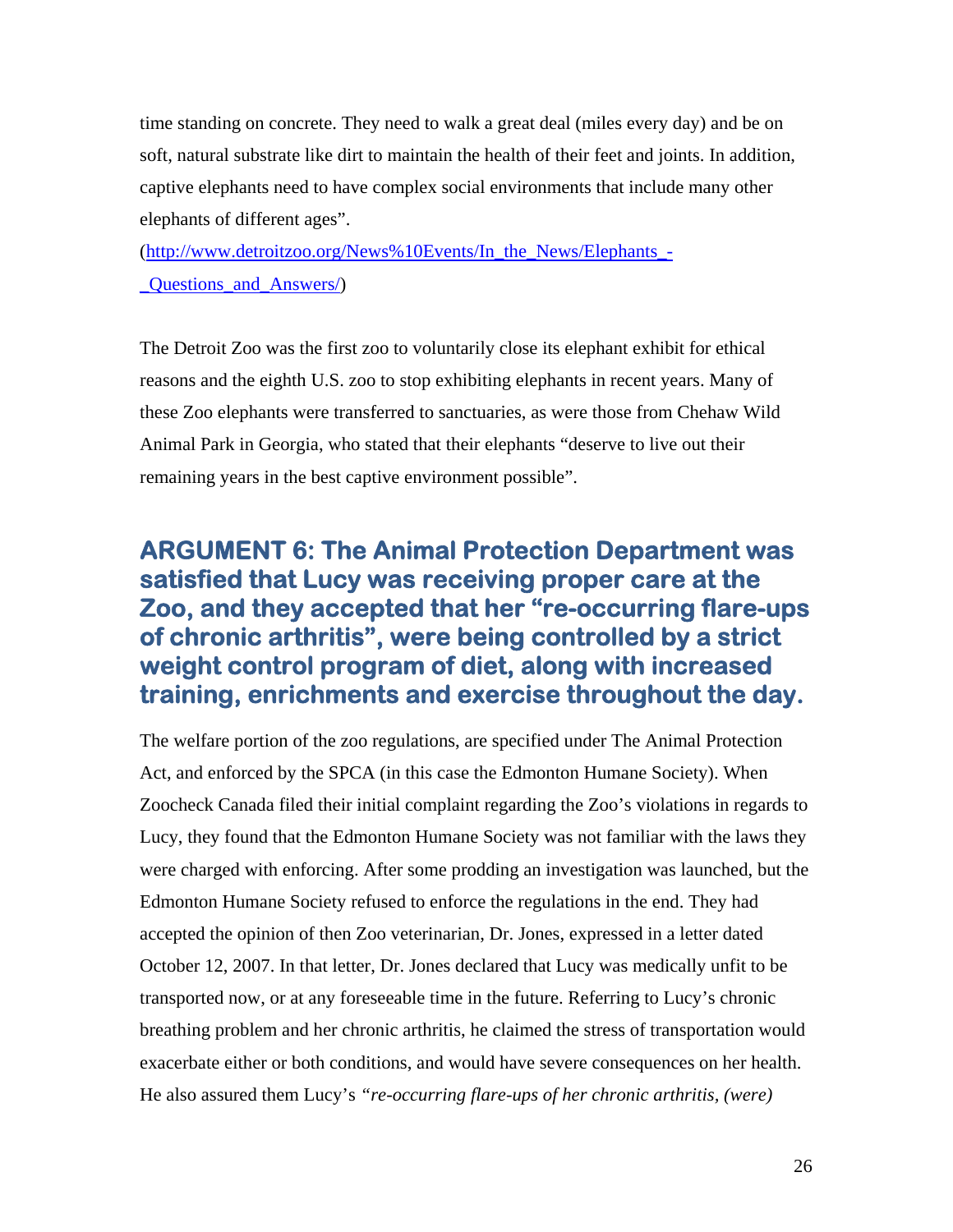time standing on concrete. They need to walk a great deal (miles every day) and be on soft, natural substrate like dirt to maintain the health of their feet and joints. In addition, captive elephants need to have complex social environments that include many other elephants of different ages".

(http://www.detroitzoo.org/News%10Events/In_the_News/Elephants_-_Questions_and_Answers/)

The Detroit Zoo was the first zoo to voluntarily close its elephant exhibit for ethical reasons and the eighth U.S. zoo to stop exhibiting elephants in recent years. Many of these Zoo elephants were transferred to sanctuaries, as were those from Chehaw Wild Animal Park in Georgia, who stated that their elephants "deserve to live out their remaining years in the best captive environment possible".

## ARGUMENT 6: The Animal Protection Department was satisfied that Lucy was receiving proper care at the Zoo, and they accepted that her "re-occurring flare-ups of chronic arthritis", were being controlled by a strict weight control program of diet, along with increased training, enrichments and exercise throughout the day.

The welfare portion of the zoo regulations, are specified under The Animal Protection Act, and enforced by the SPCA (in this case the Edmonton Humane Society). When Zoocheck Canada filed their initial complaint regarding the Zoo's violations in regards to Lucy, they found that the Edmonton Humane Society was not familiar with the laws they were charged with enforcing. After some prodding an investigation was launched, but the Edmonton Humane Society refused to enforce the regulations in the end. They had accepted the opinion of then Zoo veterinarian, Dr. Jones, expressed in a letter dated October 12, 2007. In that letter, Dr. Jones declared that Lucy was medically unfit to be transported now, or at any foreseeable time in the future. Referring to Lucy's chronic breathing problem and her chronic arthritis, he claimed the stress of transportation would exacerbate either or both conditions, and would have severe consequences on her health. He also assured them Lucy's *"re-occurring flare-ups of her chronic arthritis, (were)*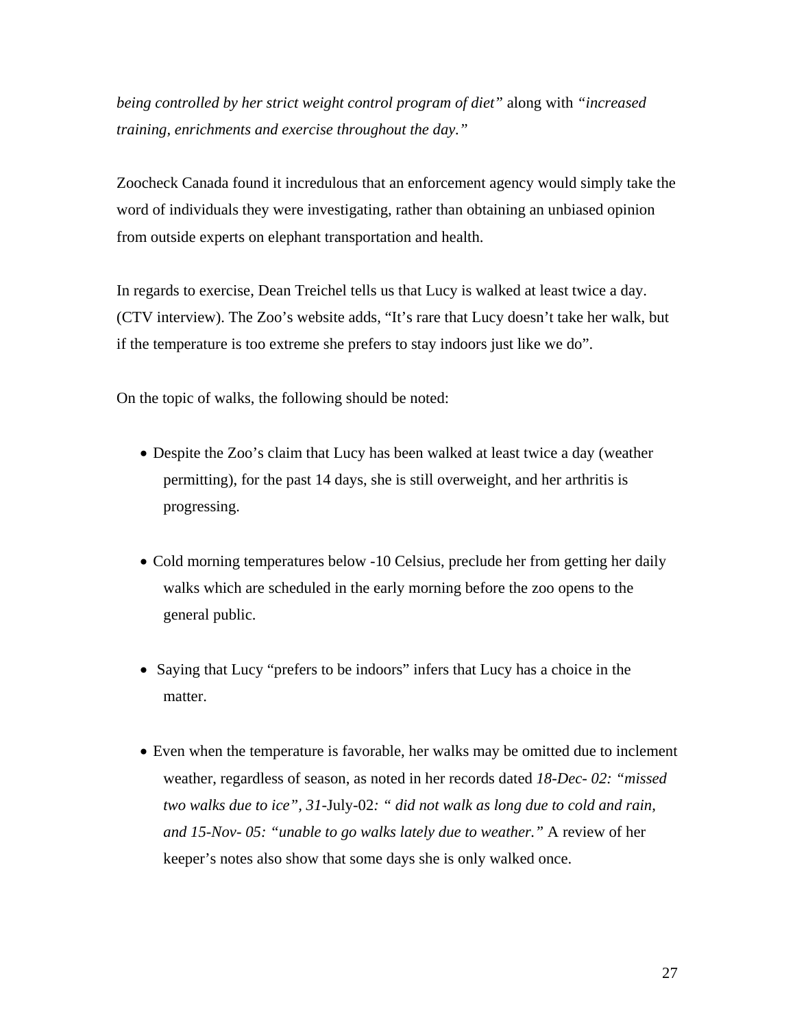*being controlled by her strict weight control program of diet"* along with *"increased training, enrichments and exercise throughout the day."*

Zoocheck Canada found it incredulous that an enforcement agency would simply take the word of individuals they were investigating, rather than obtaining an unbiased opinion from outside experts on elephant transportation and health.

In regards to exercise, Dean Treichel tells us that Lucy is walked at least twice a day. (CTV interview). The Zoo's website adds, "It's rare that Lucy doesn't take her walk, but if the temperature is too extreme she prefers to stay indoors just like we do".

On the topic of walks, the following should be noted:

- Despite the Zoo's claim that Lucy has been walked at least twice a day (weather permitting), for the past 14 days, she is still overweight, and her arthritis is progressing.
- Cold morning temperatures below -10 Celsius, preclude her from getting her daily walks which are scheduled in the early morning before the zoo opens to the general public.
- Saying that Lucy "prefers to be indoors" infers that Lucy has a choice in the matter.
- Even when the temperature is favorable, her walks may be omitted due to inclement weather, regardless of season, as noted in her records dated *18-Dec- 02: "missed two walks due to ice", 31*-July-02*: " did not walk as long due to cold and rain, and 15-Nov- 05: "unable to go walks lately due to weather."* A review of her keeper's notes also show that some days she is only walked once.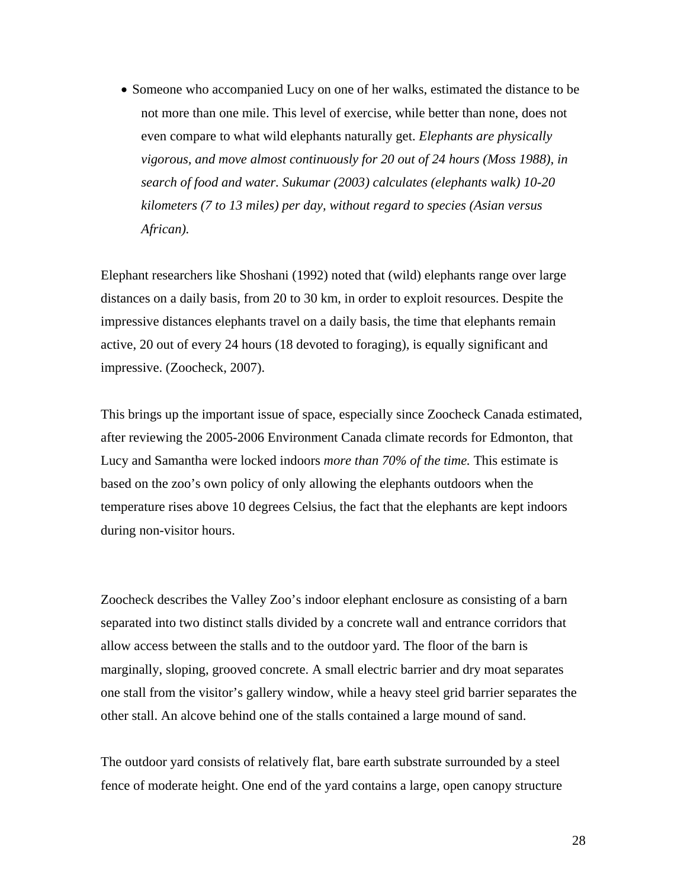- Someone who accompanied Lucy on one of her walks, estimated the distance to be not more than one mile. This level of exercise, while better than none, does not even compare to what wild elephants naturally get. *Elephants are physically vigorous, and move almost continuously for 20 out of 24 hours (Moss 1988), in search of food and water. Sukumar (2003) calculates (elephants walk) 10-20 kilometers (7 to 13 miles) per day, without regard to species (Asian versus African).*

Elephant researchers like Shoshani (1992) noted that (wild) elephants range over large distances on a daily basis, from 20 to 30 km, in order to exploit resources. Despite the impressive distances elephants travel on a daily basis, the time that elephants remain active, 20 out of every 24 hours (18 devoted to foraging), is equally significant and impressive. (Zoocheck, 2007).

This brings up the important issue of space, especially since Zoocheck Canada estimated, after reviewing the 2005-2006 Environment Canada climate records for Edmonton, that Lucy and Samantha were locked indoors *more than 70% of the time.* This estimate is based on the zoo's own policy of only allowing the elephants outdoors when the temperature rises above 10 degrees Celsius, the fact that the elephants are kept indoors during non-visitor hours.

Zoocheck describes the Valley Zoo's indoor elephant enclosure as consisting of a barn separated into two distinct stalls divided by a concrete wall and entrance corridors that allow access between the stalls and to the outdoor yard. The floor of the barn is marginally, sloping, grooved concrete. A small electric barrier and dry moat separates one stall from the visitor's gallery window, while a heavy steel grid barrier separates the other stall. An alcove behind one of the stalls contained a large mound of sand.

The outdoor yard consists of relatively flat, bare earth substrate surrounded by a steel fence of moderate height. One end of the yard contains a large, open canopy structure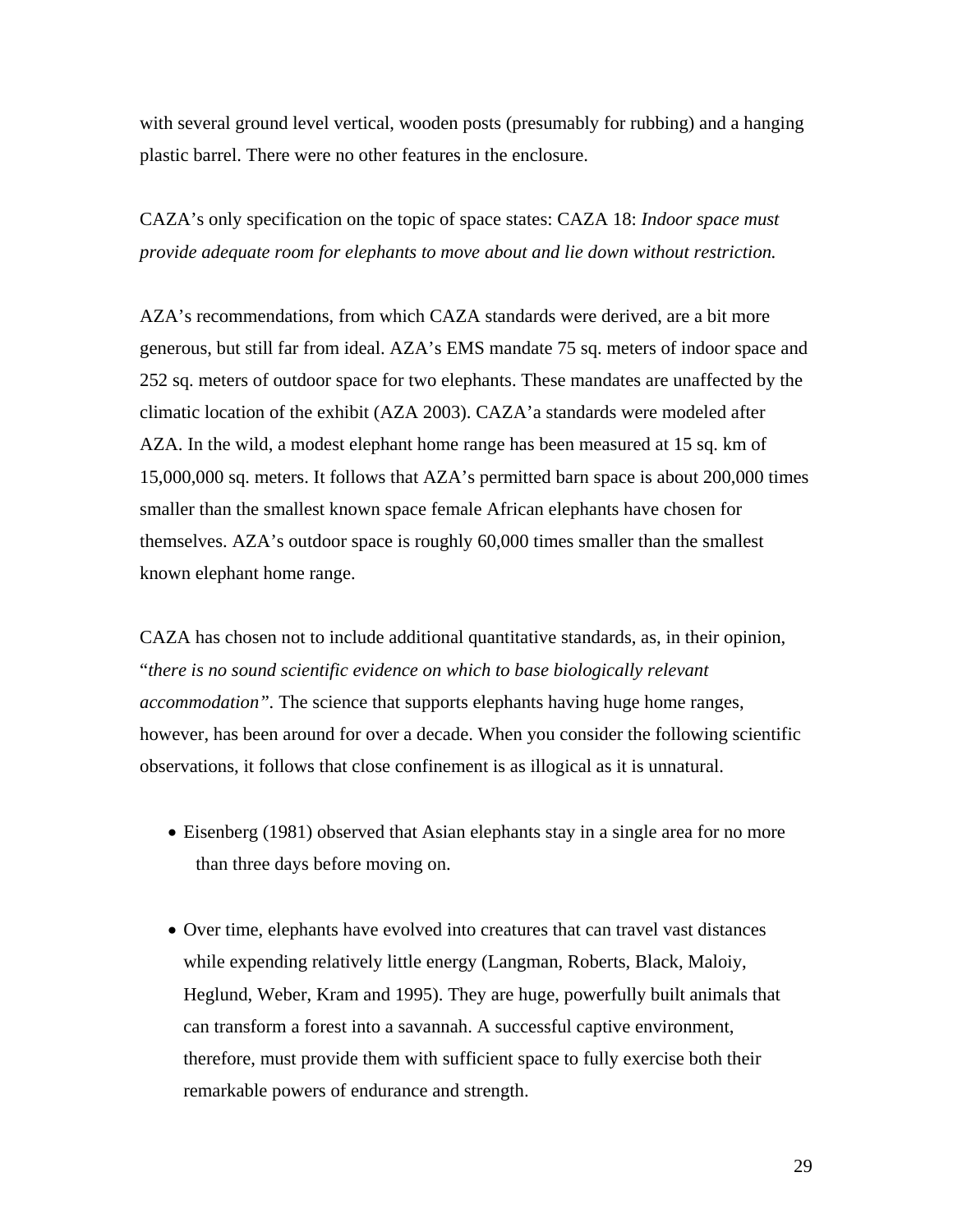with several ground level vertical, wooden posts (presumably for rubbing) and a hanging plastic barrel. There were no other features in the enclosure.

CAZA's only specification on the topic of space states: CAZA 18: *Indoor space must provide adequate room for elephants to move about and lie down without restriction.*

AZA's recommendations, from which CAZA standards were derived, are a bit more generous, but still far from ideal. AZA's EMS mandate 75 sq. meters of indoor space and 252 sq. meters of outdoor space for two elephants. These mandates are unaffected by the climatic location of the exhibit (AZA 2003). CAZA'a standards were modeled after AZA. In the wild, a modest elephant home range has been measured at 15 sq. km of 15,000,000 sq. meters. It follows that AZA's permitted barn space is about 200,000 times smaller than the smallest known space female African elephants have chosen for themselves. AZA's outdoor space is roughly 60,000 times smaller than the smallest known elephant home range.

CAZA has chosen not to include additional quantitative standards, as, in their opinion, "*there is no sound scientific evidence on which to base biologically relevant accommodation"*. The science that supports elephants having huge home ranges, however, has been around for over a decade. When you consider the following scientific observations, it follows that close confinement is as illogical as it is unnatural.

- Eisenberg (1981) observed that Asian elephants stay in a single area for no more than three days before moving on.

- Over time, elephants have evolved into creatures that can travel vast distances while expending relatively little energy (Langman, Roberts, Black, Maloiy, Heglund, Weber, Kram and 1995). They are huge, powerfully built animals that can transform a forest into a savannah. A successful captive environment, therefore, must provide them with sufficient space to fully exercise both their remarkable powers of endurance and strength.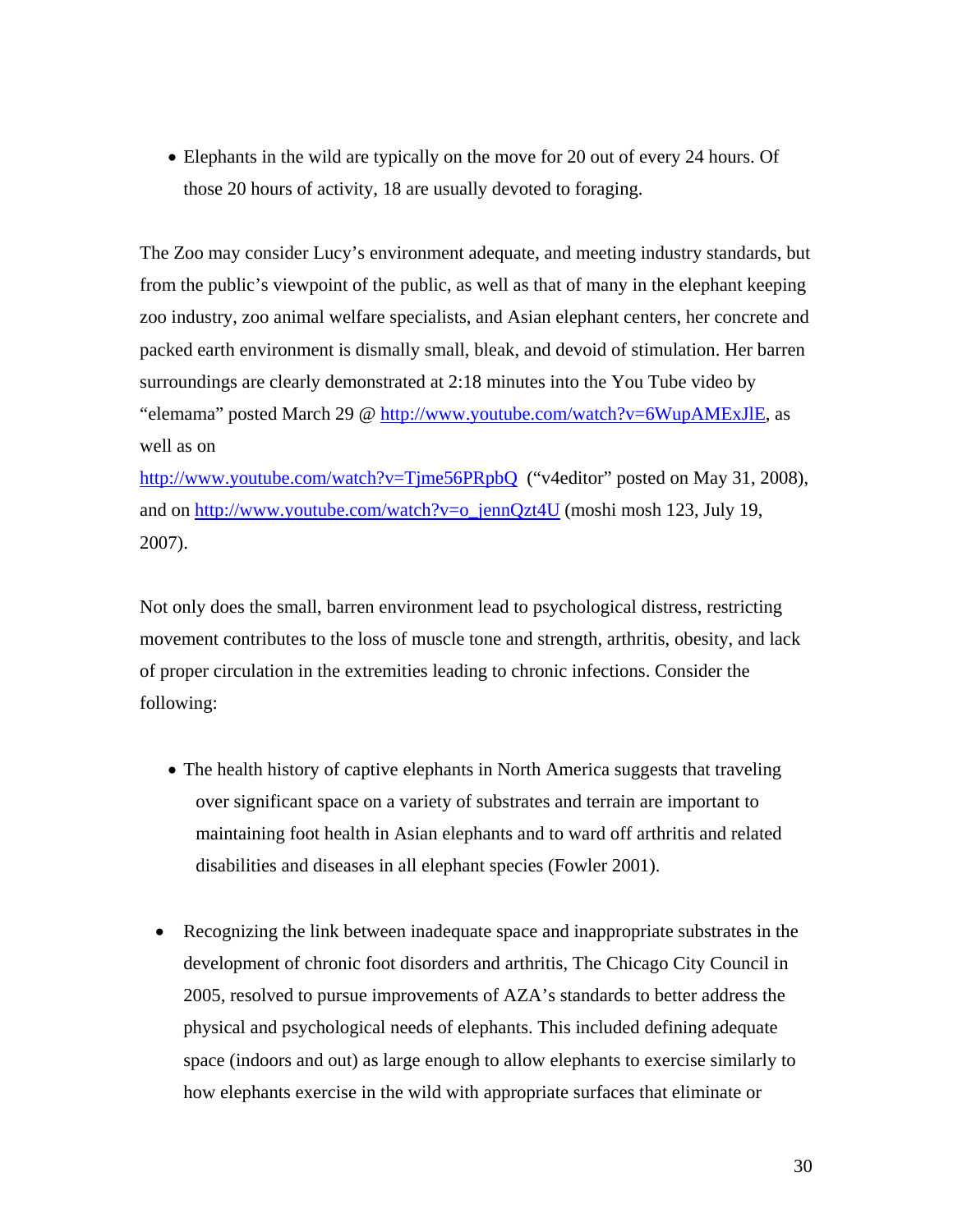- Elephants in the wild are typically on the move for 20 out of every 24 hours. Of those 20 hours of activity, 18 are usually devoted to foraging.

The Zoo may consider Lucy's environment adequate, and meeting industry standards, but from the public's viewpoint of the public, as well as that of many in the elephant keeping zoo industry, zoo animal welfare specialists, and Asian elephant centers, her concrete and packed earth environment is dismally small, bleak, and devoid of stimulation. Her barren surroundings are clearly demonstrated at 2:18 minutes into the You Tube video by "elemama" posted March 29 @ http://www.youtube.com/watch?v=6WupAMExJlE, as well as on http://www.youtube.com/watch?v=Tjme56PRpbQ ("v4editor" posted on May 31, 2008), and on http://www.youtube.com/watch?v=o_jennQzt4U (moshi mosh 123, July 19, 2007).

Not only does the small, barren environment lead to psychological distress, restricting movement contributes to the loss of muscle tone and strength, arthritis, obesity, and lack of proper circulation in the extremities leading to chronic infections. Consider the following:

- The health history of captive elephants in North America suggests that traveling over significant space on a variety of substrates and terrain are important to maintaining foot health in Asian elephants and to ward off arthritis and related disabilities and diseases in all elephant species (Fowler 2001).

- Recognizing the link between inadequate space and inappropriate substrates in the development of chronic foot disorders and arthritis, The Chicago City Council in 2005, resolved to pursue improvements of AZA's standards to better address the physical and psychological needs of elephants. This included defining adequate space (indoors and out) as large enough to allow elephants to exercise similarly to how elephants exercise in the wild with appropriate surfaces that eliminate or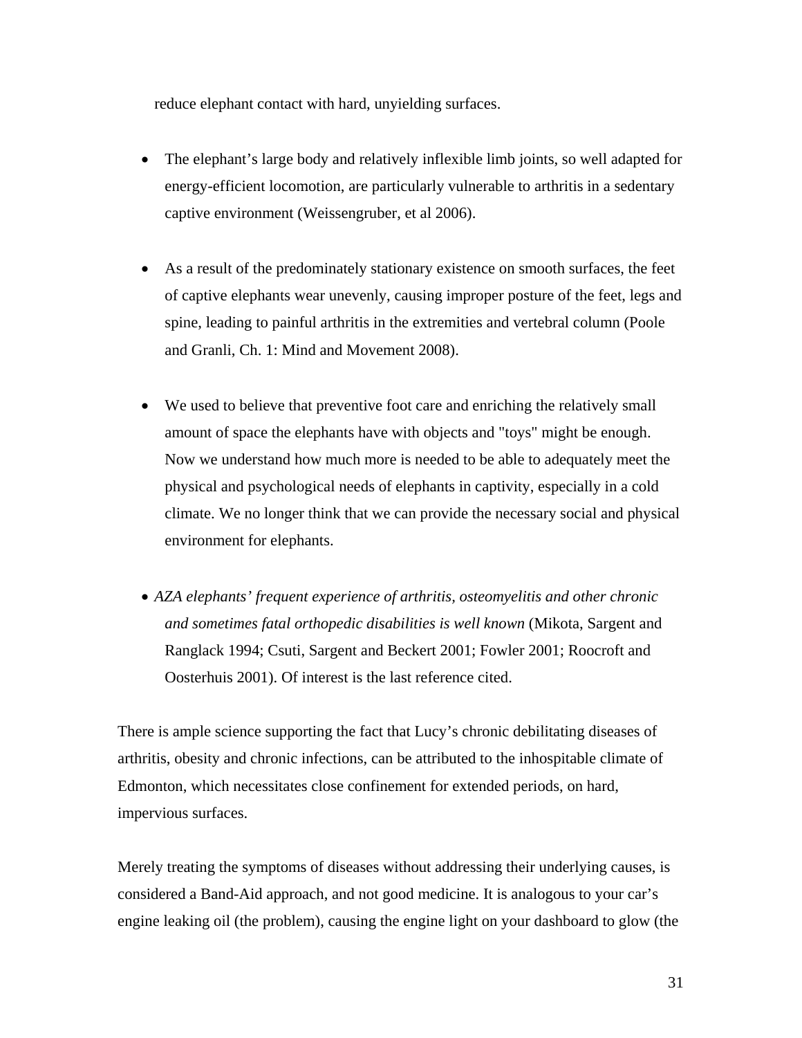reduce elephant contact with hard, unyielding surfaces.

- The elephant’s large body and relatively inflexible limb joints, so well adapted for energy-efficient locomotion, are particularly vulnerable to arthritis in a sedentary captive environment (Weissengruber, et al 2006).

- As a result of the predominately stationary existence on smooth surfaces, the feet of captive elephants wear unevenly, causing improper posture of the feet, legs and spine, leading to painful arthritis in the extremities and vertebral column (Poole and Granli, Ch. 1: Mind and Movement 2008).

- We used to believe that preventive foot care and enriching the relatively small amount of space the elephants have with objects and "toys" might be enough. Now we understand how much more is needed to be able to adequately meet the physical and psychological needs of elephants in captivity, especially in a cold climate. We no longer think that we can provide the necessary social and physical environment for elephants.

- *AZA elephants’ frequent experience of arthritis, osteomyelitis and other chronic and sometimes fatal orthopedic disabilities is well known* (Mikota, Sargent and Ranglack 1994; Csuti, Sargent and Beckert 2001; Fowler 2001; Roocroft and Oosterhuis 2001). Of interest is the last reference cited.

There is ample science supporting the fact that Lucy’s chronic debilitating diseases of arthritis, obesity and chronic infections, can be attributed to the inhospitable climate of Edmonton, which necessitates close confinement for extended periods, on hard, impervious surfaces.

Merely treating the symptoms of diseases without addressing their underlying causes, is considered a Band-Aid approach, and not good medicine. It is analogous to your car’s engine leaking oil (the problem), causing the engine light on your dashboard to glow (the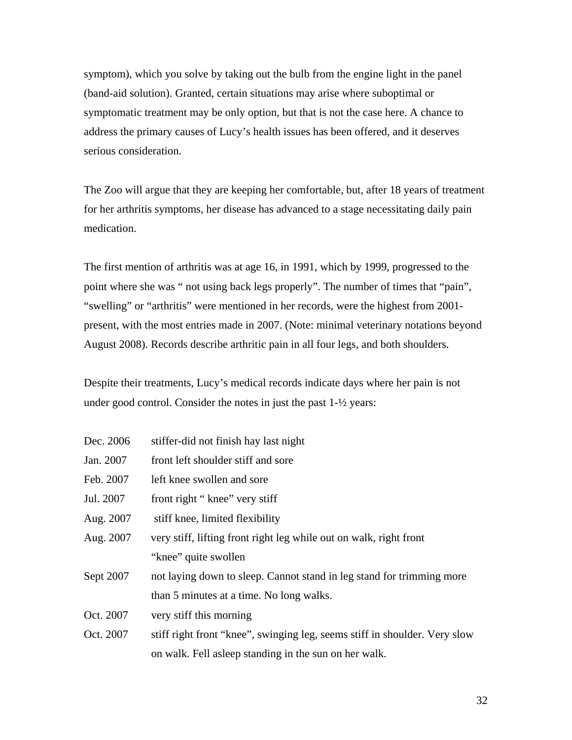symptom), which you solve by taking out the bulb from the engine light in the panel (band-aid solution). Granted, certain situations may arise where suboptimal or symptomatic treatment may be only option, but that is not the case here. A chance to address the primary causes of Lucy's health issues has been offered, and it deserves serious consideration.

The Zoo will argue that they are keeping her comfortable, but, after 18 years of treatment for her arthritis symptoms, her disease has advanced to a stage necessitating daily pain medication.

The first mention of arthritis was at age 16, in 1991, which by 1999, progressed to the point where she was " not using back legs properly". The number of times that "pain", "swelling" or "arthritis" were mentioned in her records, were the highest from 2001-present, with the most entries made in 2007. (Note: minimal veterinary notations beyond August 2008). Records describe arthritic pain in all four legs, and both shoulders.

Despite their treatments, Lucy's medical records indicate days where her pain is not under good control. Consider the notes in just the past 1-½ years:

| | |
|---|---|
| Dec. 2006 | stiffer-did not finish hay last night |
| Jan. 2007 | front left shoulder stiff and sore |
| Feb. 2007 | left knee swollen and sore |
| Jul. 2007 | front right " knee" very stiff |
| Aug. 2007 | stiff knee, limited flexibility |
| Aug. 2007 | very stiff, lifting front right leg while out on walk, right front "knee" quite swollen |
| Sept 2007 | not laying down to sleep. Cannot stand in leg stand for trimming more than 5 minutes at a time. No long walks. |
| Oct. 2007 | very stiff this morning |
| Oct. 2007 | stiff right front "knee", swinging leg, seems stiff in shoulder. Very slow on walk. Fell asleep standing in the sun on her walk. |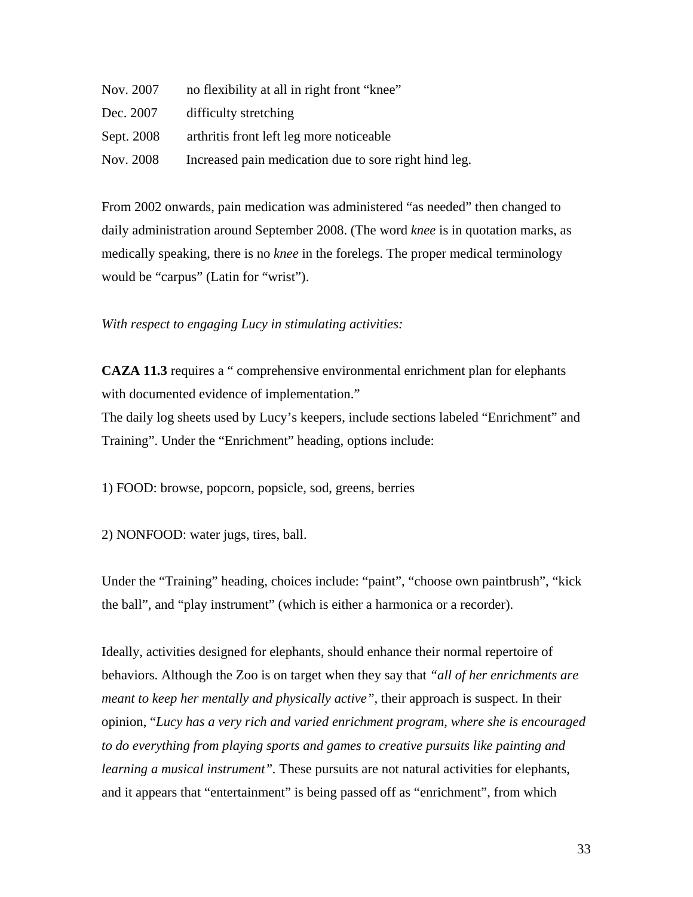| | |
|---|---|
| Nov. 2007 | no flexibility at all in right front “knee” |
| Dec. 2007 | difficulty stretching |
| Sept. 2008 | arthritis front left leg more noticeable |
| Nov. 2008 | Increased pain medication due to sore right hind leg. |

From 2002 onwards, pain medication was administered “as needed” then changed to daily administration around September 2008. (The word *knee* is in quotation marks, as medically speaking, there is no *knee* in the forelegs. The proper medical terminology would be “carpus” (Latin for “wrist”).

*With respect to engaging Lucy in stimulating activities:*

**CAZA 11.3** requires a “ comprehensive environmental enrichment plan for elephants with documented evidence of implementation.”
The daily log sheets used by Lucy’s keepers, include sections labeled “Enrichment” and Training”. Under the “Enrichment” heading, options include:

1) FOOD: browse, popcorn, popsicle, sod, greens, berries

2) NONFOOD: water jugs, tires, ball.

Under the “Training” heading, choices include: “paint”, “choose own paintbrush”, “kick the ball”, and “play instrument” (which is either a harmonica or a recorder).

Ideally, activities designed for elephants, should enhance their normal repertoire of behaviors. Although the Zoo is on target when they say that *“all of her enrichments are meant to keep her mentally and physically active”*, their approach is suspect. In their opinion, “*Lucy has a very rich and varied enrichment program, where she is encouraged to do everything from playing sports and games to creative pursuits like painting and learning a musical instrument”*. These pursuits are not natural activities for elephants, and it appears that “entertainment” is being passed off as “enrichment”, from which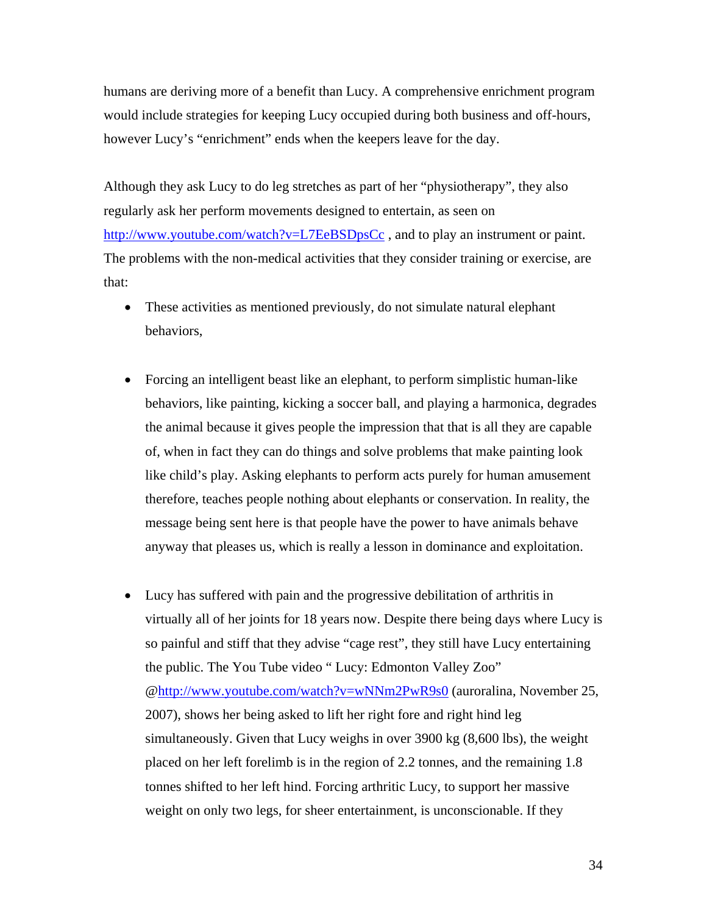humans are deriving more of a benefit than Lucy. A comprehensive enrichment program would include strategies for keeping Lucy occupied during both business and off-hours, however Lucy's "enrichment" ends when the keepers leave for the day.

Although they ask Lucy to do leg stretches as part of her "physiotherapy", they also regularly ask her perform movements designed to entertain, as seen on http://www.youtube.com/watch?v=L7EeBSDpsCc , and to play an instrument or paint. The problems with the non-medical activities that they consider training or exercise, are that:

- These activities as mentioned previously, do not simulate natural elephant behaviors,

- Forcing an intelligent beast like an elephant, to perform simplistic human-like behaviors, like painting, kicking a soccer ball, and playing a harmonica, degrades the animal because it gives people the impression that that is all they are capable of, when in fact they can do things and solve problems that make painting look like child's play. Asking elephants to perform acts purely for human amusement therefore, teaches people nothing about elephants or conservation. In reality, the message being sent here is that people have the power to have animals behave anyway that pleases us, which is really a lesson in dominance and exploitation.

- Lucy has suffered with pain and the progressive debilitation of arthritis in virtually all of her joints for 18 years now. Despite there being days where Lucy is so painful and stiff that they advise "cage rest", they still have Lucy entertaining the public. The You Tube video " Lucy: Edmonton Valley Zoo" @http://www.youtube.com/watch?v=wNNm2PwR9s0 (auroralina, November 25, 2007), shows her being asked to lift her right fore and right hind leg simultaneously. Given that Lucy weighs in over 3900 kg (8,600 lbs), the weight placed on her left forelimb is in the region of 2.2 tonnes, and the remaining 1.8 tonnes shifted to her left hind. Forcing arthritic Lucy, to support her massive weight on only two legs, for sheer entertainment, is unconscionable. If they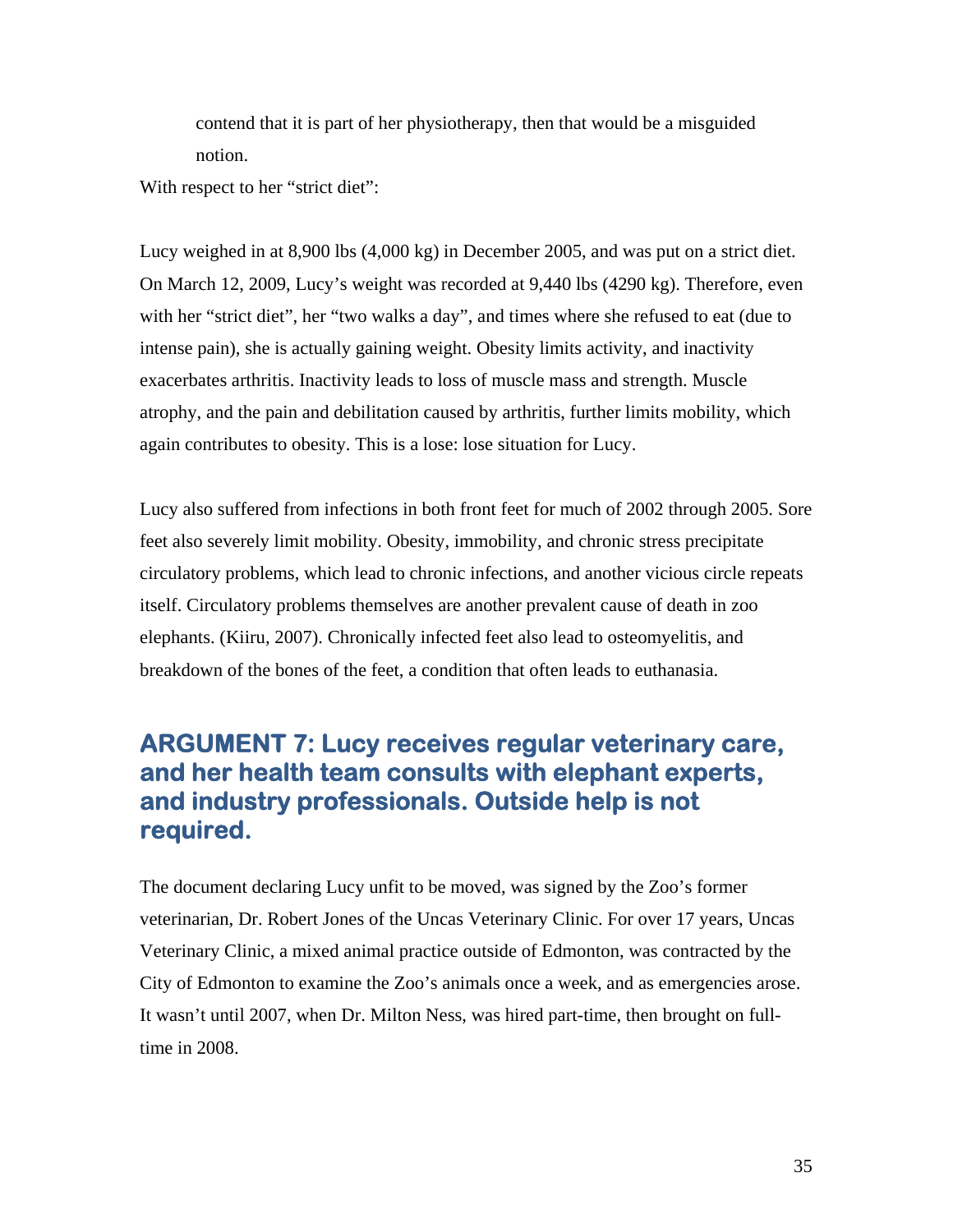contend that it is part of her physiotherapy, then that would be a misguided notion.

With respect to her "strict diet":

Lucy weighed in at 8,900 lbs (4,000 kg) in December 2005, and was put on a strict diet. On March 12, 2009, Lucy's weight was recorded at 9,440 lbs (4290 kg). Therefore, even with her "strict diet", her "two walks a day", and times where she refused to eat (due to intense pain), she is actually gaining weight. Obesity limits activity, and inactivity exacerbates arthritis. Inactivity leads to loss of muscle mass and strength. Muscle atrophy, and the pain and debilitation caused by arthritis, further limits mobility, which again contributes to obesity. This is a lose: lose situation for Lucy.

Lucy also suffered from infections in both front feet for much of 2002 through 2005. Sore feet also severely limit mobility. Obesity, immobility, and chronic stress precipitate circulatory problems, which lead to chronic infections, and another vicious circle repeats itself. Circulatory problems themselves are another prevalent cause of death in zoo elephants. (Kiiru, 2007). Chronically infected feet also lead to osteomyelitis, and breakdown of the bones of the feet, a condition that often leads to euthanasia.

## ARGUMENT 7: Lucy receives regular veterinary care, and her health team consults with elephant experts, and industry professionals. Outside help is not required.

The document declaring Lucy unfit to be moved, was signed by the Zoo's former veterinarian, Dr. Robert Jones of the Uncas Veterinary Clinic. For over 17 years, Uncas Veterinary Clinic, a mixed animal practice outside of Edmonton, was contracted by the City of Edmonton to examine the Zoo's animals once a week, and as emergencies arose. It wasn't until 2007, when Dr. Milton Ness, was hired part-time, then brought on full-time in 2008.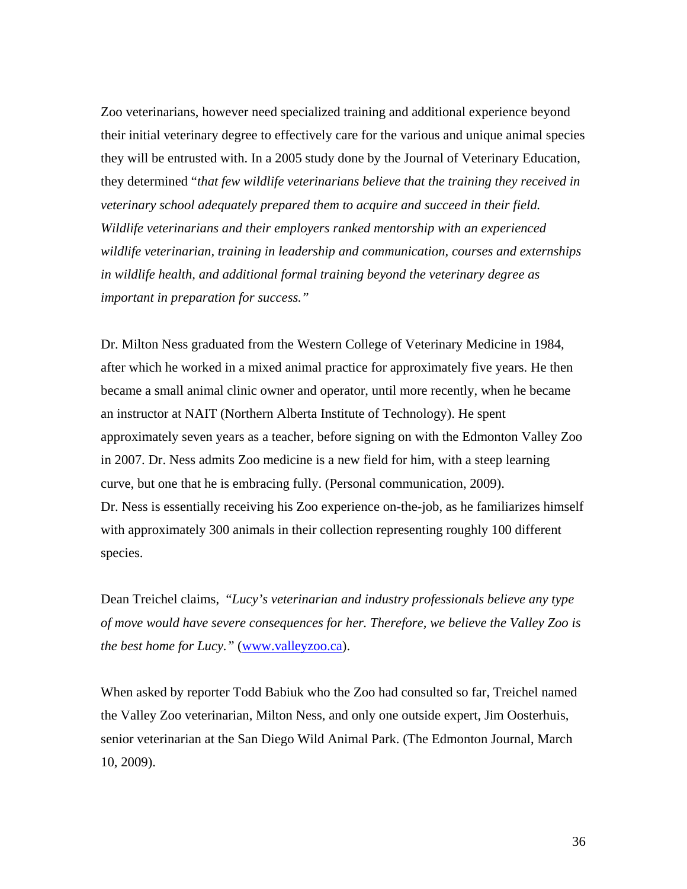Zoo veterinarians, however need specialized training and additional experience beyond their initial veterinary degree to effectively care for the various and unique animal species they will be entrusted with. In a 2005 study done by the Journal of Veterinary Education, they determined "*that few wildlife veterinarians believe that the training they received in veterinary school adequately prepared them to acquire and succeed in their field. Wildlife veterinarians and their employers ranked mentorship with an experienced wildlife veterinarian, training in leadership and communication, courses and externships in wildlife health, and additional formal training beyond the veterinary degree as important in preparation for success.*"

Dr. Milton Ness graduated from the Western College of Veterinary Medicine in 1984, after which he worked in a mixed animal practice for approximately five years. He then became a small animal clinic owner and operator, until more recently, when he became an instructor at NAIT (Northern Alberta Institute of Technology). He spent approximately seven years as a teacher, before signing on with the Edmonton Valley Zoo in 2007. Dr. Ness admits Zoo medicine is a new field for him, with a steep learning curve, but one that he is embracing fully. (Personal communication, 2009).
Dr. Ness is essentially receiving his Zoo experience on-the-job, as he familiarizes himself with approximately 300 animals in their collection representing roughly 100 different species.

Dean Treichel claims, "*Lucy's veterinarian and industry professionals believe any type of move would have severe consequences for her. Therefore, we believe the Valley Zoo is the best home for Lucy.*" (www.valleyzoo.ca).

When asked by reporter Todd Babiuk who the Zoo had consulted so far, Treichel named the Valley Zoo veterinarian, Milton Ness, and only one outside expert, Jim Oosterhuis, senior veterinarian at the San Diego Wild Animal Park. (The Edmonton Journal, March 10, 2009).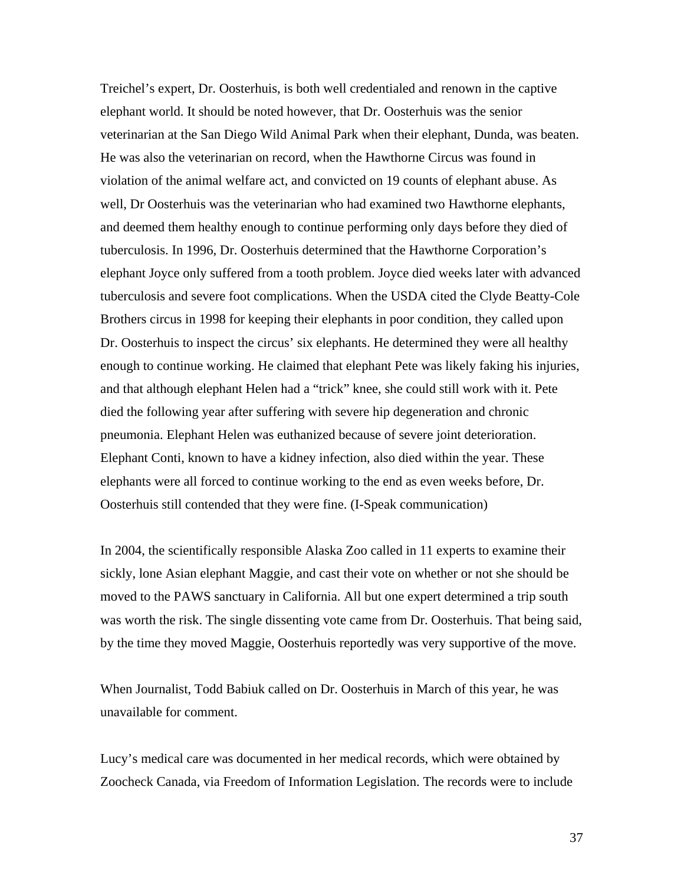Treichel's expert, Dr. Oosterhuis, is both well credentialed and renown in the captive elephant world. It should be noted however, that Dr. Oosterhuis was the senior veterinarian at the San Diego Wild Animal Park when their elephant, Dunda, was beaten. He was also the veterinarian on record, when the Hawthorne Circus was found in violation of the animal welfare act, and convicted on 19 counts of elephant abuse. As well, Dr Oosterhuis was the veterinarian who had examined two Hawthorne elephants, and deemed them healthy enough to continue performing only days before they died of tuberculosis. In 1996, Dr. Oosterhuis determined that the Hawthorne Corporation's elephant Joyce only suffered from a tooth problem. Joyce died weeks later with advanced tuberculosis and severe foot complications. When the USDA cited the Clyde Beatty-Cole Brothers circus in 1998 for keeping their elephants in poor condition, they called upon Dr. Oosterhuis to inspect the circus' six elephants. He determined they were all healthy enough to continue working. He claimed that elephant Pete was likely faking his injuries, and that although elephant Helen had a "trick" knee, she could still work with it. Pete died the following year after suffering with severe hip degeneration and chronic pneumonia. Elephant Helen was euthanized because of severe joint deterioration. Elephant Conti, known to have a kidney infection, also died within the year. These elephants were all forced to continue working to the end as even weeks before, Dr. Oosterhuis still contended that they were fine. (I-Speak communication)

In 2004, the scientifically responsible Alaska Zoo called in 11 experts to examine their sickly, lone Asian elephant Maggie, and cast their vote on whether or not she should be moved to the PAWS sanctuary in California. All but one expert determined a trip south was worth the risk. The single dissenting vote came from Dr. Oosterhuis. That being said, by the time they moved Maggie, Oosterhuis reportedly was very supportive of the move.

When Journalist, Todd Babiuk called on Dr. Oosterhuis in March of this year, he was unavailable for comment.

Lucy's medical care was documented in her medical records, which were obtained by Zoocheck Canada, via Freedom of Information Legislation. The records were to include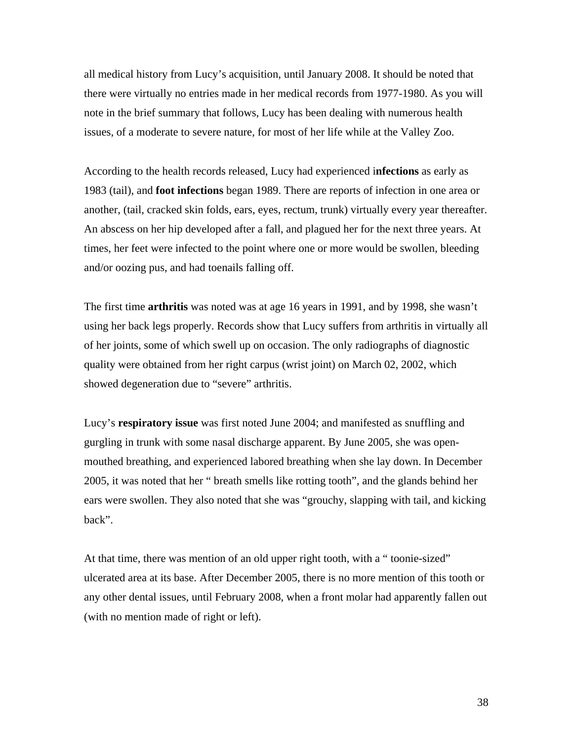all medical history from Lucy's acquisition, until January 2008. It should be noted that there were virtually no entries made in her medical records from 1977-1980. As you will note in the brief summary that follows, Lucy has been dealing with numerous health issues, of a moderate to severe nature, for most of her life while at the Valley Zoo.

According to the health records released, Lucy had experienced i**nfections** as early as 1983 (tail), and **foot infections** began 1989. There are reports of infection in one area or another, (tail, cracked skin folds, ears, eyes, rectum, trunk) virtually every year thereafter. An abscess on her hip developed after a fall, and plagued her for the next three years. At times, her feet were infected to the point where one or more would be swollen, bleeding and/or oozing pus, and had toenails falling off.

The first time **arthritis** was noted was at age 16 years in 1991, and by 1998, she wasn't using her back legs properly. Records show that Lucy suffers from arthritis in virtually all of her joints, some of which swell up on occasion. The only radiographs of diagnostic quality were obtained from her right carpus (wrist joint) on March 02, 2002, which showed degeneration due to "severe" arthritis.

Lucy's **respiratory issue** was first noted June 2004; and manifested as snuffling and gurgling in trunk with some nasal discharge apparent. By June 2005, she was open-mouthed breathing, and experienced labored breathing when she lay down. In December 2005, it was noted that her " breath smells like rotting tooth", and the glands behind her ears were swollen. They also noted that she was "grouchy, slapping with tail, and kicking back".

At that time, there was mention of an old upper right tooth, with a " toonie-sized" ulcerated area at its base. After December 2005, there is no more mention of this tooth or any other dental issues, until February 2008, when a front molar had apparently fallen out (with no mention made of right or left).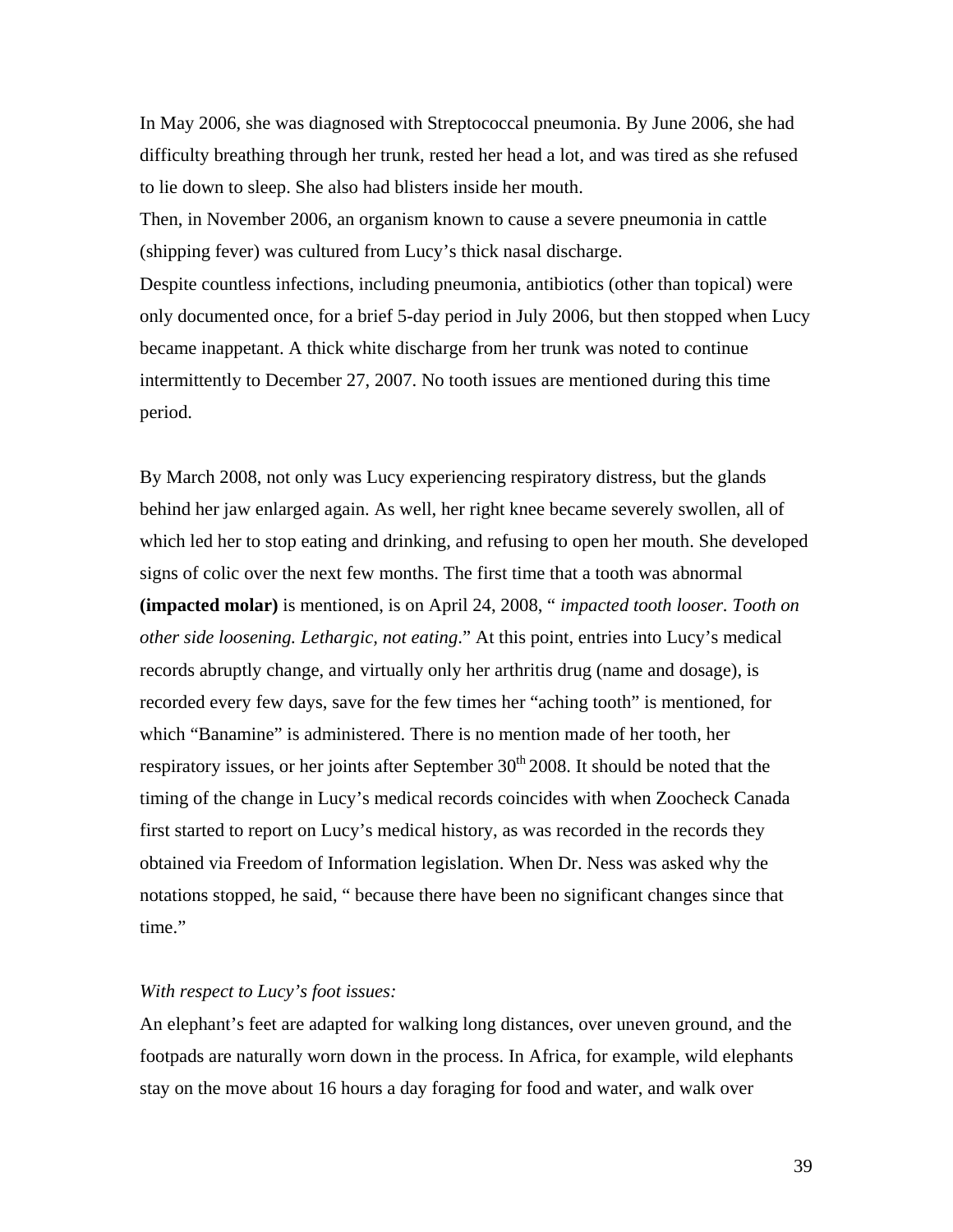In May 2006, she was diagnosed with Streptococcal pneumonia. By June 2006, she had difficulty breathing through her trunk, rested her head a lot, and was tired as she refused to lie down to sleep. She also had blisters inside her mouth.

Then, in November 2006, an organism known to cause a severe pneumonia in cattle (shipping fever) was cultured from Lucy's thick nasal discharge.

Despite countless infections, including pneumonia, antibiotics (other than topical) were only documented once, for a brief 5-day period in July 2006, but then stopped when Lucy became inappetant. A thick white discharge from her trunk was noted to continue intermittently to December 27, 2007. No tooth issues are mentioned during this time period.

By March 2008, not only was Lucy experiencing respiratory distress, but the glands behind her jaw enlarged again. As well, her right knee became severely swollen, all of which led her to stop eating and drinking, and refusing to open her mouth. She developed signs of colic over the next few months. The first time that a tooth was abnormal **(impacted molar)** is mentioned, is on April 24, 2008, " *impacted tooth looser. Tooth on other side loosening. Lethargic, not eating*." At this point, entries into Lucy's medical records abruptly change, and virtually only her arthritis drug (name and dosage), is recorded every few days, save for the few times her "aching tooth" is mentioned, for which "Banamine" is administered. There is no mention made of her tooth, her respiratory issues, or her joints after September 30th 2008. It should be noted that the timing of the change in Lucy's medical records coincides with when Zoocheck Canada first started to report on Lucy's medical history, as was recorded in the records they obtained via Freedom of Information legislation. When Dr. Ness was asked why the notations stopped, he said, " because there have been no significant changes since that time."

*With respect to Lucy's foot issues:*

An elephant's feet are adapted for walking long distances, over uneven ground, and the footpads are naturally worn down in the process. In Africa, for example, wild elephants stay on the move about 16 hours a day foraging for food and water, and walk over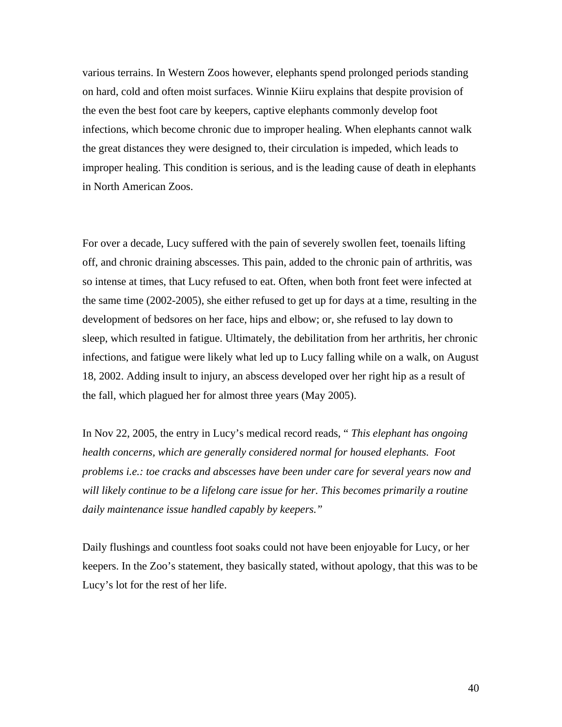various terrains. In Western Zoos however, elephants spend prolonged periods standing on hard, cold and often moist surfaces. Winnie Kiiru explains that despite provision of the even the best foot care by keepers, captive elephants commonly develop foot infections, which become chronic due to improper healing. When elephants cannot walk the great distances they were designed to, their circulation is impeded, which leads to improper healing. This condition is serious, and is the leading cause of death in elephants in North American Zoos.

For over a decade, Lucy suffered with the pain of severely swollen feet, toenails lifting off, and chronic draining abscesses. This pain, added to the chronic pain of arthritis, was so intense at times, that Lucy refused to eat. Often, when both front feet were infected at the same time (2002-2005), she either refused to get up for days at a time, resulting in the development of bedsores on her face, hips and elbow; or, she refused to lay down to sleep, which resulted in fatigue. Ultimately, the debilitation from her arthritis, her chronic infections, and fatigue were likely what led up to Lucy falling while on a walk, on August 18, 2002. Adding insult to injury, an abscess developed over her right hip as a result of the fall, which plagued her for almost three years (May 2005).

In Nov 22, 2005, the entry in Lucy's medical record reads, " *This elephant has ongoing health concerns, which are generally considered normal for housed elephants. Foot problems i.e.: toe cracks and abscesses have been under care for several years now and will likely continue to be a lifelong care issue for her. This becomes primarily a routine daily maintenance issue handled capably by keepers."*

Daily flushings and countless foot soaks could not have been enjoyable for Lucy, or her keepers. In the Zoo's statement, they basically stated, without apology, that this was to be Lucy's lot for the rest of her life.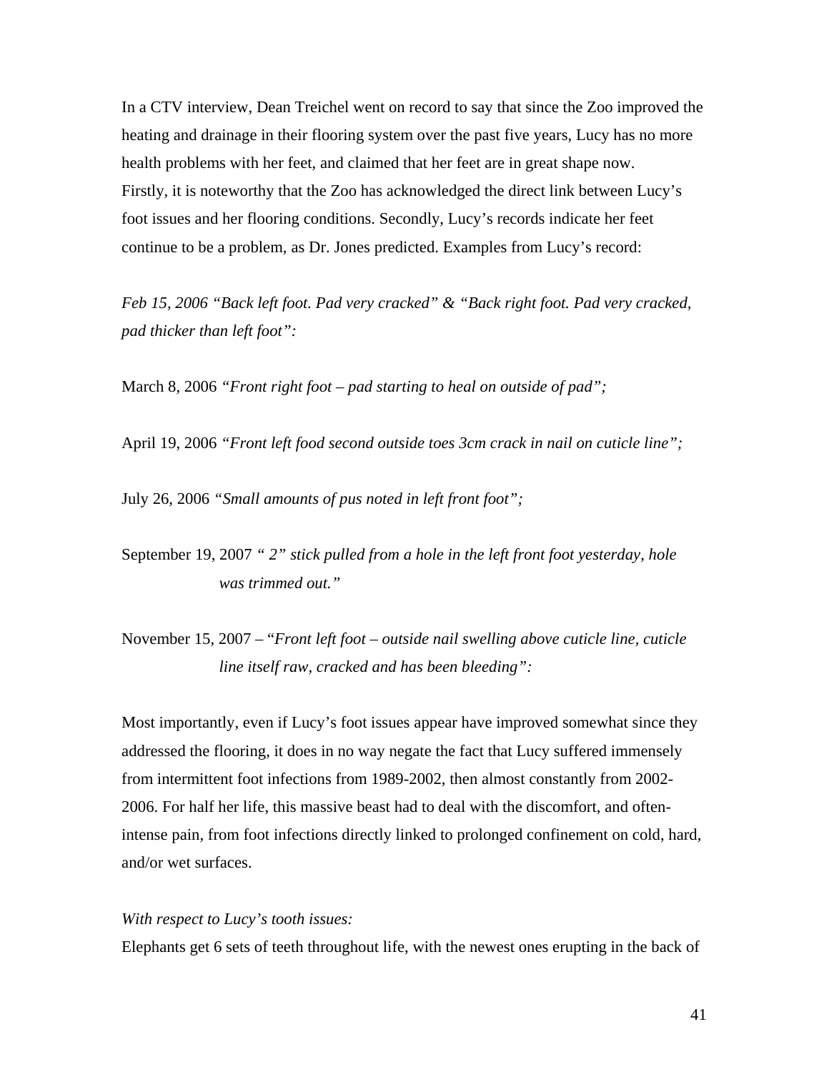In a CTV interview, Dean Treichel went on record to say that since the Zoo improved the heating and drainage in their flooring system over the past five years, Lucy has no more health problems with her feet, and claimed that her feet are in great shape now.
Firstly, it is noteworthy that the Zoo has acknowledged the direct link between Lucy's foot issues and her flooring conditions. Secondly, Lucy's records indicate her feet continue to be a problem, as Dr. Jones predicted. Examples from Lucy's record:

*Feb 15, 2006 "Back left foot. Pad very cracked" & "Back right foot. Pad very cracked, pad thicker than left foot":*

March 8, 2006 *"Front right foot – pad starting to heal on outside of pad";*

April 19, 2006 *"Front left food second outside toes 3cm crack in nail on cuticle line";*

July 26, 2006 *"Small amounts of pus noted in left front foot";*

September 19, 2007 *" 2" stick pulled from a hole in the left front foot yesterday, hole was trimmed out."*

November 15, 2007 – "*Front left foot – outside nail swelling above cuticle line, cuticle line itself raw, cracked and has been bleeding":*

Most importantly, even if Lucy's foot issues appear have improved somewhat since they addressed the flooring, it does in no way negate the fact that Lucy suffered immensely from intermittent foot infections from 1989-2002, then almost constantly from 2002-2006. For half her life, this massive beast had to deal with the discomfort, and often-intense pain, from foot infections directly linked to prolonged confinement on cold, hard, and/or wet surfaces.

*With respect to Lucy's tooth issues:*

Elephants get 6 sets of teeth throughout life, with the newest ones erupting in the back of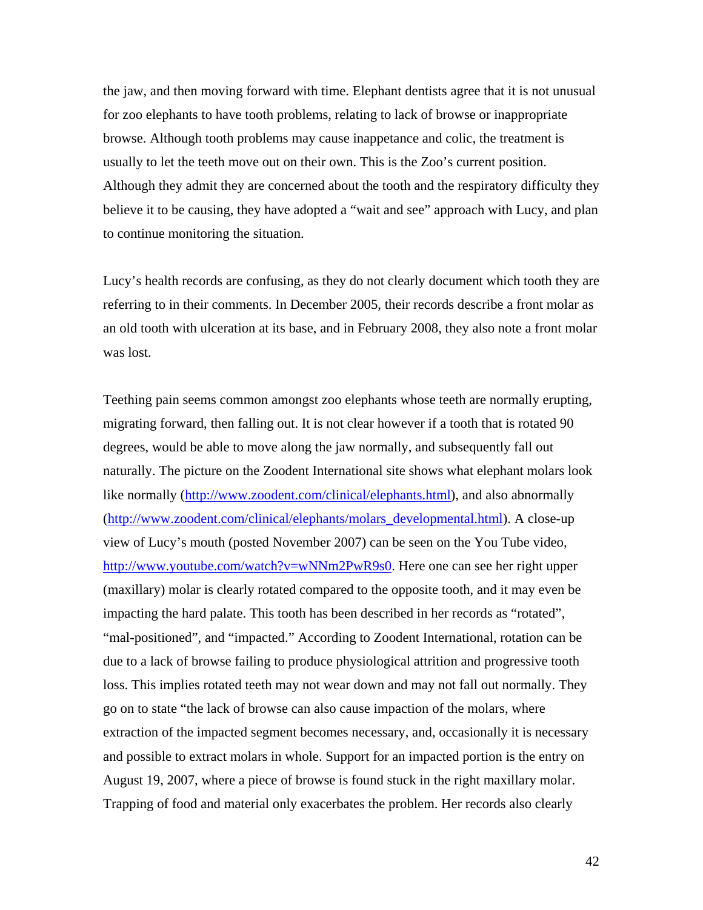the jaw, and then moving forward with time. Elephant dentists agree that it is not unusual for zoo elephants to have tooth problems, relating to lack of browse or inappropriate browse. Although tooth problems may cause inappetance and colic, the treatment is usually to let the teeth move out on their own. This is the Zoo's current position. Although they admit they are concerned about the tooth and the respiratory difficulty they believe it to be causing, they have adopted a "wait and see" approach with Lucy, and plan to continue monitoring the situation.

Lucy's health records are confusing, as they do not clearly document which tooth they are referring to in their comments. In December 2005, their records describe a front molar as an old tooth with ulceration at its base, and in February 2008, they also note a front molar was lost.

Teething pain seems common amongst zoo elephants whose teeth are normally erupting, migrating forward, then falling out. It is not clear however if a tooth that is rotated 90 degrees, would be able to move along the jaw normally, and subsequently fall out naturally. The picture on the Zoodent International site shows what elephant molars look like normally (http://www.zoodent.com/clinical/elephants.html), and also abnormally (http://www.zoodent.com/clinical/elephants/molars_developmental.html). A close-up view of Lucy's mouth (posted November 2007) can be seen on the You Tube video, http://www.youtube.com/watch?v=wNNm2PwR9s0. Here one can see her right upper (maxillary) molar is clearly rotated compared to the opposite tooth, and it may even be impacting the hard palate. This tooth has been described in her records as "rotated", "mal-positioned", and "impacted." According to Zoodent International, rotation can be due to a lack of browse failing to produce physiological attrition and progressive tooth loss. This implies rotated teeth may not wear down and may not fall out normally. They go on to state "the lack of browse can also cause impaction of the molars, where extraction of the impacted segment becomes necessary, and, occasionally it is necessary and possible to extract molars in whole. Support for an impacted portion is the entry on August 19, 2007, where a piece of browse is found stuck in the right maxillary molar. Trapping of food and material only exacerbates the problem. Her records also clearly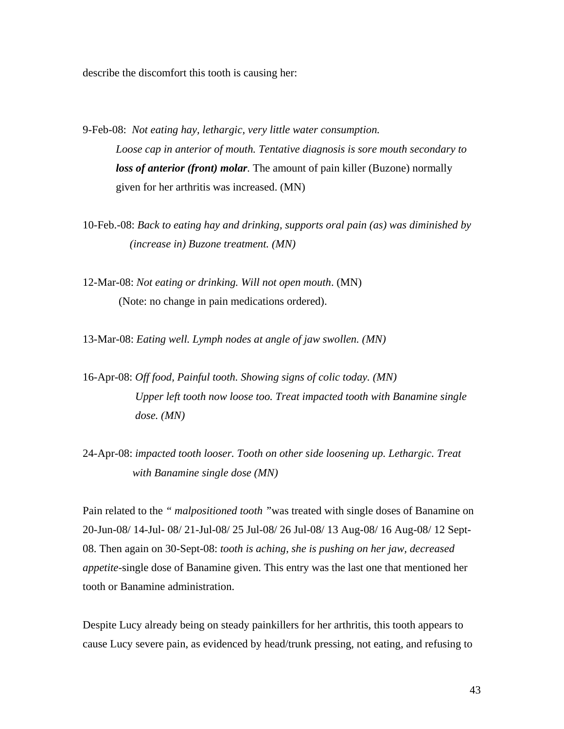describe the discomfort this tooth is causing her:

9-Feb-08: *Not eating hay, lethargic, very little water consumption. Loose cap in anterior of mouth. Tentative diagnosis is sore mouth secondary to* ***loss of anterior (front) molar****.* The amount of pain killer (Buzone) normally given for her arthritis was increased. (MN)

10-Feb.-08: *Back to eating hay and drinking, supports oral pain (as) was diminished by (increase in) Buzone treatment. (MN)*

12-Mar-08: *Not eating or drinking. Will not open mouth*. (MN)
(Note: no change in pain medications ordered).

13-Mar-08: *Eating well. Lymph nodes at angle of jaw swollen. (MN)*

16-Apr-08: *Off food, Painful tooth. Showing signs of colic today. (MN) Upper left tooth now loose too. Treat impacted tooth with Banamine single dose. (MN)*

24-Apr-08: *impacted tooth looser. Tooth on other side loosening up. Lethargic. Treat with Banamine single dose (MN)*

Pain related to the *" malpositioned tooth "*was treated with single doses of Banamine on 20-Jun-08/ 14-Jul- 08/ 21-Jul-08/ 25 Jul-08/ 26 Jul-08/ 13 Aug-08/ 16 Aug-08/ 12 Sept-08. Then again on 30-Sept-08: *tooth is aching, she is pushing on her jaw, decreased appetite*-single dose of Banamine given. This entry was the last one that mentioned her tooth or Banamine administration.

Despite Lucy already being on steady painkillers for her arthritis, this tooth appears to cause Lucy severe pain, as evidenced by head/trunk pressing, not eating, and refusing to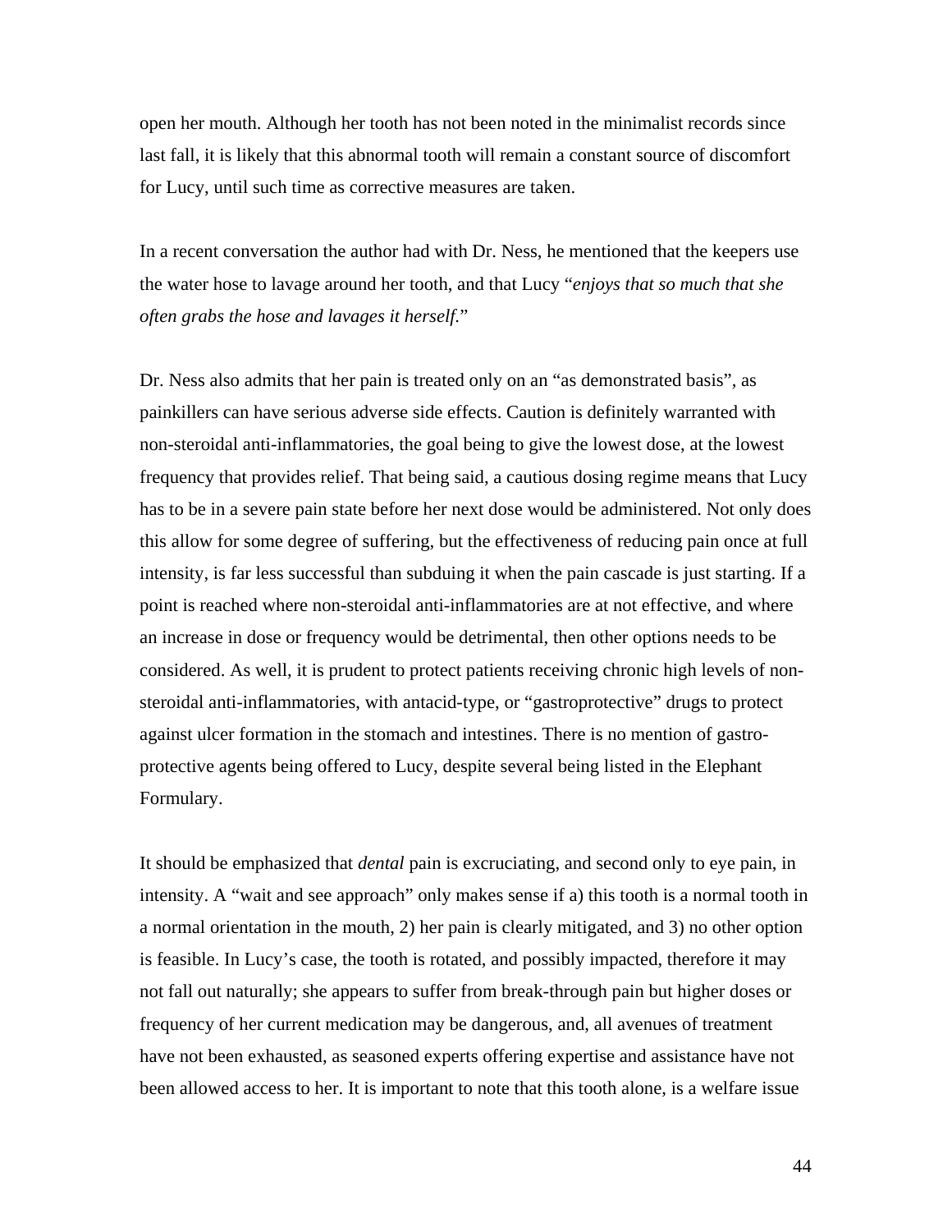open her mouth. Although her tooth has not been noted in the minimalist records since last fall, it is likely that this abnormal tooth will remain a constant source of discomfort for Lucy, until such time as corrective measures are taken.

In a recent conversation the author had with Dr. Ness, he mentioned that the keepers use the water hose to lavage around her tooth, and that Lucy "*enjoys that so much that she often grabs the hose and lavages it herself.*"

Dr. Ness also admits that her pain is treated only on an "as demonstrated basis", as painkillers can have serious adverse side effects. Caution is definitely warranted with non-steroidal anti-inflammatories, the goal being to give the lowest dose, at the lowest frequency that provides relief. That being said, a cautious dosing regime means that Lucy has to be in a severe pain state before her next dose would be administered. Not only does this allow for some degree of suffering, but the effectiveness of reducing pain once at full intensity, is far less successful than subduing it when the pain cascade is just starting. If a point is reached where non-steroidal anti-inflammatories are at not effective, and where an increase in dose or frequency would be detrimental, then other options needs to be considered. As well, it is prudent to protect patients receiving chronic high levels of non-steroidal anti-inflammatories, with antacid-type, or "gastroprotective" drugs to protect against ulcer formation in the stomach and intestines. There is no mention of gastro-protective agents being offered to Lucy, despite several being listed in the Elephant Formulary.

It should be emphasized that *dental* pain is excruciating, and second only to eye pain, in intensity. A "wait and see approach" only makes sense if a) this tooth is a normal tooth in a normal orientation in the mouth, 2) her pain is clearly mitigated, and 3) no other option is feasible. In Lucy's case, the tooth is rotated, and possibly impacted, therefore it may not fall out naturally; she appears to suffer from break-through pain but higher doses or frequency of her current medication may be dangerous, and, all avenues of treatment have not been exhausted, as seasoned experts offering expertise and assistance have not been allowed access to her. It is important to note that this tooth alone, is a welfare issue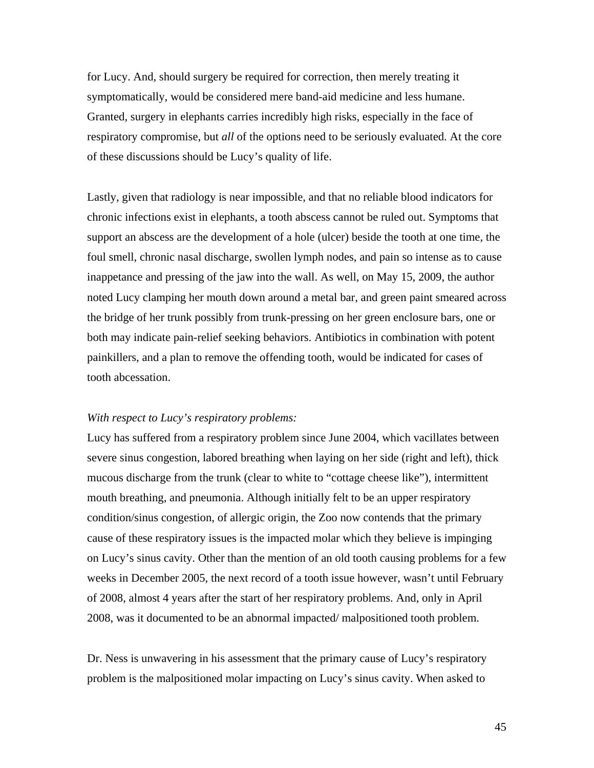for Lucy. And, should surgery be required for correction, then merely treating it symptomatically, would be considered mere band-aid medicine and less humane. Granted, surgery in elephants carries incredibly high risks, especially in the face of respiratory compromise, but *all* of the options need to be seriously evaluated. At the core of these discussions should be Lucy's quality of life.

Lastly, given that radiology is near impossible, and that no reliable blood indicators for chronic infections exist in elephants, a tooth abscess cannot be ruled out. Symptoms that support an abscess are the development of a hole (ulcer) beside the tooth at one time, the foul smell, chronic nasal discharge, swollen lymph nodes, and pain so intense as to cause inappetance and pressing of the jaw into the wall. As well, on May 15, 2009, the author noted Lucy clamping her mouth down around a metal bar, and green paint smeared across the bridge of her trunk possibly from trunk-pressing on her green enclosure bars, one or both may indicate pain-relief seeking behaviors. Antibiotics in combination with potent painkillers, and a plan to remove the offending tooth, would be indicated for cases of tooth abcessation.

*With respect to Lucy's respiratory problems:*

Lucy has suffered from a respiratory problem since June 2004, which vacillates between severe sinus congestion, labored breathing when laying on her side (right and left), thick mucous discharge from the trunk (clear to white to "cottage cheese like"), intermittent mouth breathing, and pneumonia. Although initially felt to be an upper respiratory condition/sinus congestion, of allergic origin, the Zoo now contends that the primary cause of these respiratory issues is the impacted molar which they believe is impinging on Lucy's sinus cavity. Other than the mention of an old tooth causing problems for a few weeks in December 2005, the next record of a tooth issue however, wasn't until February of 2008, almost 4 years after the start of her respiratory problems. And, only in April 2008, was it documented to be an abnormal impacted/ malpositioned tooth problem.

Dr. Ness is unwavering in his assessment that the primary cause of Lucy's respiratory problem is the malpositioned molar impacting on Lucy's sinus cavity. When asked to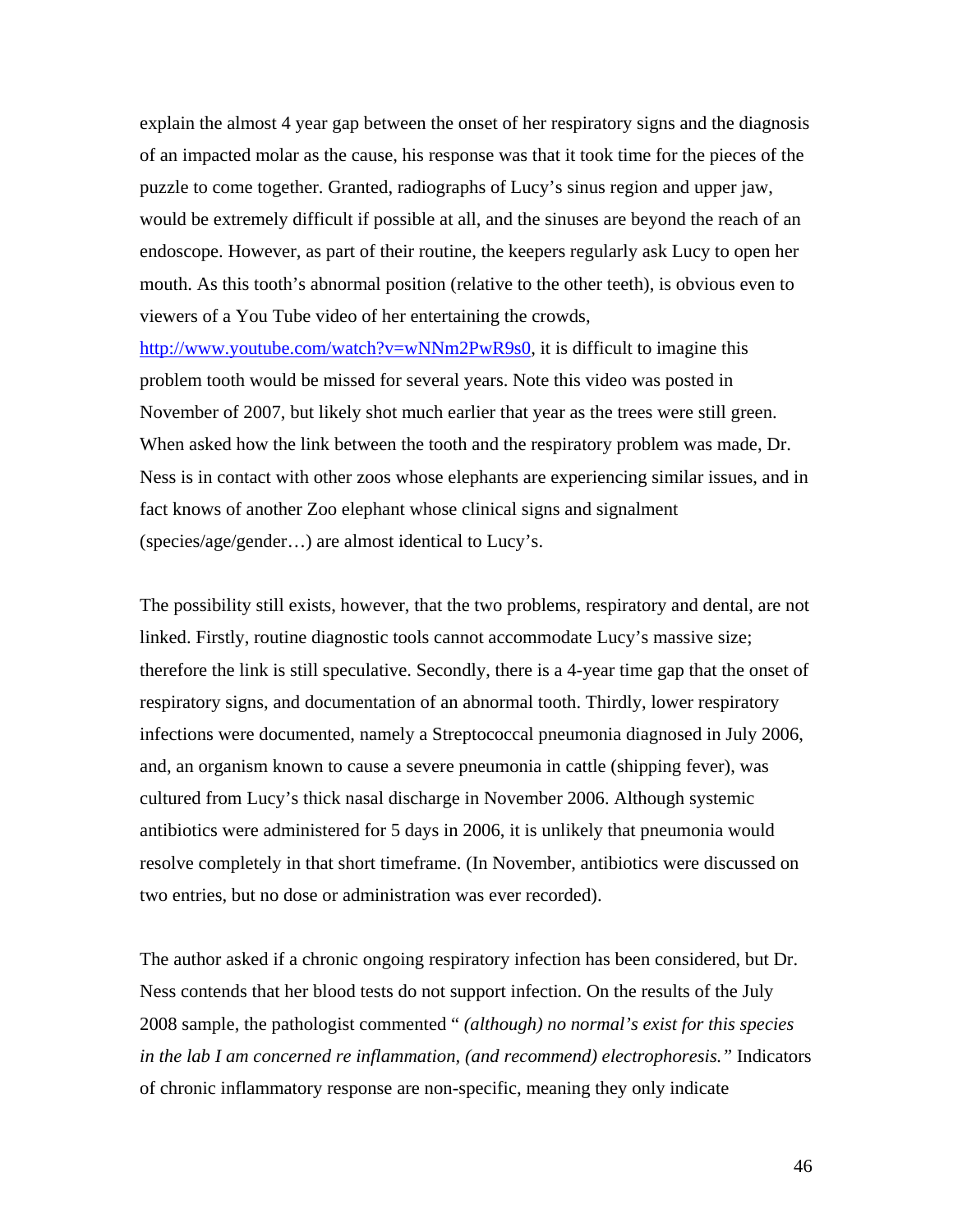explain the almost 4 year gap between the onset of her respiratory signs and the diagnosis of an impacted molar as the cause, his response was that it took time for the pieces of the puzzle to come together. Granted, radiographs of Lucy's sinus region and upper jaw, would be extremely difficult if possible at all, and the sinuses are beyond the reach of an endoscope. However, as part of their routine, the keepers regularly ask Lucy to open her mouth. As this tooth's abnormal position (relative to the other teeth), is obvious even to viewers of a You Tube video of her entertaining the crowds, [http://www.youtube.com/watch?v=wNNm2PwR9s0](http://www.youtube.com/watch?v=wNNm2PwR9s0), it is difficult to imagine this problem tooth would be missed for several years. Note this video was posted in November of 2007, but likely shot much earlier that year as the trees were still green. When asked how the link between the tooth and the respiratory problem was made, Dr. Ness is in contact with other zoos whose elephants are experiencing similar issues, and in fact knows of another Zoo elephant whose clinical signs and signalment (species/age/gender…) are almost identical to Lucy's.

The possibility still exists, however, that the two problems, respiratory and dental, are not linked. Firstly, routine diagnostic tools cannot accommodate Lucy's massive size; therefore the link is still speculative. Secondly, there is a 4-year time gap that the onset of respiratory signs, and documentation of an abnormal tooth. Thirdly, lower respiratory infections were documented, namely a Streptococcal pneumonia diagnosed in July 2006, and, an organism known to cause a severe pneumonia in cattle (shipping fever), was cultured from Lucy's thick nasal discharge in November 2006. Although systemic antibiotics were administered for 5 days in 2006, it is unlikely that pneumonia would resolve completely in that short timeframe. (In November, antibiotics were discussed on two entries, but no dose or administration was ever recorded).

The author asked if a chronic ongoing respiratory infection has been considered, but Dr. Ness contends that her blood tests do not support infection. On the results of the July 2008 sample, the pathologist commented " *(although) no normal's exist for this species in the lab I am concerned re inflammation, (and recommend) electrophoresis."* Indicators of chronic inflammatory response are non-specific, meaning they only indicate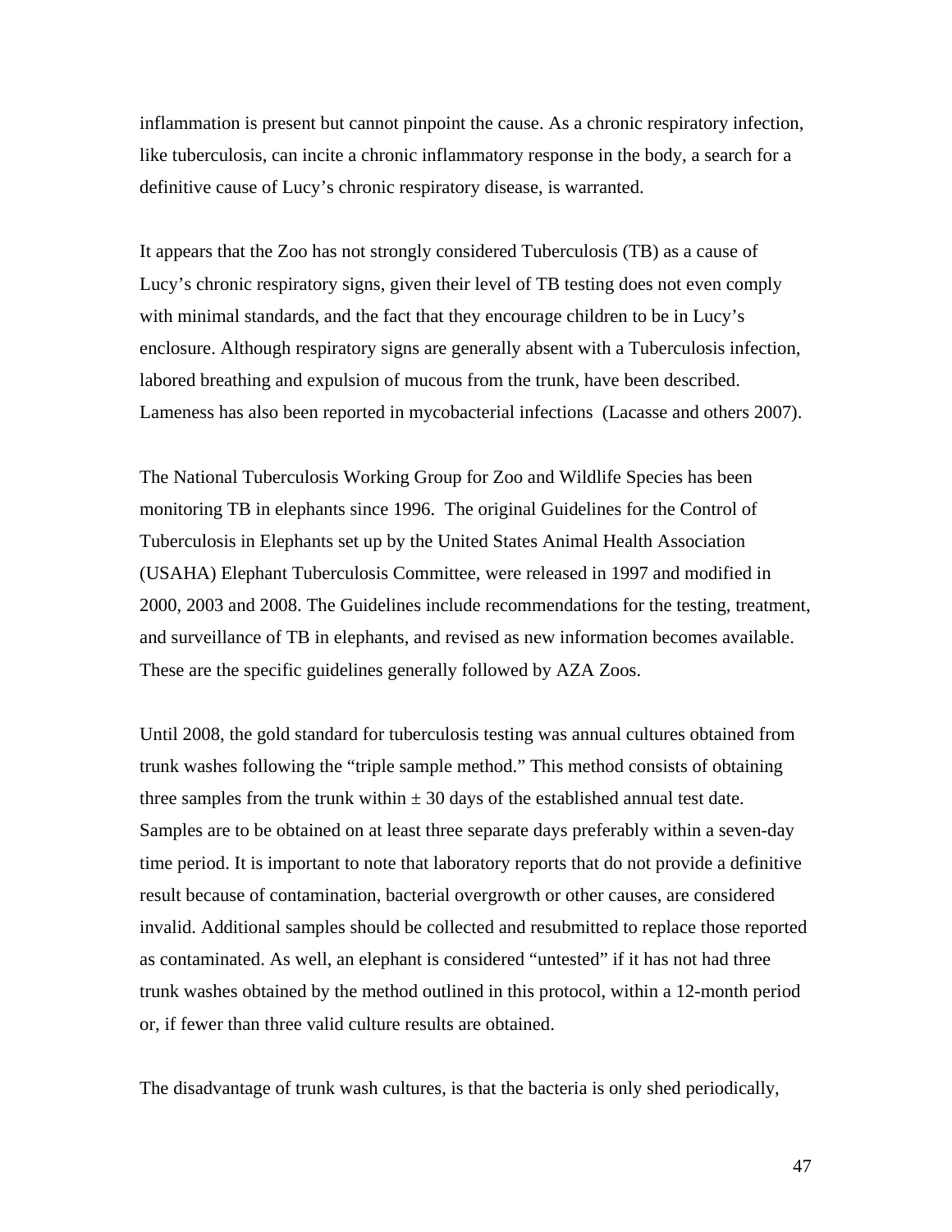inflammation is present but cannot pinpoint the cause. As a chronic respiratory infection, like tuberculosis, can incite a chronic inflammatory response in the body, a search for a definitive cause of Lucy's chronic respiratory disease, is warranted.

It appears that the Zoo has not strongly considered Tuberculosis (TB) as a cause of Lucy's chronic respiratory signs, given their level of TB testing does not even comply with minimal standards, and the fact that they encourage children to be in Lucy's enclosure. Although respiratory signs are generally absent with a Tuberculosis infection, labored breathing and expulsion of mucous from the trunk, have been described. Lameness has also been reported in mycobacterial infections (Lacasse and others 2007).

The National Tuberculosis Working Group for Zoo and Wildlife Species has been monitoring TB in elephants since 1996. The original Guidelines for the Control of Tuberculosis in Elephants set up by the United States Animal Health Association (USAHA) Elephant Tuberculosis Committee, were released in 1997 and modified in 2000, 2003 and 2008. The Guidelines include recommendations for the testing, treatment, and surveillance of TB in elephants, and revised as new information becomes available. These are the specific guidelines generally followed by AZA Zoos.

Until 2008, the gold standard for tuberculosis testing was annual cultures obtained from trunk washes following the "triple sample method." This method consists of obtaining three samples from the trunk within ± 30 days of the established annual test date. Samples are to be obtained on at least three separate days preferably within a seven-day time period. It is important to note that laboratory reports that do not provide a definitive result because of contamination, bacterial overgrowth or other causes, are considered invalid. Additional samples should be collected and resubmitted to replace those reported as contaminated. As well, an elephant is considered "untested" if it has not had three trunk washes obtained by the method outlined in this protocol, within a 12-month period or, if fewer than three valid culture results are obtained.

The disadvantage of trunk wash cultures, is that the bacteria is only shed periodically,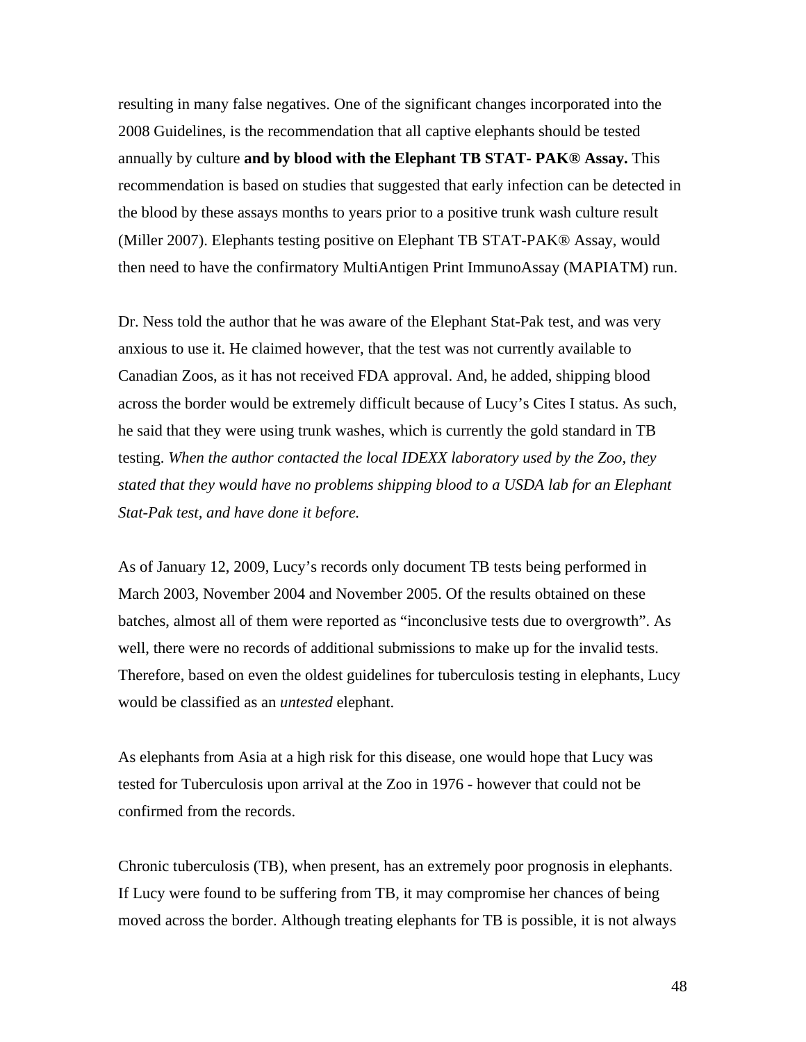resulting in many false negatives. One of the significant changes incorporated into the 2008 Guidelines, is the recommendation that all captive elephants should be tested annually by culture **and by blood with the Elephant TB STAT- PAK® Assay.** This recommendation is based on studies that suggested that early infection can be detected in the blood by these assays months to years prior to a positive trunk wash culture result (Miller 2007). Elephants testing positive on Elephant TB STAT-PAK® Assay, would then need to have the confirmatory MultiAntigen Print ImmunoAssay (MAPIATM) run.

Dr. Ness told the author that he was aware of the Elephant Stat-Pak test, and was very anxious to use it. He claimed however, that the test was not currently available to Canadian Zoos, as it has not received FDA approval. And, he added, shipping blood across the border would be extremely difficult because of Lucy's Cites I status. As such, he said that they were using trunk washes, which is currently the gold standard in TB testing. *When the author contacted the local IDEXX laboratory used by the Zoo, they stated that they would have no problems shipping blood to a USDA lab for an Elephant Stat-Pak test, and have done it before.*

As of January 12, 2009, Lucy's records only document TB tests being performed in March 2003, November 2004 and November 2005. Of the results obtained on these batches, almost all of them were reported as "inconclusive tests due to overgrowth". As well, there were no records of additional submissions to make up for the invalid tests. Therefore, based on even the oldest guidelines for tuberculosis testing in elephants, Lucy would be classified as an *untested* elephant.

As elephants from Asia at a high risk for this disease, one would hope that Lucy was tested for Tuberculosis upon arrival at the Zoo in 1976 - however that could not be confirmed from the records.

Chronic tuberculosis (TB), when present, has an extremely poor prognosis in elephants. If Lucy were found to be suffering from TB, it may compromise her chances of being moved across the border. Although treating elephants for TB is possible, it is not always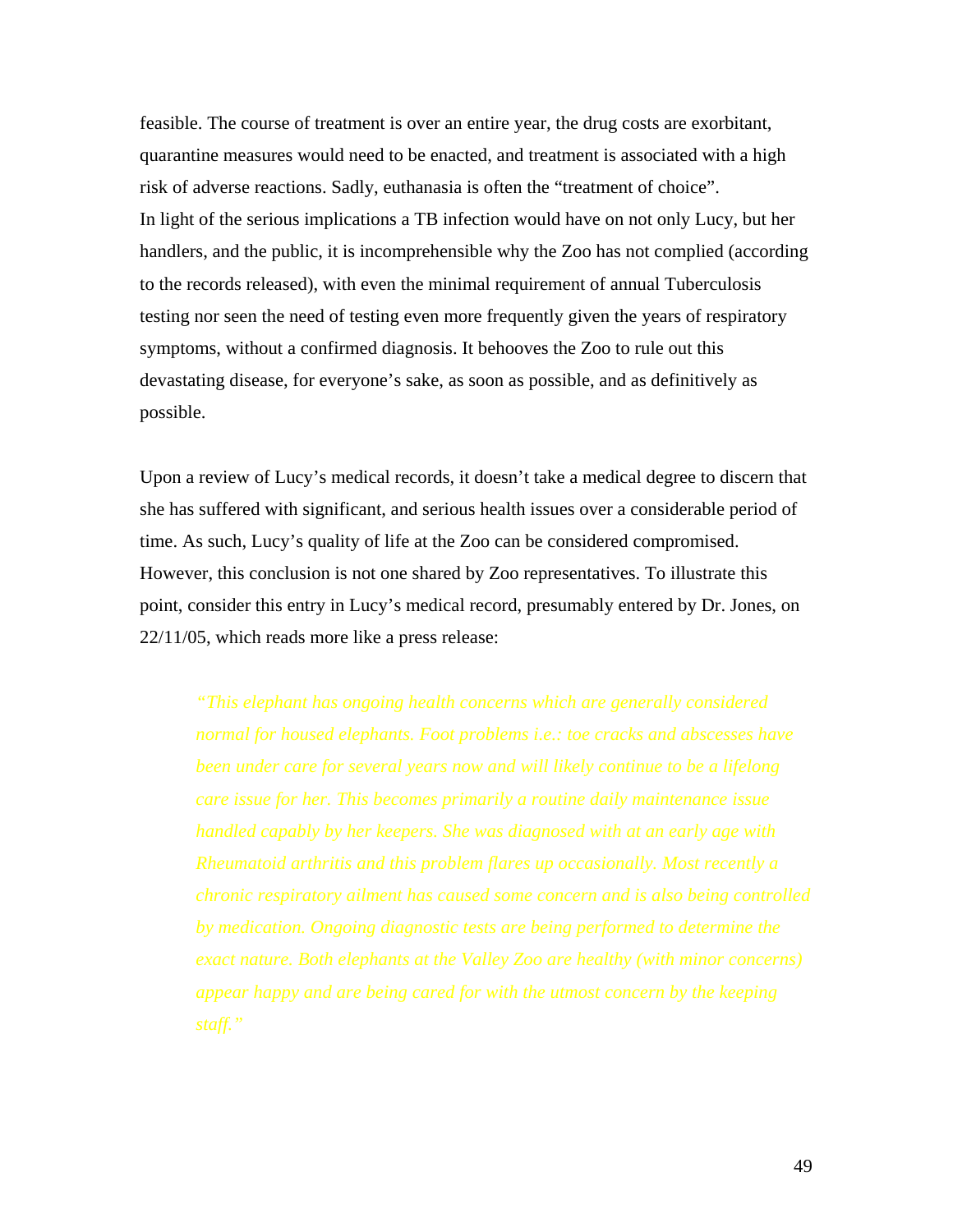feasible. The course of treatment is over an entire year, the drug costs are exorbitant, quarantine measures would need to be enacted, and treatment is associated with a high risk of adverse reactions. Sadly, euthanasia is often the "treatment of choice".
In light of the serious implications a TB infection would have on not only Lucy, but her handlers, and the public, it is incomprehensible why the Zoo has not complied (according to the records released), with even the minimal requirement of annual Tuberculosis testing nor seen the need of testing even more frequently given the years of respiratory symptoms, without a confirmed diagnosis. It behooves the Zoo to rule out this devastating disease, for everyone's sake, as soon as possible, and as definitively as possible.

Upon a review of Lucy's medical records, it doesn't take a medical degree to discern that she has suffered with significant, and serious health issues over a considerable period of time. As such, Lucy's quality of life at the Zoo can be considered compromised. However, this conclusion is not one shared by Zoo representatives. To illustrate this point, consider this entry in Lucy's medical record, presumably entered by Dr. Jones, on 22/11/05, which reads more like a press release:

> *"This elephant has ongoing health concerns which are generally considered normal for housed elephants. Foot problems i.e.: toe cracks and abscesses have been under care for several years now and will likely continue to be a lifelong care issue for her. This becomes primarily a routine daily maintenance issue handled capably by her keepers. She was diagnosed with at an early age with Rheumatoid arthritis and this problem flares up occasionally. Most recently a chronic respiratory ailment has caused some concern and is also being controlled by medication. Ongoing diagnostic tests are being performed to determine the exact nature. Both elephants at the Valley Zoo are healthy (with minor concerns) appear happy and are being cared for with the utmost concern by the keeping staff."*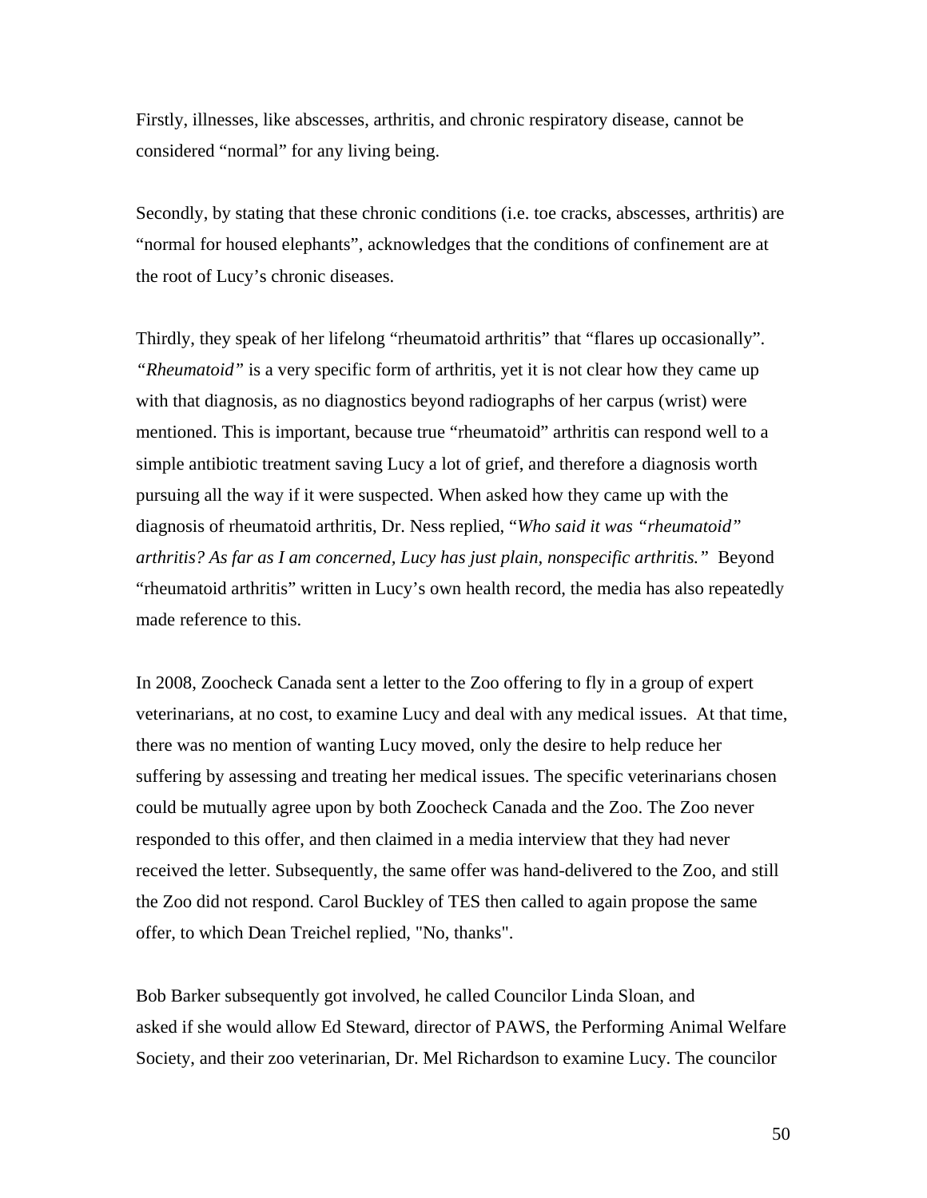Firstly, illnesses, like abscesses, arthritis, and chronic respiratory disease, cannot be considered "normal" for any living being.

Secondly, by stating that these chronic conditions (i.e. toe cracks, abscesses, arthritis) are "normal for housed elephants", acknowledges that the conditions of confinement are at the root of Lucy's chronic diseases.

Thirdly, they speak of her lifelong "rheumatoid arthritis" that "flares up occasionally". *"Rheumatoid"* is a very specific form of arthritis, yet it is not clear how they came up with that diagnosis, as no diagnostics beyond radiographs of her carpus (wrist) were mentioned. This is important, because true "rheumatoid" arthritis can respond well to a simple antibiotic treatment saving Lucy a lot of grief, and therefore a diagnosis worth pursuing all the way if it were suspected. When asked how they came up with the diagnosis of rheumatoid arthritis, Dr. Ness replied, "*Who said it was "rheumatoid" arthritis? As far as I am concerned, Lucy has just plain, nonspecific arthritis.*" Beyond "rheumatoid arthritis" written in Lucy's own health record, the media has also repeatedly made reference to this.

In 2008, Zoocheck Canada sent a letter to the Zoo offering to fly in a group of expert veterinarians, at no cost, to examine Lucy and deal with any medical issues. At that time, there was no mention of wanting Lucy moved, only the desire to help reduce her suffering by assessing and treating her medical issues. The specific veterinarians chosen could be mutually agree upon by both Zoocheck Canada and the Zoo. The Zoo never responded to this offer, and then claimed in a media interview that they had never received the letter. Subsequently, the same offer was hand-delivered to the Zoo, and still the Zoo did not respond. Carol Buckley of TES then called to again propose the same offer, to which Dean Treichel replied, "No, thanks".

Bob Barker subsequently got involved, he called Councilor Linda Sloan, and asked if she would allow Ed Steward, director of PAWS, the Performing Animal Welfare Society, and their zoo veterinarian, Dr. Mel Richardson to examine Lucy. The councilor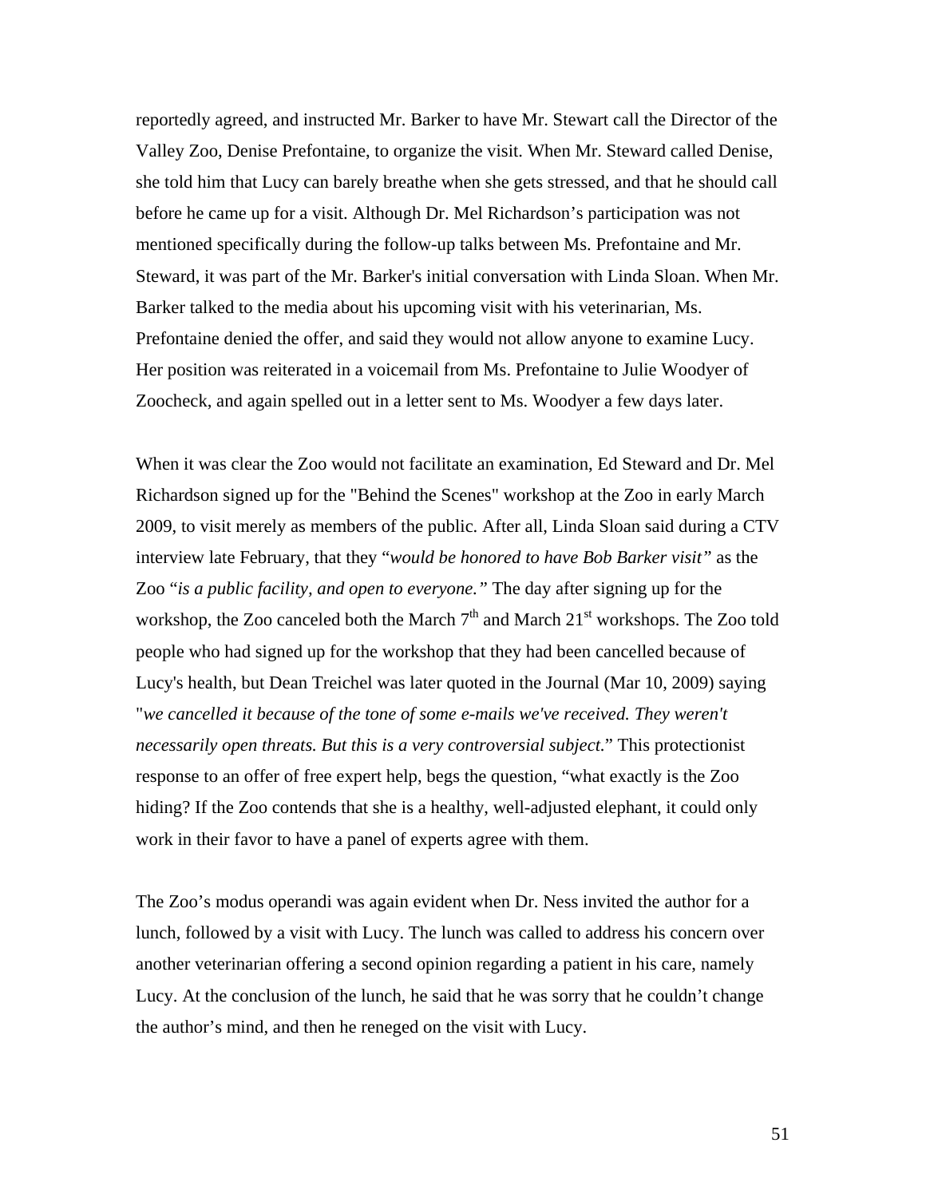reportedly agreed, and instructed Mr. Barker to have Mr. Stewart call the Director of the Valley Zoo, Denise Prefontaine, to organize the visit. When Mr. Steward called Denise, she told him that Lucy can barely breathe when she gets stressed, and that he should call before he came up for a visit. Although Dr. Mel Richardson's participation was not mentioned specifically during the follow-up talks between Ms. Prefontaine and Mr. Steward, it was part of the Mr. Barker's initial conversation with Linda Sloan. When Mr. Barker talked to the media about his upcoming visit with his veterinarian, Ms. Prefontaine denied the offer, and said they would not allow anyone to examine Lucy. Her position was reiterated in a voicemail from Ms. Prefontaine to Julie Woodyer of Zoocheck, and again spelled out in a letter sent to Ms. Woodyer a few days later.

When it was clear the Zoo would not facilitate an examination, Ed Steward and Dr. Mel Richardson signed up for the "Behind the Scenes" workshop at the Zoo in early March 2009, to visit merely as members of the public. After all, Linda Sloan said during a CTV interview late February, that they "*would be honored to have Bob Barker visit"* as the Zoo "*is a public facility, and open to everyone."* The day after signing up for the workshop, the Zoo canceled both the March 7th and March 21st workshops. The Zoo told people who had signed up for the workshop that they had been cancelled because of Lucy's health, but Dean Treichel was later quoted in the Journal (Mar 10, 2009) saying "*we cancelled it because of the tone of some e-mails we've received. They weren't necessarily open threats. But this is a very controversial subject.*" This protectionist response to an offer of free expert help, begs the question, "what exactly is the Zoo hiding? If the Zoo contends that she is a healthy, well-adjusted elephant, it could only work in their favor to have a panel of experts agree with them.

The Zoo's modus operandi was again evident when Dr. Ness invited the author for a lunch, followed by a visit with Lucy. The lunch was called to address his concern over another veterinarian offering a second opinion regarding a patient in his care, namely Lucy. At the conclusion of the lunch, he said that he was sorry that he couldn't change the author's mind, and then he reneged on the visit with Lucy.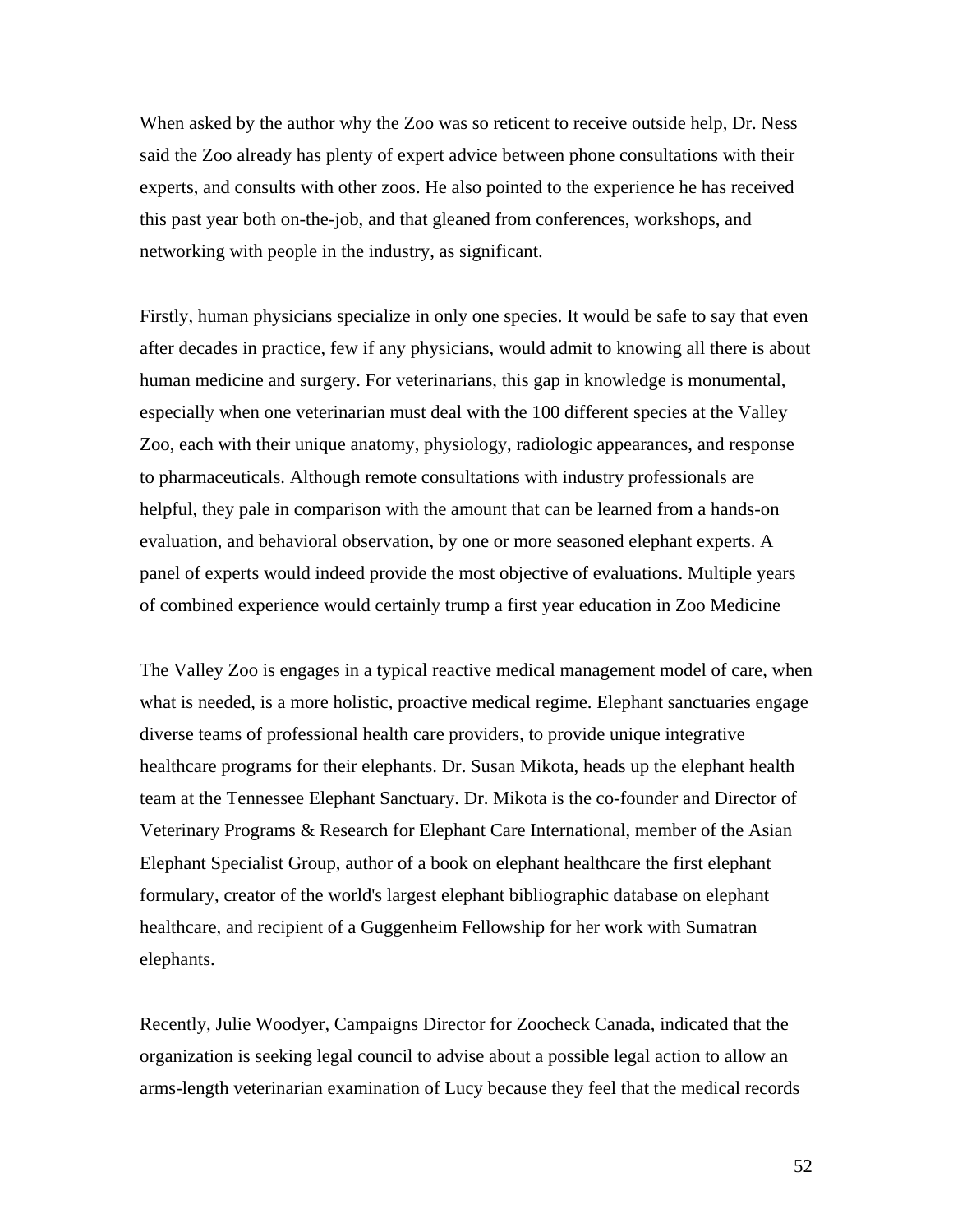When asked by the author why the Zoo was so reticent to receive outside help, Dr. Ness said the Zoo already has plenty of expert advice between phone consultations with their experts, and consults with other zoos. He also pointed to the experience he has received this past year both on-the-job, and that gleaned from conferences, workshops, and networking with people in the industry, as significant.

Firstly, human physicians specialize in only one species. It would be safe to say that even after decades in practice, few if any physicians, would admit to knowing all there is about human medicine and surgery. For veterinarians, this gap in knowledge is monumental, especially when one veterinarian must deal with the 100 different species at the Valley Zoo, each with their unique anatomy, physiology, radiologic appearances, and response to pharmaceuticals. Although remote consultations with industry professionals are helpful, they pale in comparison with the amount that can be learned from a hands-on evaluation, and behavioral observation, by one or more seasoned elephant experts. A panel of experts would indeed provide the most objective of evaluations. Multiple years of combined experience would certainly trump a first year education in Zoo Medicine

The Valley Zoo is engages in a typical reactive medical management model of care, when what is needed, is a more holistic, proactive medical regime. Elephant sanctuaries engage diverse teams of professional health care providers, to provide unique integrative healthcare programs for their elephants. Dr. Susan Mikota, heads up the elephant health team at the Tennessee Elephant Sanctuary. Dr. Mikota is the co-founder and Director of Veterinary Programs & Research for Elephant Care International, member of the Asian Elephant Specialist Group, author of a book on elephant healthcare the first elephant formulary, creator of the world's largest elephant bibliographic database on elephant healthcare, and recipient of a Guggenheim Fellowship for her work with Sumatran elephants.

Recently, Julie Woodyer, Campaigns Director for Zoocheck Canada, indicated that the organization is seeking legal council to advise about a possible legal action to allow an arms-length veterinarian examination of Lucy because they feel that the medical records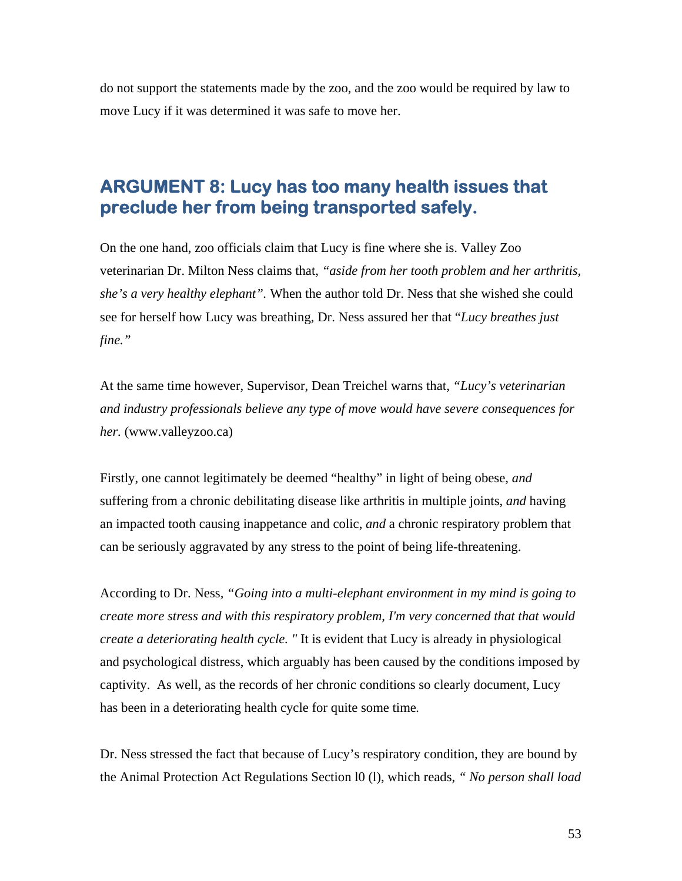do not support the statements made by the zoo, and the zoo would be required by law to move Lucy if it was determined it was safe to move her.

## ARGUMENT 8: Lucy has too many health issues that preclude her from being transported safely.

On the one hand, zoo officials claim that Lucy is fine where she is. Valley Zoo veterinarian Dr. Milton Ness claims that, *"aside from her tooth problem and her arthritis, she's a very healthy elephant"*. When the author told Dr. Ness that she wished she could see for herself how Lucy was breathing, Dr. Ness assured her that "*Lucy breathes just fine."*

At the same time however, Supervisor, Dean Treichel warns that, *"Lucy's veterinarian and industry professionals believe any type of move would have severe consequences for her.* (www.valleyzoo.ca)

Firstly, one cannot legitimately be deemed "healthy" in light of being obese, *and* suffering from a chronic debilitating disease like arthritis in multiple joints, *and* having an impacted tooth causing inappetance and colic, *and* a chronic respiratory problem that can be seriously aggravated by any stress to the point of being life-threatening.

According to Dr. Ness, *"Going into a multi-elephant environment in my mind is going to create more stress and with this respiratory problem, I'm very concerned that that would create a deteriorating health cycle. "* It is evident that Lucy is already in physiological and psychological distress, which arguably has been caused by the conditions imposed by captivity. As well, as the records of her chronic conditions so clearly document, Lucy has been in a deteriorating health cycle for quite some time.

Dr. Ness stressed the fact that because of Lucy's respiratory condition, they are bound by the Animal Protection Act Regulations Section l0 (l), which reads, *" No person shall load*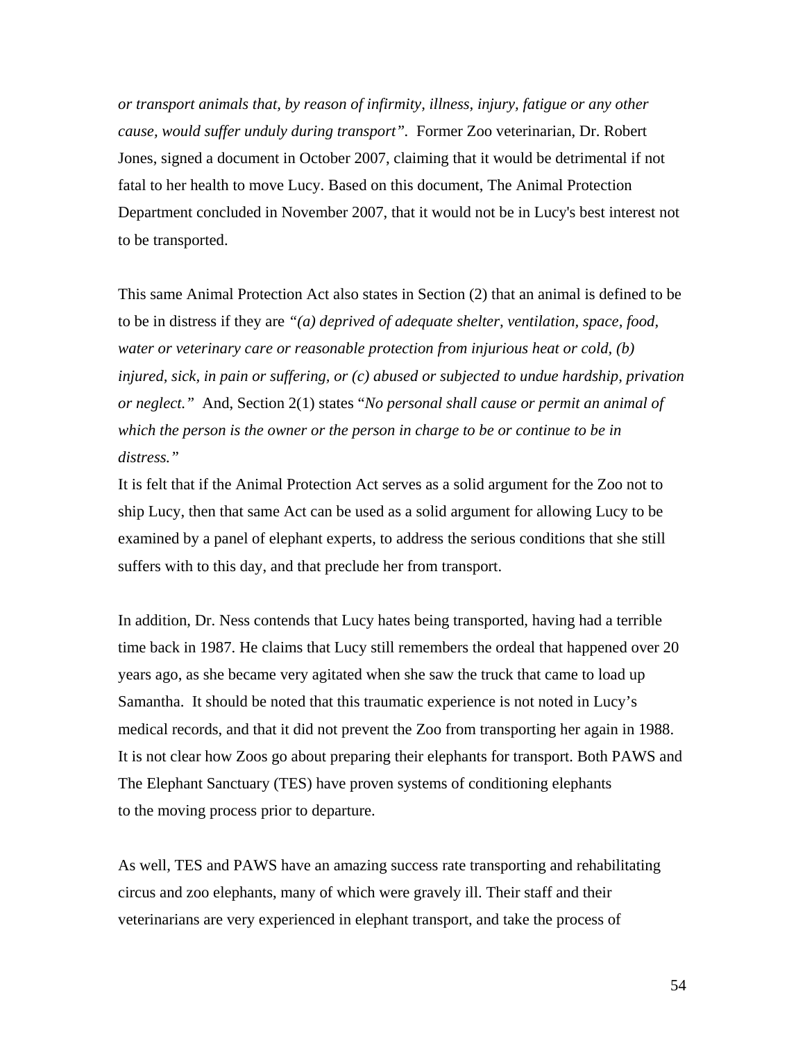*or transport animals that, by reason of infirmity, illness, injury, fatigue or any other cause, would suffer unduly during transport".* Former Zoo veterinarian, Dr. Robert Jones, signed a document in October 2007, claiming that it would be detrimental if not fatal to her health to move Lucy. Based on this document, The Animal Protection Department concluded in November 2007, that it would not be in Lucy's best interest not to be transported.

This same Animal Protection Act also states in Section (2) that an animal is defined to be to be in distress if they are *"(a) deprived of adequate shelter, ventilation, space, food, water or veterinary care or reasonable protection from injurious heat or cold, (b) injured, sick, in pain or suffering, or (c) abused or subjected to undue hardship, privation or neglect."* And, Section 2(1) states "*No personal shall cause or permit an animal of which the person is the owner or the person in charge to be or continue to be in distress."*

It is felt that if the Animal Protection Act serves as a solid argument for the Zoo not to ship Lucy, then that same Act can be used as a solid argument for allowing Lucy to be examined by a panel of elephant experts, to address the serious conditions that she still suffers with to this day, and that preclude her from transport.

In addition, Dr. Ness contends that Lucy hates being transported, having had a terrible time back in 1987. He claims that Lucy still remembers the ordeal that happened over 20 years ago, as she became very agitated when she saw the truck that came to load up Samantha. It should be noted that this traumatic experience is not noted in Lucy's medical records, and that it did not prevent the Zoo from transporting her again in 1988. It is not clear how Zoos go about preparing their elephants for transport. Both PAWS and The Elephant Sanctuary (TES) have proven systems of conditioning elephants to the moving process prior to departure.

As well, TES and PAWS have an amazing success rate transporting and rehabilitating circus and zoo elephants, many of which were gravely ill. Their staff and their veterinarians are very experienced in elephant transport, and take the process of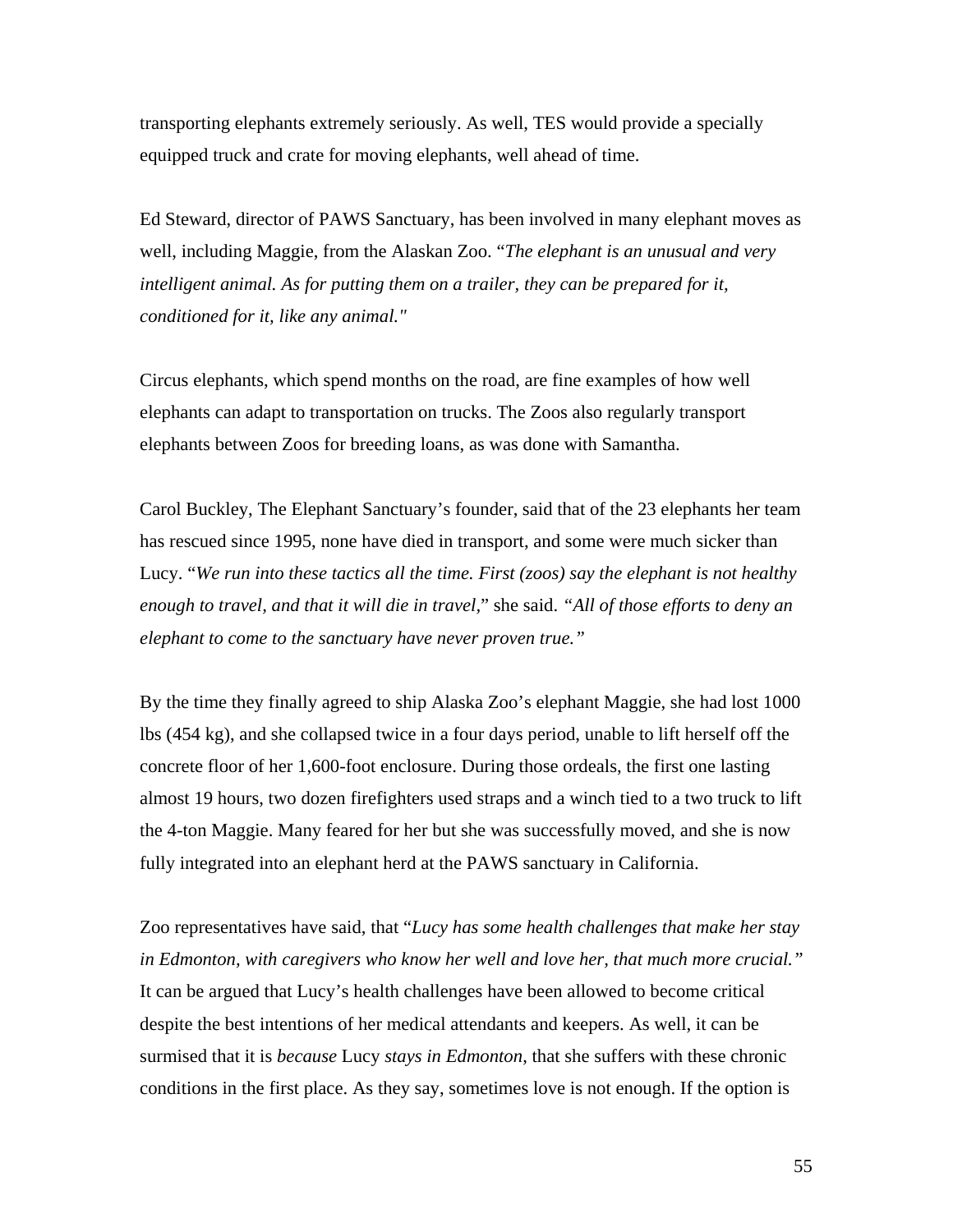transporting elephants extremely seriously. As well, TES would provide a specially equipped truck and crate for moving elephants, well ahead of time.

Ed Steward, director of PAWS Sanctuary, has been involved in many elephant moves as well, including Maggie, from the Alaskan Zoo. "*The elephant is an unusual and very intelligent animal. As for putting them on a trailer, they can be prepared for it, conditioned for it, like any animal."*

Circus elephants, which spend months on the road, are fine examples of how well elephants can adapt to transportation on trucks. The Zoos also regularly transport elephants between Zoos for breeding loans, as was done with Samantha.

Carol Buckley, The Elephant Sanctuary's founder, said that of the 23 elephants her team has rescued since 1995, none have died in transport, and some were much sicker than Lucy. "*We run into these tactics all the time. First (zoos) say the elephant is not healthy enough to travel, and that it will die in travel,*" she said. *"All of those efforts to deny an elephant to come to the sanctuary have never proven true."*

By the time they finally agreed to ship Alaska Zoo's elephant Maggie, she had lost 1000 lbs (454 kg), and she collapsed twice in a four days period, unable to lift herself off the concrete floor of her 1,600-foot enclosure. During those ordeals, the first one lasting almost 19 hours, two dozen firefighters used straps and a winch tied to a two truck to lift the 4-ton Maggie. Many feared for her but she was successfully moved, and she is now fully integrated into an elephant herd at the PAWS sanctuary in California.

Zoo representatives have said, that "*Lucy has some health challenges that make her stay in Edmonton, with caregivers who know her well and love her, that much more crucial."* It can be argued that Lucy's health challenges have been allowed to become critical despite the best intentions of her medical attendants and keepers. As well, it can be surmised that it is *because* Lucy *stays in Edmonton*, that she suffers with these chronic conditions in the first place. As they say, sometimes love is not enough. If the option is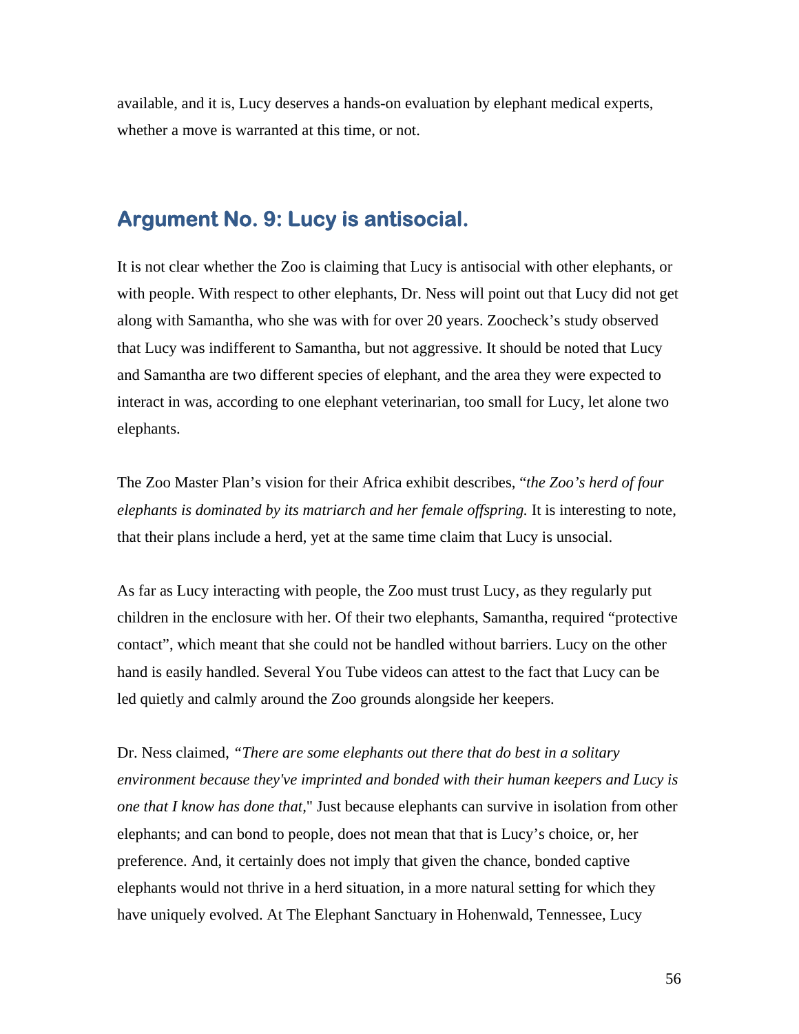available, and it is, Lucy deserves a hands-on evaluation by elephant medical experts, whether a move is warranted at this time, or not.

## Argument No. 9: Lucy is antisocial.

It is not clear whether the Zoo is claiming that Lucy is antisocial with other elephants, or with people. With respect to other elephants, Dr. Ness will point out that Lucy did not get along with Samantha, who she was with for over 20 years. Zoocheck's study observed that Lucy was indifferent to Samantha, but not aggressive. It should be noted that Lucy and Samantha are two different species of elephant, and the area they were expected to interact in was, according to one elephant veterinarian, too small for Lucy, let alone two elephants.

The Zoo Master Plan's vision for their Africa exhibit describes, "*the Zoo's herd of four elephants is dominated by its matriarch and her female offspring.* It is interesting to note, that their plans include a herd, yet at the same time claim that Lucy is unsocial.

As far as Lucy interacting with people, the Zoo must trust Lucy, as they regularly put children in the enclosure with her. Of their two elephants, Samantha, required "protective contact", which meant that she could not be handled without barriers. Lucy on the other hand is easily handled. Several You Tube videos can attest to the fact that Lucy can be led quietly and calmly around the Zoo grounds alongside her keepers.

Dr. Ness claimed, *"There are some elephants out there that do best in a solitary environment because they've imprinted and bonded with their human keepers and Lucy is one that I know has done that,*" Just because elephants can survive in isolation from other elephants; and can bond to people, does not mean that that is Lucy's choice, or, her preference. And, it certainly does not imply that given the chance, bonded captive elephants would not thrive in a herd situation, in a more natural setting for which they have uniquely evolved. At The Elephant Sanctuary in Hohenwald, Tennessee, Lucy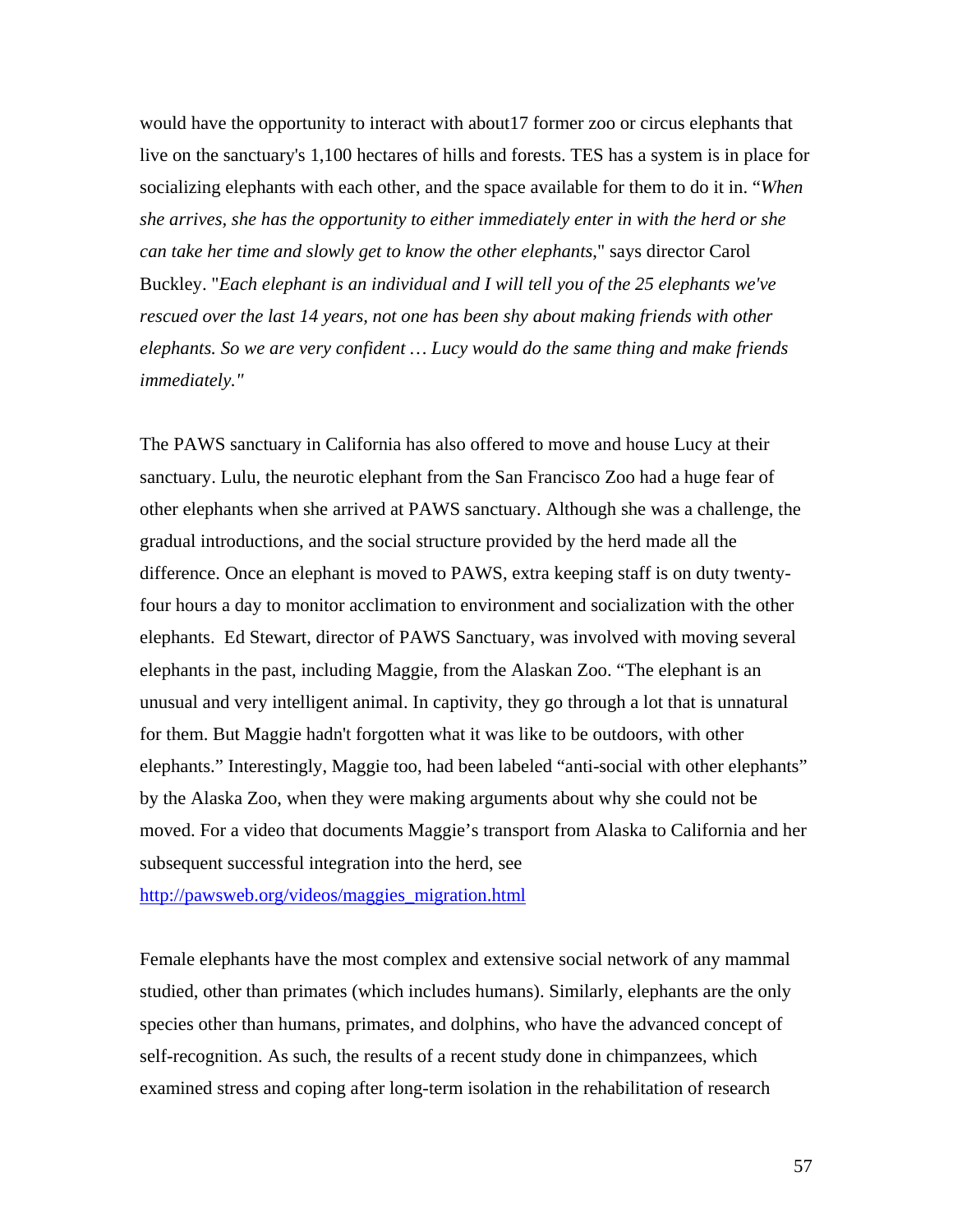would have the opportunity to interact with about17 former zoo or circus elephants that live on the sanctuary's 1,100 hectares of hills and forests. TES has a system is in place for socializing elephants with each other, and the space available for them to do it in. "*When she arrives, she has the opportunity to either immediately enter in with the herd or she can take her time and slowly get to know the other elephants*," says director Carol Buckley. "*Each elephant is an individual and I will tell you of the 25 elephants we've rescued over the last 14 years, not one has been shy about making friends with other elephants. So we are very confident … Lucy would do the same thing and make friends immediately."*

The PAWS sanctuary in California has also offered to move and house Lucy at their sanctuary. Lulu, the neurotic elephant from the San Francisco Zoo had a huge fear of other elephants when she arrived at PAWS sanctuary. Although she was a challenge, the gradual introductions, and the social structure provided by the herd made all the difference. Once an elephant is moved to PAWS, extra keeping staff is on duty twenty-four hours a day to monitor acclimation to environment and socialization with the other elephants. Ed Stewart, director of PAWS Sanctuary, was involved with moving several elephants in the past, including Maggie, from the Alaskan Zoo. "The elephant is an unusual and very intelligent animal. In captivity, they go through a lot that is unnatural for them. But Maggie hadn't forgotten what it was like to be outdoors, with other elephants." Interestingly, Maggie too, had been labeled "anti-social with other elephants" by the Alaska Zoo, when they were making arguments about why she could not be moved. For a video that documents Maggie's transport from Alaska to California and her subsequent successful integration into the herd, see http://pawsweb.org/videos/maggies_migration.html

Female elephants have the most complex and extensive social network of any mammal studied, other than primates (which includes humans). Similarly, elephants are the only species other than humans, primates, and dolphins, who have the advanced concept of self-recognition. As such, the results of a recent study done in chimpanzees, which examined stress and coping after long-term isolation in the rehabilitation of research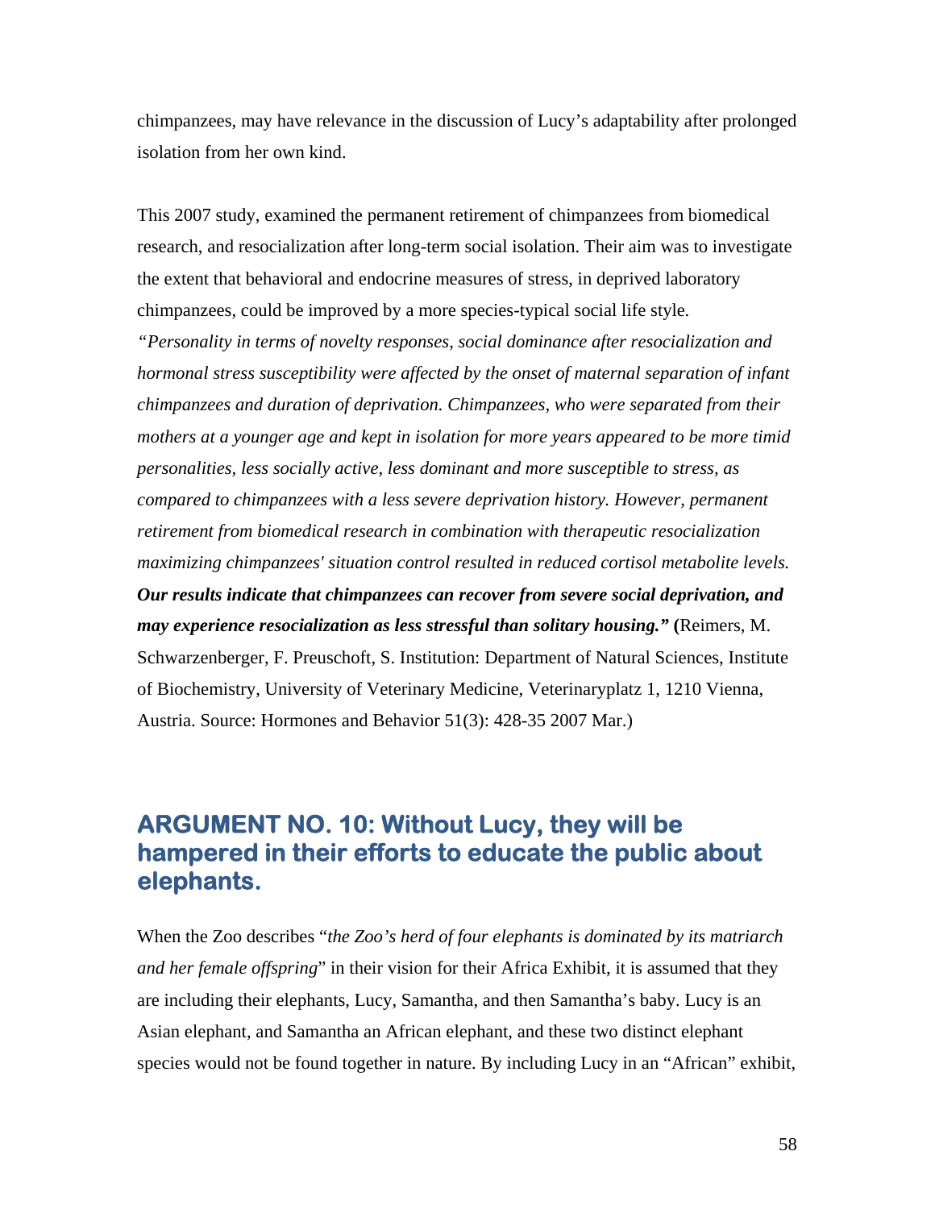chimpanzees, may have relevance in the discussion of Lucy's adaptability after prolonged isolation from her own kind.

This 2007 study, examined the permanent retirement of chimpanzees from biomedical research, and resocialization after long-term social isolation. Their aim was to investigate the extent that behavioral and endocrine measures of stress, in deprived laboratory chimpanzees, could be improved by a more species-typical social life style. *"Personality in terms of novelty responses, social dominance after resocialization and hormonal stress susceptibility were affected by the onset of maternal separation of infant chimpanzees and duration of deprivation. Chimpanzees, who were separated from their mothers at a younger age and kept in isolation for more years appeared to be more timid personalities, less socially active, less dominant and more susceptible to stress, as compared to chimpanzees with a less severe deprivation history. However, permanent retirement from biomedical research in combination with therapeutic resocialization maximizing chimpanzees' situation control resulted in reduced cortisol metabolite levels.* ***Our results indicate that chimpanzees can recover from severe social deprivation, and may experience resocialization as less stressful than solitary housing."*** **(**Reimers, M. Schwarzenberger, F. Preuschoft, S. Institution: Department of Natural Sciences, Institute of Biochemistry, University of Veterinary Medicine, Veterinaryplatz 1, 1210 Vienna, Austria. Source: Hormones and Behavior 51(3): 428-35 2007 Mar.)

## ARGUMENT NO. 10: Without Lucy, they will be hampered in their efforts to educate the public about elephants.

When the Zoo describes "*the Zoo's herd of four elephants is dominated by its matriarch and her female offspring*" in their vision for their Africa Exhibit, it is assumed that they are including their elephants, Lucy, Samantha, and then Samantha's baby. Lucy is an Asian elephant, and Samantha an African elephant, and these two distinct elephant species would not be found together in nature. By including Lucy in an "African" exhibit,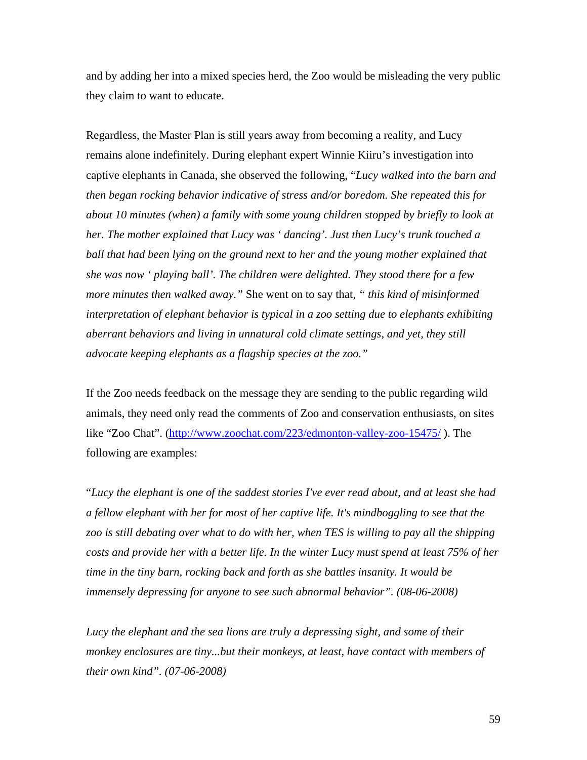and by adding her into a mixed species herd, the Zoo would be misleading the very public they claim to want to educate.

Regardless, the Master Plan is still years away from becoming a reality, and Lucy remains alone indefinitely. During elephant expert Winnie Kiiru's investigation into captive elephants in Canada, she observed the following, "*Lucy walked into the barn and then began rocking behavior indicative of stress and/or boredom. She repeated this for about 10 minutes (when) a family with some young children stopped by briefly to look at her. The mother explained that Lucy was ' dancing'. Just then Lucy's trunk touched a ball that had been lying on the ground next to her and the young mother explained that she was now ' playing ball'. The children were delighted. They stood there for a few more minutes then walked away."* She went on to say that, *" this kind of misinformed interpretation of elephant behavior is typical in a zoo setting due to elephants exhibiting aberrant behaviors and living in unnatural cold climate settings, and yet, they still advocate keeping elephants as a flagship species at the zoo."*

If the Zoo needs feedback on the message they are sending to the public regarding wild animals, they need only read the comments of Zoo and conservation enthusiasts, on sites like "Zoo Chat". (http://www.zoochat.com/223/edmonton-valley-zoo-15475/ ). The following are examples:

"*Lucy the elephant is one of the saddest stories I've ever read about, and at least she had a fellow elephant with her for most of her captive life. It's mindboggling to see that the zoo is still debating over what to do with her, when TES is willing to pay all the shipping costs and provide her with a better life. In the winter Lucy must spend at least 75% of her time in the tiny barn, rocking back and forth as she battles insanity. It would be immensely depressing for anyone to see such abnormal behavior". (08-06-2008)*

*Lucy the elephant and the sea lions are truly a depressing sight, and some of their monkey enclosures are tiny...but their monkeys, at least, have contact with members of their own kind". (07-06-2008)*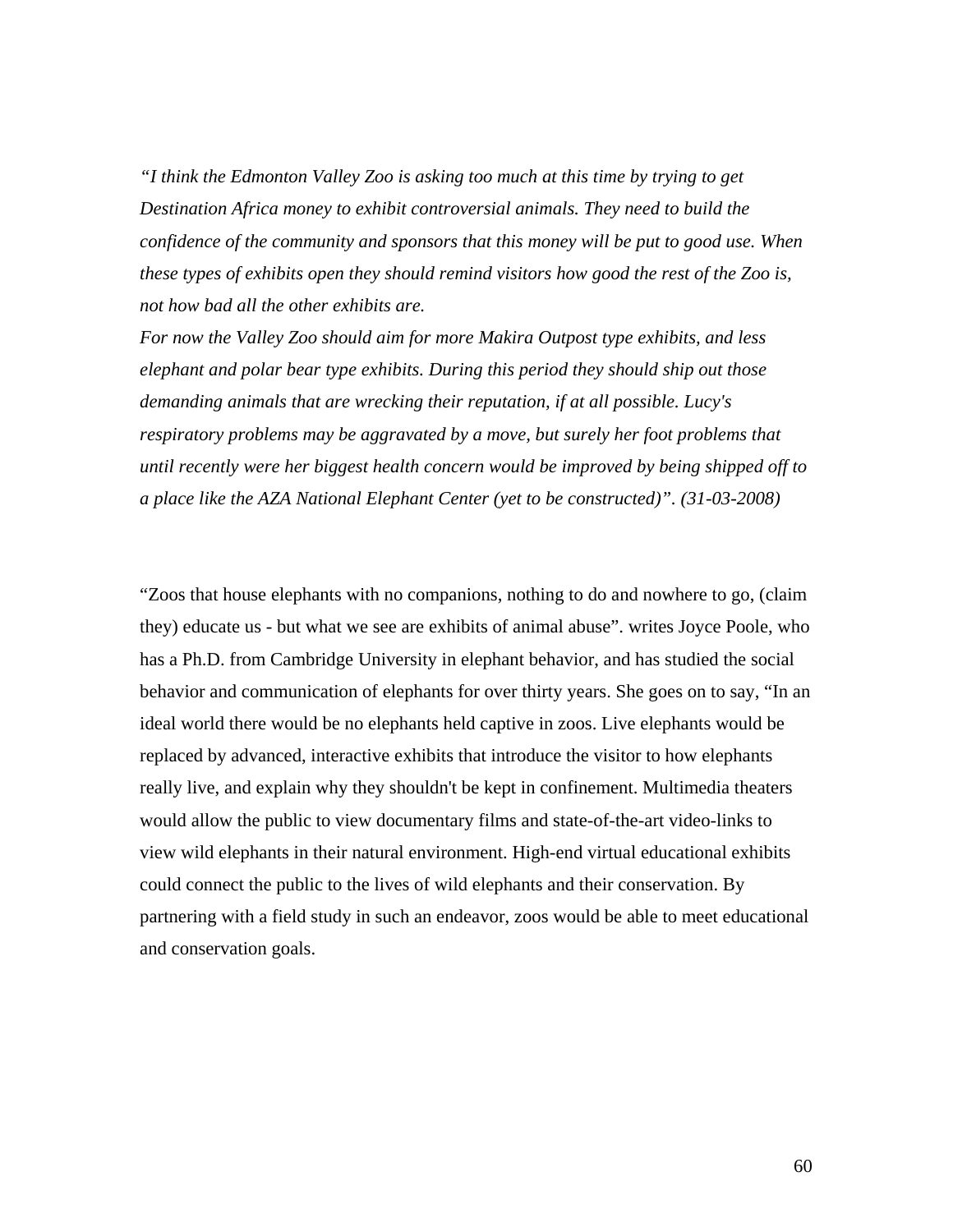*"I think the Edmonton Valley Zoo is asking too much at this time by trying to get Destination Africa money to exhibit controversial animals. They need to build the confidence of the community and sponsors that this money will be put to good use. When these types of exhibits open they should remind visitors how good the rest of the Zoo is, not how bad all the other exhibits are.*

*For now the Valley Zoo should aim for more Makira Outpost type exhibits, and less elephant and polar bear type exhibits. During this period they should ship out those demanding animals that are wrecking their reputation, if at all possible. Lucy's respiratory problems may be aggravated by a move, but surely her foot problems that until recently were her biggest health concern would be improved by being shipped off to a place like the AZA National Elephant Center (yet to be constructed)". (31-03-2008)*

"Zoos that house elephants with no companions, nothing to do and nowhere to go, (claim they) educate us - but what we see are exhibits of animal abuse". writes Joyce Poole, who has a Ph.D. from Cambridge University in elephant behavior, and has studied the social behavior and communication of elephants for over thirty years. She goes on to say, "In an ideal world there would be no elephants held captive in zoos. Live elephants would be replaced by advanced, interactive exhibits that introduce the visitor to how elephants really live, and explain why they shouldn't be kept in confinement. Multimedia theaters would allow the public to view documentary films and state-of-the-art video-links to view wild elephants in their natural environment. High-end virtual educational exhibits could connect the public to the lives of wild elephants and their conservation. By partnering with a field study in such an endeavor, zoos would be able to meet educational and conservation goals.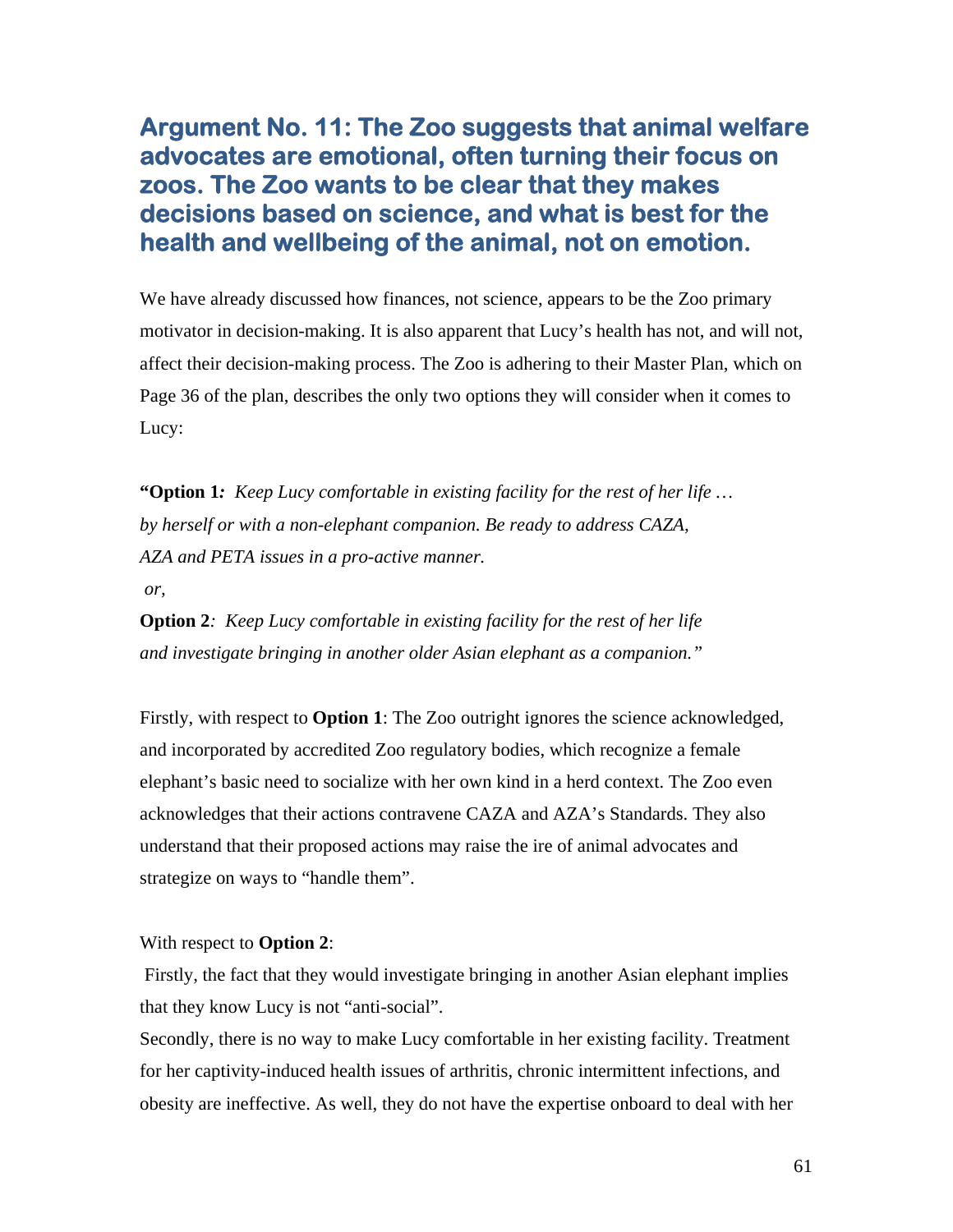## Argument No. 11: The Zoo suggests that animal welfare advocates are emotional, often turning their focus on zoos. The Zoo wants to be clear that they makes decisions based on science, and what is best for the health and wellbeing of the animal, not on emotion.

We have already discussed how finances, not science, appears to be the Zoo primary motivator in decision-making. It is also apparent that Lucy's health has not, and will not, affect their decision-making process. The Zoo is adhering to their Master Plan, which on Page 36 of the plan, describes the only two options they will consider when it comes to Lucy:

**"Option 1***: Keep Lucy comfortable in existing facility for the rest of her life … by herself or with a non-elephant companion. Be ready to address CAZA, AZA and PETA issues in a pro-active manner.*

*or,*

**Option 2***: Keep Lucy comfortable in existing facility for the rest of her life and investigate bringing in another older Asian elephant as a companion."*

Firstly, with respect to **Option 1**: The Zoo outright ignores the science acknowledged, and incorporated by accredited Zoo regulatory bodies, which recognize a female elephant's basic need to socialize with her own kind in a herd context. The Zoo even acknowledges that their actions contravene CAZA and AZA's Standards. They also understand that their proposed actions may raise the ire of animal advocates and strategize on ways to "handle them".

With respect to **Option 2**:

Firstly, the fact that they would investigate bringing in another Asian elephant implies that they know Lucy is not "anti-social".

Secondly, there is no way to make Lucy comfortable in her existing facility. Treatment for her captivity-induced health issues of arthritis, chronic intermittent infections, and obesity are ineffective. As well, they do not have the expertise onboard to deal with her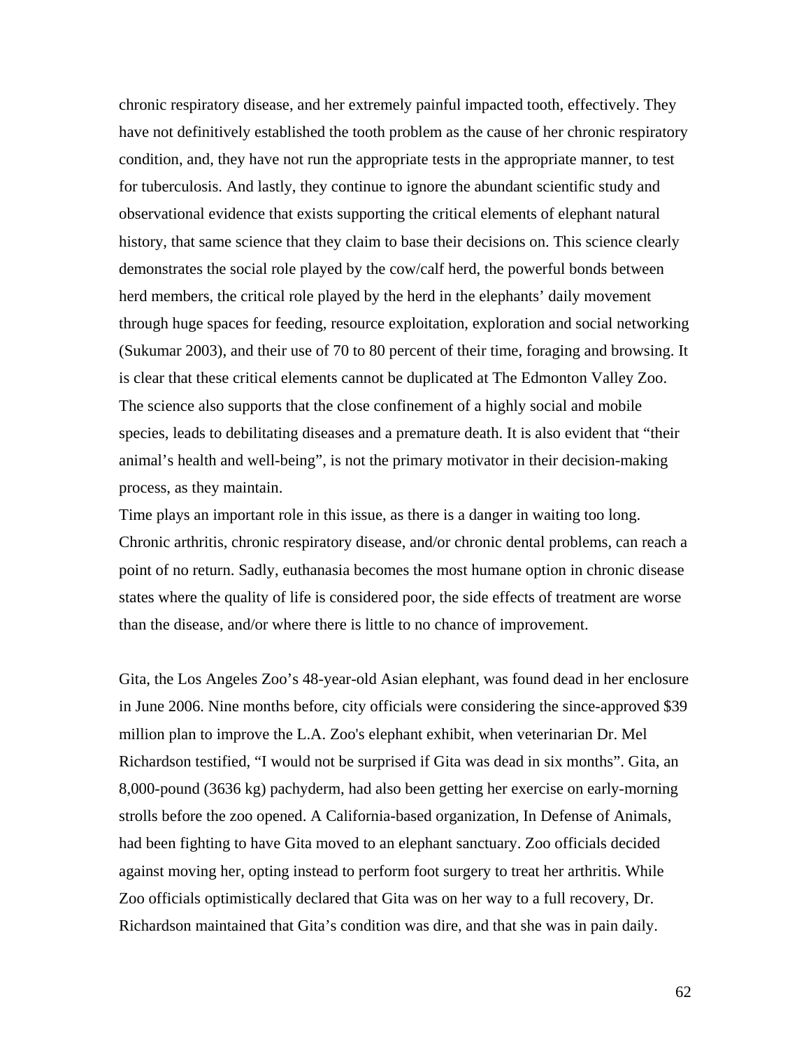chronic respiratory disease, and her extremely painful impacted tooth, effectively. They have not definitively established the tooth problem as the cause of her chronic respiratory condition, and, they have not run the appropriate tests in the appropriate manner, to test for tuberculosis. And lastly, they continue to ignore the abundant scientific study and observational evidence that exists supporting the critical elements of elephant natural history, that same science that they claim to base their decisions on. This science clearly demonstrates the social role played by the cow/calf herd, the powerful bonds between herd members, the critical role played by the herd in the elephants' daily movement through huge spaces for feeding, resource exploitation, exploration and social networking (Sukumar 2003), and their use of 70 to 80 percent of their time, foraging and browsing. It is clear that these critical elements cannot be duplicated at The Edmonton Valley Zoo. The science also supports that the close confinement of a highly social and mobile species, leads to debilitating diseases and a premature death. It is also evident that "their animal's health and well-being", is not the primary motivator in their decision-making process, as they maintain.

Time plays an important role in this issue, as there is a danger in waiting too long. Chronic arthritis, chronic respiratory disease, and/or chronic dental problems, can reach a point of no return. Sadly, euthanasia becomes the most humane option in chronic disease states where the quality of life is considered poor, the side effects of treatment are worse than the disease, and/or where there is little to no chance of improvement.

Gita, the Los Angeles Zoo's 48-year-old Asian elephant, was found dead in her enclosure in June 2006. Nine months before, city officials were considering the since-approved $39 million plan to improve the L.A. Zoo's elephant exhibit, when veterinarian Dr. Mel Richardson testified, "I would not be surprised if Gita was dead in six months". Gita, an 8,000-pound (3636 kg) pachyderm, had also been getting her exercise on early-morning strolls before the zoo opened. A California-based organization, In Defense of Animals, had been fighting to have Gita moved to an elephant sanctuary. Zoo officials decided against moving her, opting instead to perform foot surgery to treat her arthritis. While Zoo officials optimistically declared that Gita was on her way to a full recovery, Dr. Richardson maintained that Gita's condition was dire, and that she was in pain daily.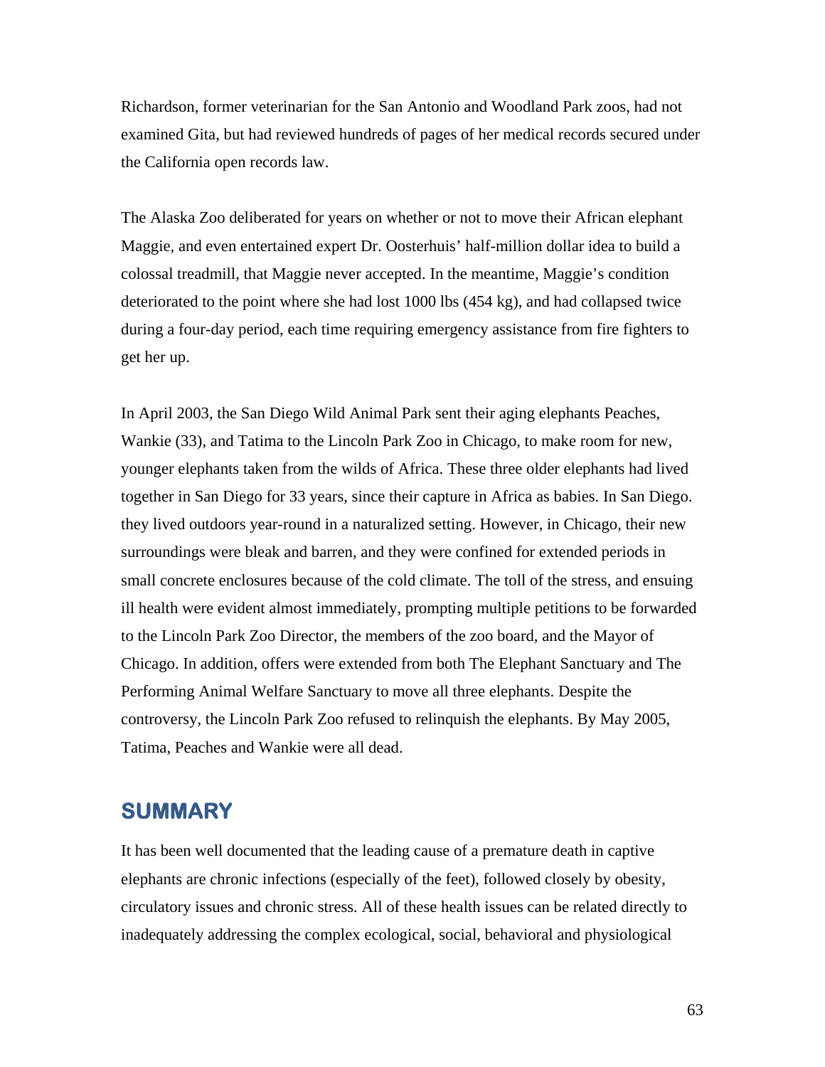Richardson, former veterinarian for the San Antonio and Woodland Park zoos, had not examined Gita, but had reviewed hundreds of pages of her medical records secured under the California open records law.

The Alaska Zoo deliberated for years on whether or not to move their African elephant Maggie, and even entertained expert Dr. Oosterhuis' half-million dollar idea to build a colossal treadmill, that Maggie never accepted. In the meantime, Maggie's condition deteriorated to the point where she had lost 1000 lbs (454 kg), and had collapsed twice during a four-day period, each time requiring emergency assistance from fire fighters to get her up.

In April 2003, the San Diego Wild Animal Park sent their aging elephants Peaches, Wankie (33), and Tatima to the Lincoln Park Zoo in Chicago, to make room for new, younger elephants taken from the wilds of Africa. These three older elephants had lived together in San Diego for 33 years, since their capture in Africa as babies. In San Diego. they lived outdoors year-round in a naturalized setting. However, in Chicago, their new surroundings were bleak and barren, and they were confined for extended periods in small concrete enclosures because of the cold climate. The toll of the stress, and ensuing ill health were evident almost immediately, prompting multiple petitions to be forwarded to the Lincoln Park Zoo Director, the members of the zoo board, and the Mayor of Chicago. In addition, offers were extended from both The Elephant Sanctuary and The Performing Animal Welfare Sanctuary to move all three elephants. Despite the controversy, the Lincoln Park Zoo refused to relinquish the elephants. By May 2005, Tatima, Peaches and Wankie were all dead.

## SUMMARY

It has been well documented that the leading cause of a premature death in captive elephants are chronic infections (especially of the feet), followed closely by obesity, circulatory issues and chronic stress. All of these health issues can be related directly to inadequately addressing the complex ecological, social, behavioral and physiological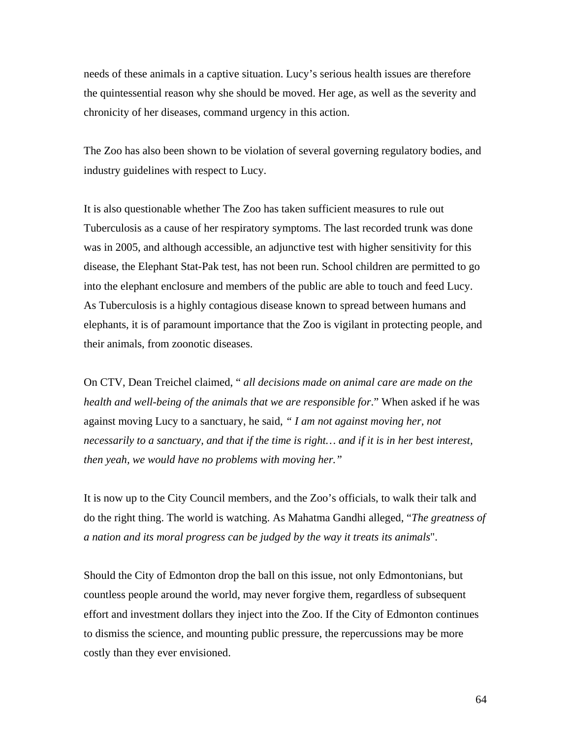needs of these animals in a captive situation. Lucy's serious health issues are therefore the quintessential reason why she should be moved. Her age, as well as the severity and chronicity of her diseases, command urgency in this action.

The Zoo has also been shown to be violation of several governing regulatory bodies, and industry guidelines with respect to Lucy.

It is also questionable whether The Zoo has taken sufficient measures to rule out Tuberculosis as a cause of her respiratory symptoms. The last recorded trunk was done was in 2005, and although accessible, an adjunctive test with higher sensitivity for this disease, the Elephant Stat-Pak test, has not been run. School children are permitted to go into the elephant enclosure and members of the public are able to touch and feed Lucy. As Tuberculosis is a highly contagious disease known to spread between humans and elephants, it is of paramount importance that the Zoo is vigilant in protecting people, and their animals, from zoonotic diseases.

On CTV, Dean Treichel claimed, " *all decisions made on animal care are made on the health and well-being of the animals that we are responsible for*." When asked if he was against moving Lucy to a sanctuary, he said, *" I am not against moving her, not necessarily to a sanctuary, and that if the time is right… and if it is in her best interest, then yeah, we would have no problems with moving her."*

It is now up to the City Council members, and the Zoo's officials, to walk their talk and do the right thing. The world is watching. As Mahatma Gandhi alleged, "*The greatness of a nation and its moral progress can be judged by the way it treats its animals*".

Should the City of Edmonton drop the ball on this issue, not only Edmontonians, but countless people around the world, may never forgive them, regardless of subsequent effort and investment dollars they inject into the Zoo. If the City of Edmonton continues to dismiss the science, and mounting public pressure, the repercussions may be more costly than they ever envisioned.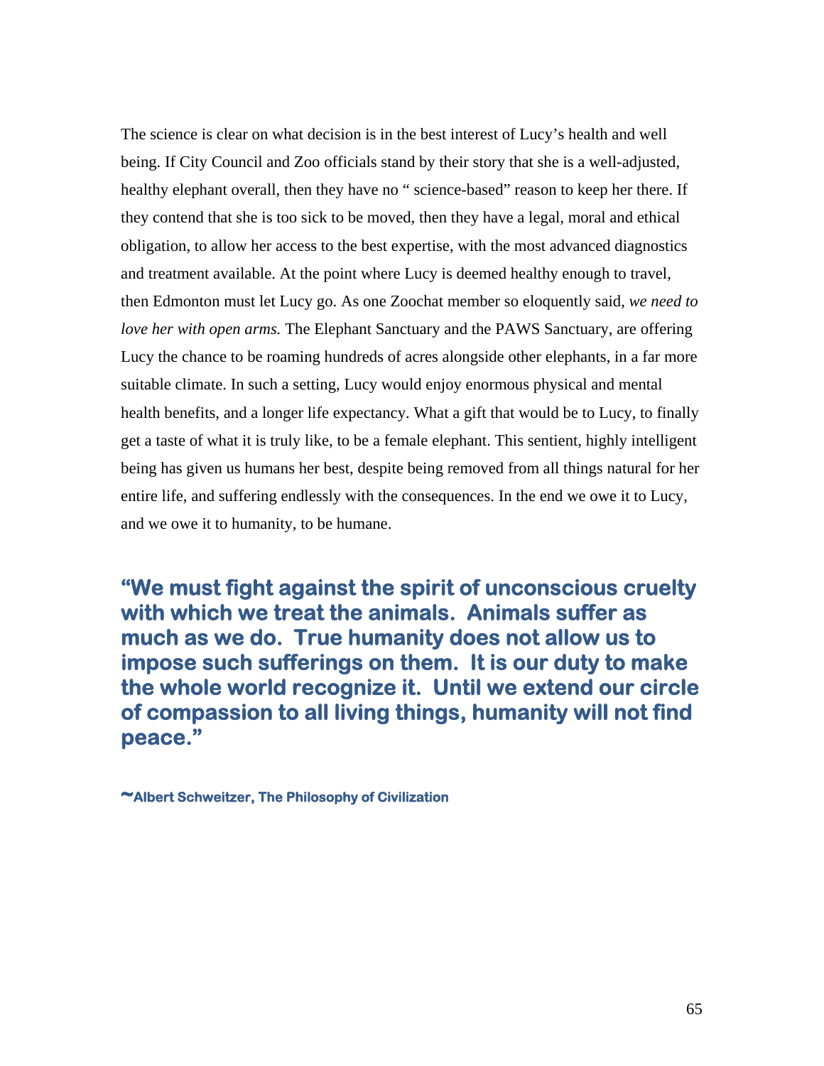The science is clear on what decision is in the best interest of Lucy's health and well being. If City Council and Zoo officials stand by their story that she is a well-adjusted, healthy elephant overall, then they have no " science-based" reason to keep her there. If they contend that she is too sick to be moved, then they have a legal, moral and ethical obligation, to allow her access to the best expertise, with the most advanced diagnostics and treatment available. At the point where Lucy is deemed healthy enough to travel, then Edmonton must let Lucy go. As one Zoochat member so eloquently said, *we need to love her with open arms.* The Elephant Sanctuary and the PAWS Sanctuary, are offering Lucy the chance to be roaming hundreds of acres alongside other elephants, in a far more suitable climate. In such a setting, Lucy would enjoy enormous physical and mental health benefits, and a longer life expectancy. What a gift that would be to Lucy, to finally get a taste of what it is truly like, to be a female elephant. This sentient, highly intelligent being has given us humans her best, despite being removed from all things natural for her entire life, and suffering endlessly with the consequences. In the end we owe it to Lucy, and we owe it to humanity, to be humane.

**"We must fight against the spirit of unconscious cruelty with which we treat the animals. Animals suffer as much as we do. True humanity does not allow us to impose such sufferings on them. It is our duty to make the whole world recognize it. Until we extend our circle of compassion to all living things, humanity will not find peace."**

**~Albert Schweitzer, The Philosophy of Civilization**